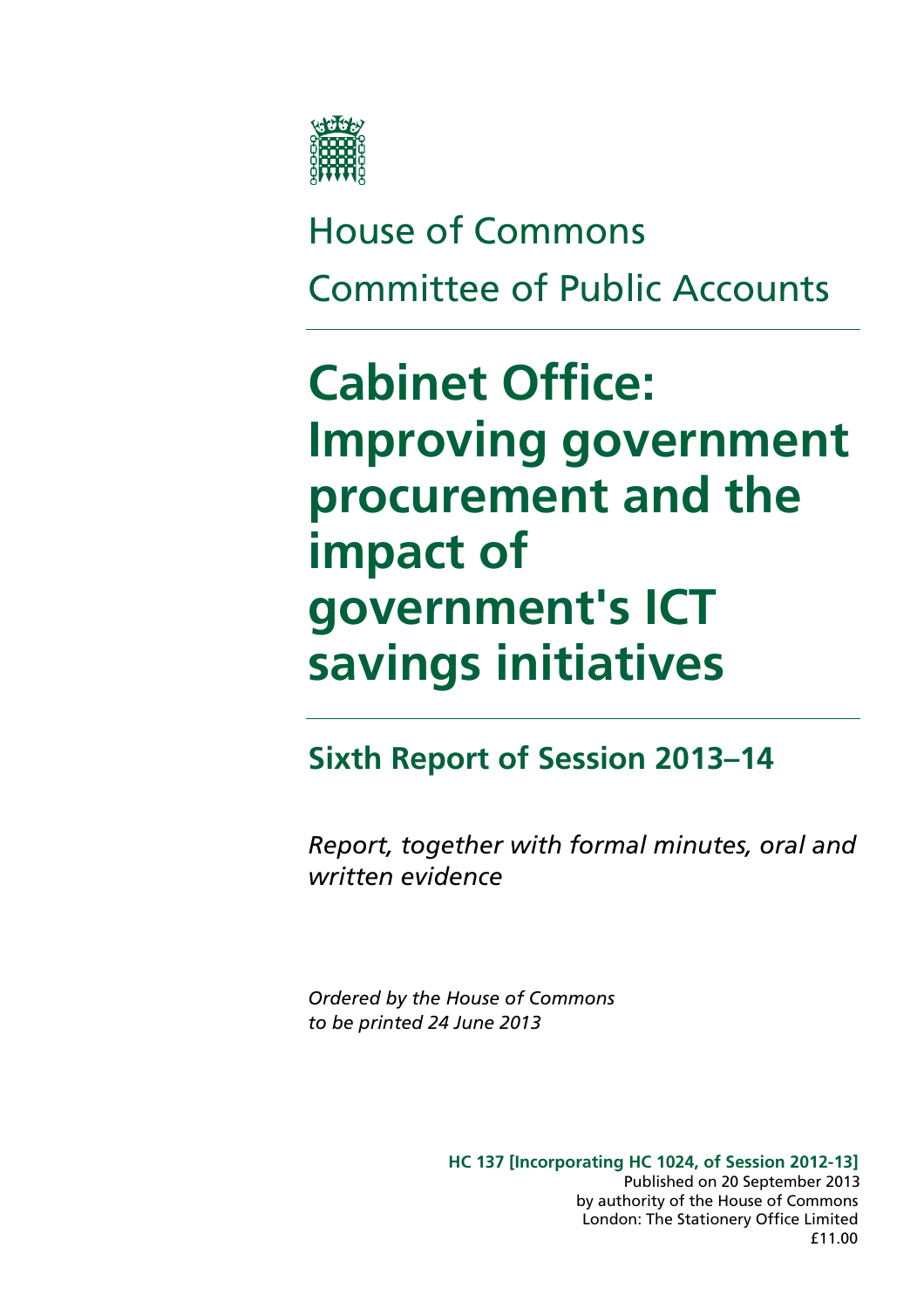House of Commons

Committee of Public Accounts

# Cabinet Office: Improving government procurement and the impact of government's ICT savings initiatives

## Sixth Report of Session 2013–14

*Report, together with formal minutes, oral and written evidence*

*Ordered by the House of Commons to be printed 24 June 2013*

**HC 137 [Incorporating HC 1024, of Session 2012-13]**
Published on 20 September 2013
by authority of the House of Commons
London: The Stationery Office Limited
£11.00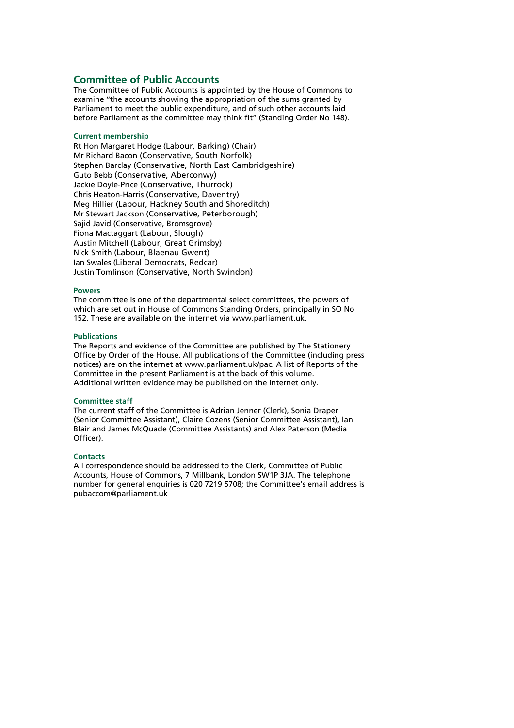# Committee of Public Accounts

The Committee of Public Accounts is appointed by the House of Commons to examine "the accounts showing the appropriation of the sums granted by Parliament to meet the public expenditure, and of such other accounts laid before Parliament as the committee may think fit" (Standing Order No 148).

### Current membership

Rt Hon Margaret Hodge (Labour, Barking) (Chair)
Mr Richard Bacon (Conservative, South Norfolk)
Stephen Barclay (Conservative, North East Cambridgeshire)
Guto Bebb (Conservative, Aberconwy)
Jackie Doyle-Price (Conservative, Thurrock)
Chris Heaton-Harris (Conservative, Daventry)
Meg Hillier (Labour, Hackney South and Shoreditch)
Mr Stewart Jackson (Conservative, Peterborough)
Sajid Javid (Conservative, Bromsgrove)
Fiona Mactaggart (Labour, Slough)
Austin Mitchell (Labour, Great Grimsby)
Nick Smith (Labour, Blaenau Gwent)
Ian Swales (Liberal Democrats, Redcar)
Justin Tomlinson (Conservative, North Swindon)

### Powers

The committee is one of the departmental select committees, the powers of which are set out in House of Commons Standing Orders, principally in SO No 152. These are available on the internet via www.parliament.uk.

### Publications

The Reports and evidence of the Committee are published by The Stationery Office by Order of the House. All publications of the Committee (including press notices) are on the internet at www.parliament.uk/pac. A list of Reports of the Committee in the present Parliament is at the back of this volume. Additional written evidence may be published on the internet only.

### Committee staff

The current staff of the Committee is Adrian Jenner (Clerk), Sonia Draper (Senior Committee Assistant), Claire Cozens (Senior Committee Assistant), Ian Blair and James McQuade (Committee Assistants) and Alex Paterson (Media Officer).

### Contacts

All correspondence should be addressed to the Clerk, Committee of Public Accounts, House of Commons, 7 Millbank, London SW1P 3JA. The telephone number for general enquiries is 020 7219 5708; the Committee's email address is pubaccom@parliament.uk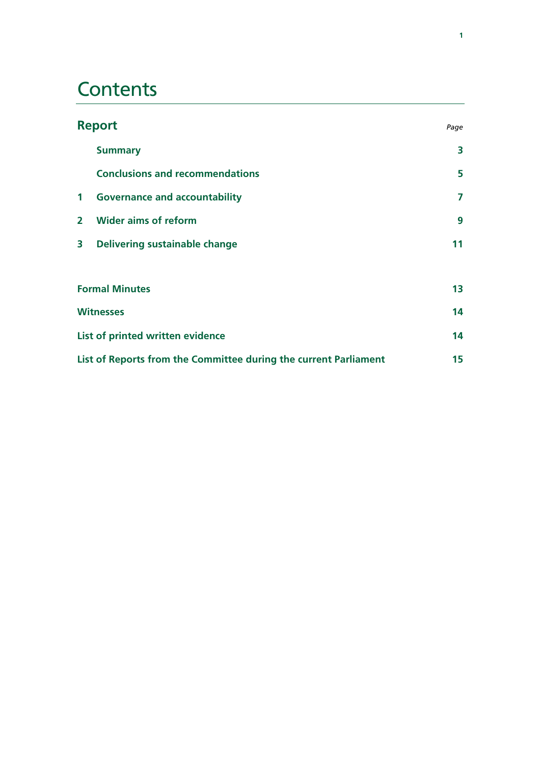# Contents

| **Report** | | *Page* |
|---|---|---|
| | **Summary** | **3** |
| | **Conclusions and recommendations** | **5** |
| **1** | **Governance and accountability** | **7** |
| **2** | **Wider aims of reform** | **9** |
| **3** | **Delivering sustainable change** | **11** |
| **Formal Minutes** | | **13** |
| **Witnesses** | | **14** |
| **List of printed written evidence** | | **14** |
| **List of Reports from the Committee during the current Parliament** | | **15** |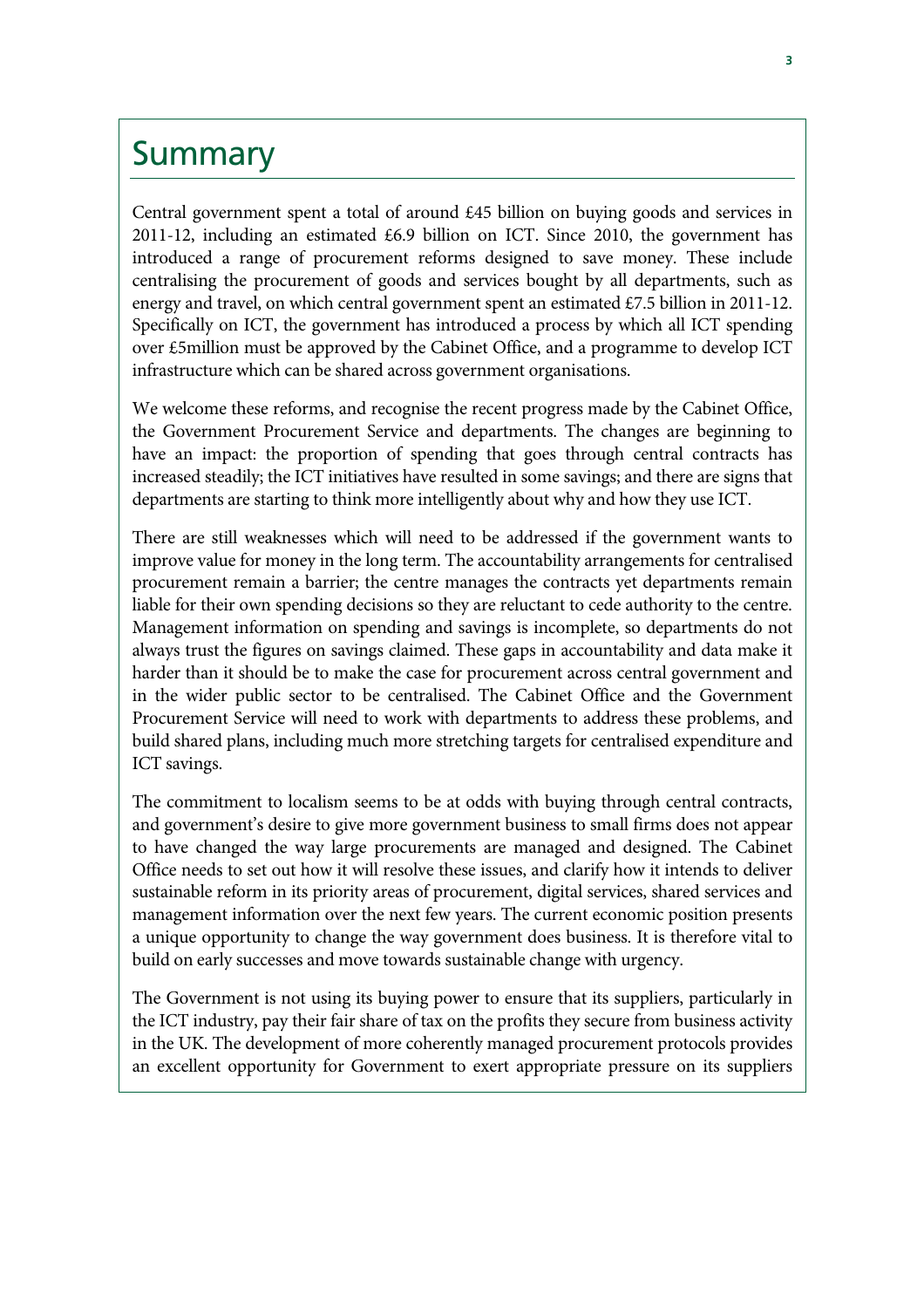# Summary

Central government spent a total of around £45 billion on buying goods and services in 2011-12, including an estimated £6.9 billion on ICT. Since 2010, the government has introduced a range of procurement reforms designed to save money. These include centralising the procurement of goods and services bought by all departments, such as energy and travel, on which central government spent an estimated £7.5 billion in 2011-12. Specifically on ICT, the government has introduced a process by which all ICT spending over £5million must be approved by the Cabinet Office, and a programme to develop ICT infrastructure which can be shared across government organisations.

We welcome these reforms, and recognise the recent progress made by the Cabinet Office, the Government Procurement Service and departments. The changes are beginning to have an impact: the proportion of spending that goes through central contracts has increased steadily; the ICT initiatives have resulted in some savings; and there are signs that departments are starting to think more intelligently about why and how they use ICT.

There are still weaknesses which will need to be addressed if the government wants to improve value for money in the long term. The accountability arrangements for centralised procurement remain a barrier; the centre manages the contracts yet departments remain liable for their own spending decisions so they are reluctant to cede authority to the centre. Management information on spending and savings is incomplete, so departments do not always trust the figures on savings claimed. These gaps in accountability and data make it harder than it should be to make the case for procurement across central government and in the wider public sector to be centralised. The Cabinet Office and the Government Procurement Service will need to work with departments to address these problems, and build shared plans, including much more stretching targets for centralised expenditure and ICT savings.

The commitment to localism seems to be at odds with buying through central contracts, and government's desire to give more government business to small firms does not appear to have changed the way large procurements are managed and designed. The Cabinet Office needs to set out how it will resolve these issues, and clarify how it intends to deliver sustainable reform in its priority areas of procurement, digital services, shared services and management information over the next few years. The current economic position presents a unique opportunity to change the way government does business. It is therefore vital to build on early successes and move towards sustainable change with urgency.

The Government is not using its buying power to ensure that its suppliers, particularly in the ICT industry, pay their fair share of tax on the profits they secure from business activity in the UK. The development of more coherently managed procurement protocols provides an excellent opportunity for Government to exert appropriate pressure on its suppliers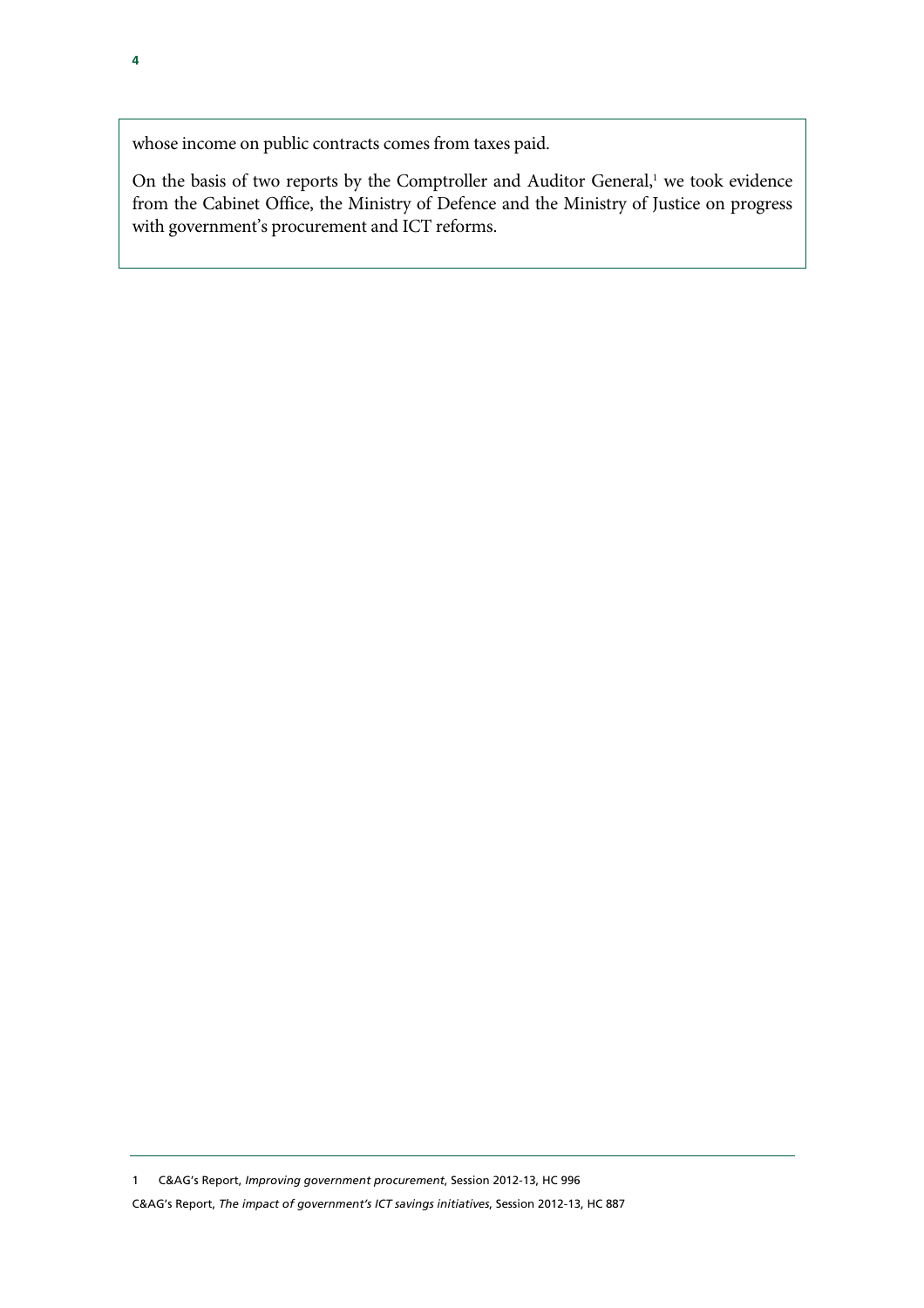whose income on public contracts comes from taxes paid.

On the basis of two reports by the Comptroller and Auditor General,[1] we took evidence from the Cabinet Office, the Ministry of Defence and the Ministry of Justice on progress with government's procurement and ICT reforms.

---

1 C&AG's Report, *Improving government procurement*, Session 2012-13, HC 996

C&AG's Report, *The impact of government's ICT savings initiatives*, Session 2012-13, HC 887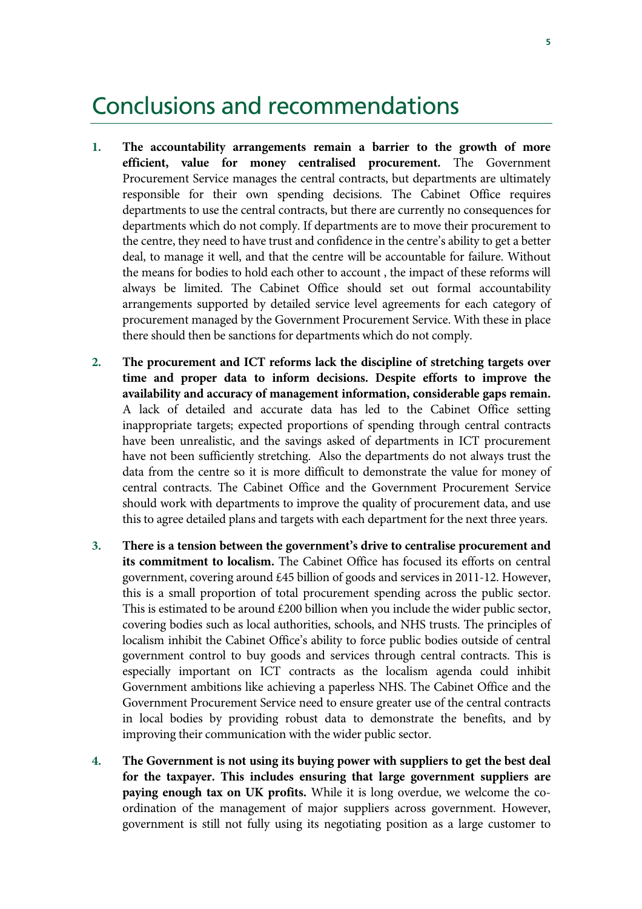# Conclusions and recommendations

1. **The accountability arrangements remain a barrier to the growth of more efficient, value for money centralised procurement.** The Government Procurement Service manages the central contracts, but departments are ultimately responsible for their own spending decisions. The Cabinet Office requires departments to use the central contracts, but there are currently no consequences for departments which do not comply. If departments are to move their procurement to the centre, they need to have trust and confidence in the centre's ability to get a better deal, to manage it well, and that the centre will be accountable for failure. Without the means for bodies to hold each other to account , the impact of these reforms will always be limited. The Cabinet Office should set out formal accountability arrangements supported by detailed service level agreements for each category of procurement managed by the Government Procurement Service. With these in place there should then be sanctions for departments which do not comply.

2. **The procurement and ICT reforms lack the discipline of stretching targets over time and proper data to inform decisions. Despite efforts to improve the availability and accuracy of management information, considerable gaps remain.** A lack of detailed and accurate data has led to the Cabinet Office setting inappropriate targets; expected proportions of spending through central contracts have been unrealistic, and the savings asked of departments in ICT procurement have not been sufficiently stretching. Also the departments do not always trust the data from the centre so it is more difficult to demonstrate the value for money of central contracts. The Cabinet Office and the Government Procurement Service should work with departments to improve the quality of procurement data, and use this to agree detailed plans and targets with each department for the next three years.

3. **There is a tension between the government's drive to centralise procurement and its commitment to localism.** The Cabinet Office has focused its efforts on central government, covering around £45 billion of goods and services in 2011-12. However, this is a small proportion of total procurement spending across the public sector. This is estimated to be around £200 billion when you include the wider public sector, covering bodies such as local authorities, schools, and NHS trusts. The principles of localism inhibit the Cabinet Office's ability to force public bodies outside of central government control to buy goods and services through central contracts. This is especially important on ICT contracts as the localism agenda could inhibit Government ambitions like achieving a paperless NHS. The Cabinet Office and the Government Procurement Service need to ensure greater use of the central contracts in local bodies by providing robust data to demonstrate the benefits, and by improving their communication with the wider public sector.

4. **The Government is not using its buying power with suppliers to get the best deal for the taxpayer. This includes ensuring that large government suppliers are paying enough tax on UK profits.** While it is long overdue, we welcome the co-ordination of the management of major suppliers across government. However, government is still not fully using its negotiating position as a large customer to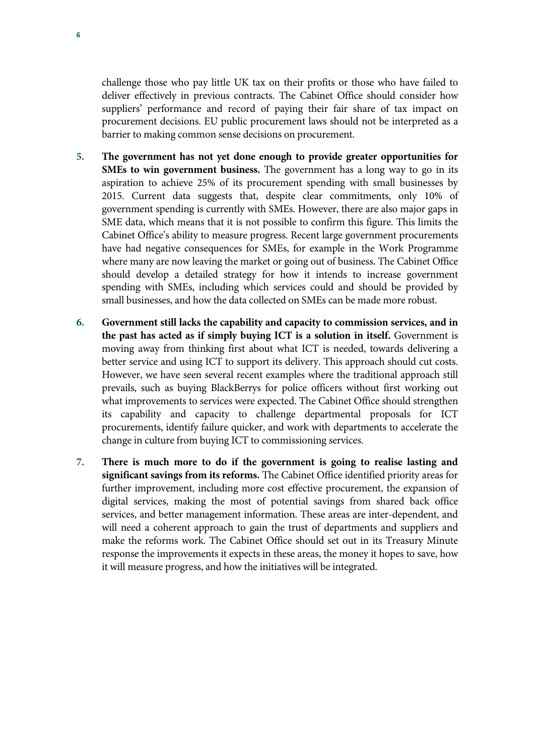challenge those who pay little UK tax on their profits or those who have failed to deliver effectively in previous contracts. The Cabinet Office should consider how suppliers' performance and record of paying their fair share of tax impact on procurement decisions. EU public procurement laws should not be interpreted as a barrier to making common sense decisions on procurement.

5. **The government has not yet done enough to provide greater opportunities for SMEs to win government business.** The government has a long way to go in its aspiration to achieve 25% of its procurement spending with small businesses by 2015. Current data suggests that, despite clear commitments, only 10% of government spending is currently with SMEs. However, there are also major gaps in SME data, which means that it is not possible to confirm this figure. This limits the Cabinet Office's ability to measure progress. Recent large government procurements have had negative consequences for SMEs, for example in the Work Programme where many are now leaving the market or going out of business. The Cabinet Office should develop a detailed strategy for how it intends to increase government spending with SMEs, including which services could and should be provided by small businesses, and how the data collected on SMEs can be made more robust.

6. **Government still lacks the capability and capacity to commission services, and in the past has acted as if simply buying ICT is a solution in itself.** Government is moving away from thinking first about what ICT is needed, towards delivering a better service and using ICT to support its delivery. This approach should cut costs. However, we have seen several recent examples where the traditional approach still prevails, such as buying BlackBerrys for police officers without first working out what improvements to services were expected. The Cabinet Office should strengthen its capability and capacity to challenge departmental proposals for ICT procurements, identify failure quicker, and work with departments to accelerate the change in culture from buying ICT to commissioning services.

7. **There is much more to do if the government is going to realise lasting and significant savings from its reforms.** The Cabinet Office identified priority areas for further improvement, including more cost effective procurement, the expansion of digital services, making the most of potential savings from shared back office services, and better management information. These areas are inter-dependent, and will need a coherent approach to gain the trust of departments and suppliers and make the reforms work. The Cabinet Office should set out in its Treasury Minute response the improvements it expects in these areas, the money it hopes to save, how it will measure progress, and how the initiatives will be integrated.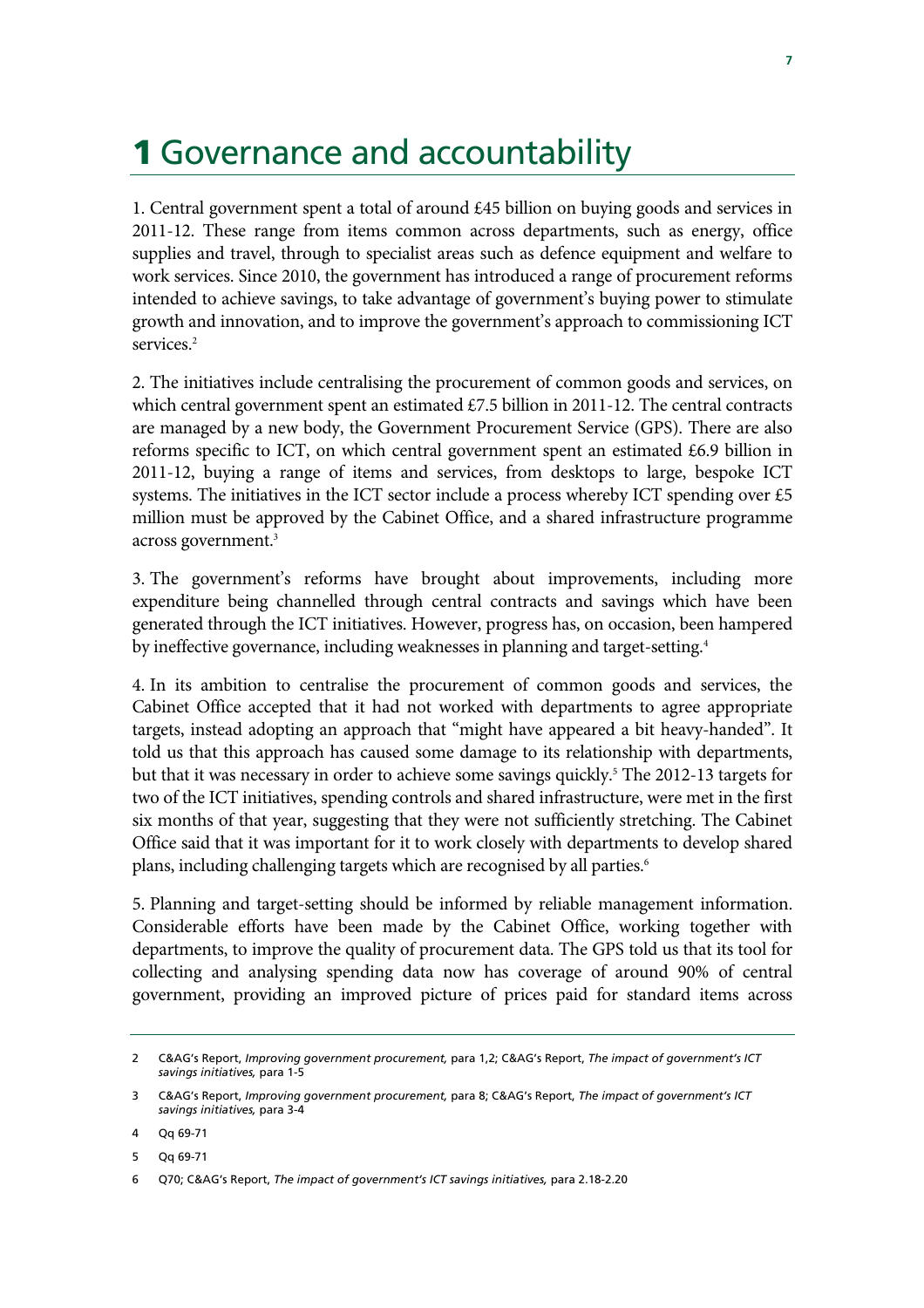# 1 Governance and accountability

1. Central government spent a total of around £45 billion on buying goods and services in 2011-12. These range from items common across departments, such as energy, office supplies and travel, through to specialist areas such as defence equipment and welfare to work services. Since 2010, the government has introduced a range of procurement reforms intended to achieve savings, to take advantage of government's buying power to stimulate growth and innovation, and to improve the government's approach to commissioning ICT services.[2]

2. The initiatives include centralising the procurement of common goods and services, on which central government spent an estimated £7.5 billion in 2011-12. The central contracts are managed by a new body, the Government Procurement Service (GPS). There are also reforms specific to ICT, on which central government spent an estimated £6.9 billion in 2011-12, buying a range of items and services, from desktops to large, bespoke ICT systems. The initiatives in the ICT sector include a process whereby ICT spending over £5 million must be approved by the Cabinet Office, and a shared infrastructure programme across government.[3]

3. The government's reforms have brought about improvements, including more expenditure being channelled through central contracts and savings which have been generated through the ICT initiatives. However, progress has, on occasion, been hampered by ineffective governance, including weaknesses in planning and target-setting.[4]

4. In its ambition to centralise the procurement of common goods and services, the Cabinet Office accepted that it had not worked with departments to agree appropriate targets, instead adopting an approach that "might have appeared a bit heavy-handed". It told us that this approach has caused some damage to its relationship with departments, but that it was necessary in order to achieve some savings quickly.[5] The 2012-13 targets for two of the ICT initiatives, spending controls and shared infrastructure, were met in the first six months of that year, suggesting that they were not sufficiently stretching. The Cabinet Office said that it was important for it to work closely with departments to develop shared plans, including challenging targets which are recognised by all parties.[6]

5. Planning and target-setting should be informed by reliable management information. Considerable efforts have been made by the Cabinet Office, working together with departments, to improve the quality of procurement data. The GPS told us that its tool for collecting and analysing spending data now has coverage of around 90% of central government, providing an improved picture of prices paid for standard items across

2 C&AG's Report, *Improving government procurement,* para 1,2; C&AG's Report, *The impact of government's ICT savings initiatives,* para 1-5

3 C&AG's Report, *Improving government procurement,* para 8; C&AG's Report, *The impact of government's ICT savings initiatives,* para 3-4

4 Qq 69-71

5 Qq 69-71

6 Q70; C&AG's Report, *The impact of government's ICT savings initiatives,* para 2.18-2.20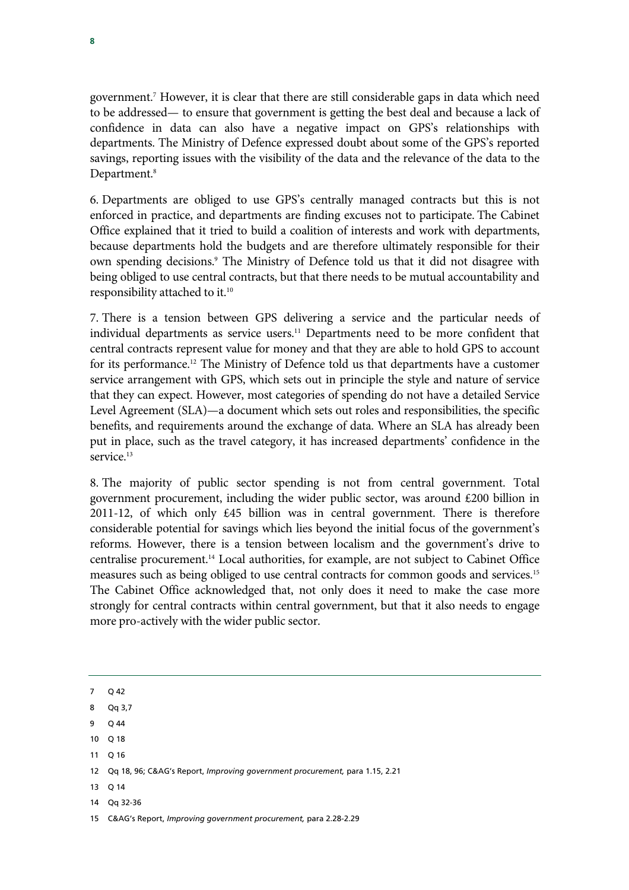government.[7] However, it is clear that there are still considerable gaps in data which need to be addressed— to ensure that government is getting the best deal and because a lack of confidence in data can also have a negative impact on GPS's relationships with departments. The Ministry of Defence expressed doubt about some of the GPS's reported savings, reporting issues with the visibility of the data and the relevance of the data to the Department.[8]

6. Departments are obliged to use GPS's centrally managed contracts but this is not enforced in practice, and departments are finding excuses not to participate. The Cabinet Office explained that it tried to build a coalition of interests and work with departments, because departments hold the budgets and are therefore ultimately responsible for their own spending decisions.[9] The Ministry of Defence told us that it did not disagree with being obliged to use central contracts, but that there needs to be mutual accountability and responsibility attached to it.[10]

7. There is a tension between GPS delivering a service and the particular needs of individual departments as service users.[11] Departments need to be more confident that central contracts represent value for money and that they are able to hold GPS to account for its performance.[12] The Ministry of Defence told us that departments have a customer service arrangement with GPS, which sets out in principle the style and nature of service that they can expect. However, most categories of spending do not have a detailed Service Level Agreement (SLA)—a document which sets out roles and responsibilities, the specific benefits, and requirements around the exchange of data. Where an SLA has already been put in place, such as the travel category, it has increased departments' confidence in the service.[13]

8. The majority of public sector spending is not from central government. Total government procurement, including the wider public sector, was around £200 billion in 2011-12, of which only £45 billion was in central government. There is therefore considerable potential for savings which lies beyond the initial focus of the government's reforms. However, there is a tension between localism and the government's drive to centralise procurement.[14] Local authorities, for example, are not subject to Cabinet Office measures such as being obliged to use central contracts for common goods and services.[15] The Cabinet Office acknowledged that, not only does it need to make the case more strongly for central contracts within central government, but that it also needs to engage more pro-actively with the wider public sector.

---

7 Q 42

8 Qq 3,7

9 Q 44

10 Q 18

11 Q 16

12 Qq 18, 96; C&AG's Report, *Improving government procurement,* para 1.15, 2.21

13 Q 14

14 Qq 32-36

15 C&AG's Report, *Improving government procurement,* para 2.28-2.29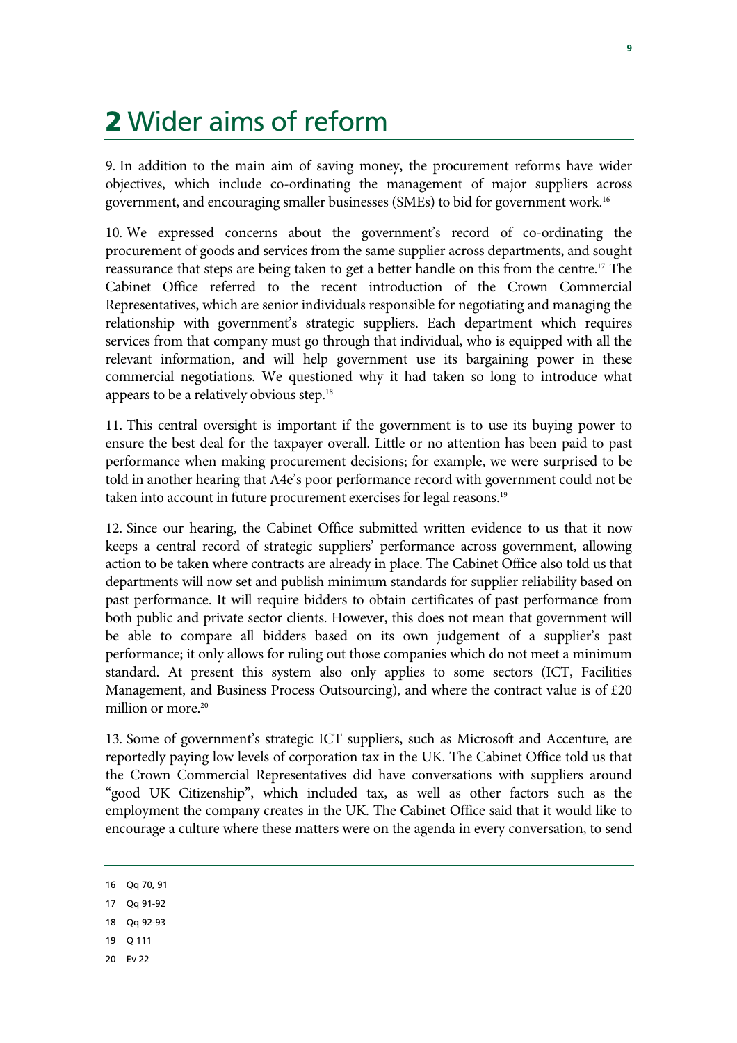# 2 Wider aims of reform

9. In addition to the main aim of saving money, the procurement reforms have wider objectives, which include co-ordinating the management of major suppliers across government, and encouraging smaller businesses (SMEs) to bid for government work.[16]

10. We expressed concerns about the government's record of co-ordinating the procurement of goods and services from the same supplier across departments, and sought reassurance that steps are being taken to get a better handle on this from the centre.[17] The Cabinet Office referred to the recent introduction of the Crown Commercial Representatives, which are senior individuals responsible for negotiating and managing the relationship with government's strategic suppliers. Each department which requires services from that company must go through that individual, who is equipped with all the relevant information, and will help government use its bargaining power in these commercial negotiations. We questioned why it had taken so long to introduce what appears to be a relatively obvious step.[18]

11. This central oversight is important if the government is to use its buying power to ensure the best deal for the taxpayer overall. Little or no attention has been paid to past performance when making procurement decisions; for example, we were surprised to be told in another hearing that A4e's poor performance record with government could not be taken into account in future procurement exercises for legal reasons.[19]

12. Since our hearing, the Cabinet Office submitted written evidence to us that it now keeps a central record of strategic suppliers' performance across government, allowing action to be taken where contracts are already in place. The Cabinet Office also told us that departments will now set and publish minimum standards for supplier reliability based on past performance. It will require bidders to obtain certificates of past performance from both public and private sector clients. However, this does not mean that government will be able to compare all bidders based on its own judgement of a supplier's past performance; it only allows for ruling out those companies which do not meet a minimum standard. At present this system also only applies to some sectors (ICT, Facilities Management, and Business Process Outsourcing), and where the contract value is of £20 million or more.[20]

13. Some of government's strategic ICT suppliers, such as Microsoft and Accenture, are reportedly paying low levels of corporation tax in the UK. The Cabinet Office told us that the Crown Commercial Representatives did have conversations with suppliers around "good UK Citizenship", which included tax, as well as other factors such as the employment the company creates in the UK. The Cabinet Office said that it would like to encourage a culture where these matters were on the agenda in every conversation, to send

---

16 Qq 70, 91

17 Qq 91-92

18 Qq 92-93

19 Q 111

20 Ev 22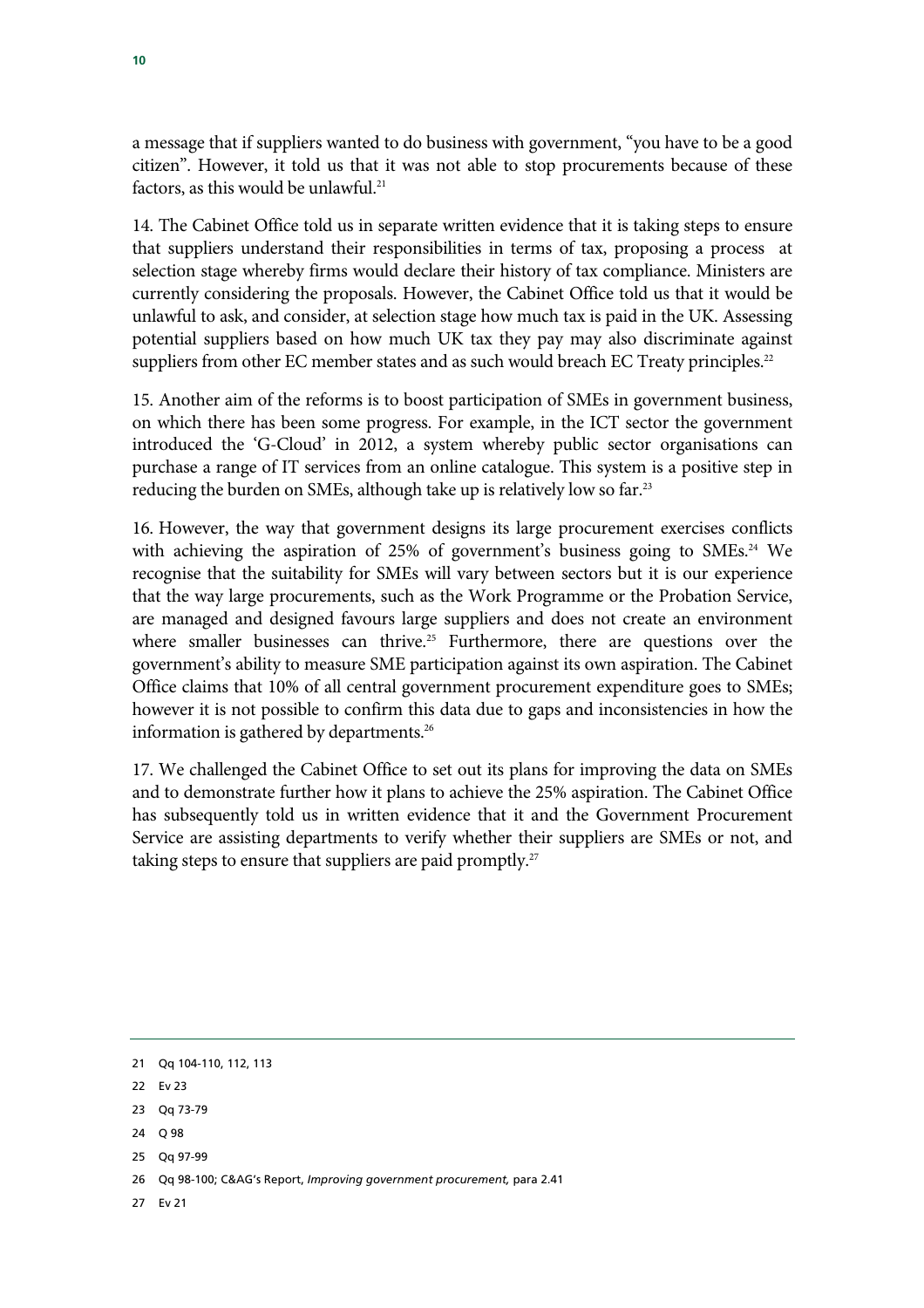a message that if suppliers wanted to do business with government, "you have to be a good citizen". However, it told us that it was not able to stop procurements because of these factors, as this would be unlawful.[21]

14. The Cabinet Office told us in separate written evidence that it is taking steps to ensure that suppliers understand their responsibilities in terms of tax, proposing a process at selection stage whereby firms would declare their history of tax compliance. Ministers are currently considering the proposals. However, the Cabinet Office told us that it would be unlawful to ask, and consider, at selection stage how much tax is paid in the UK. Assessing potential suppliers based on how much UK tax they pay may also discriminate against suppliers from other EC member states and as such would breach EC Treaty principles.[22]

15. Another aim of the reforms is to boost participation of SMEs in government business, on which there has been some progress. For example, in the ICT sector the government introduced the 'G-Cloud' in 2012, a system whereby public sector organisations can purchase a range of IT services from an online catalogue. This system is a positive step in reducing the burden on SMEs, although take up is relatively low so far.[23]

16. However, the way that government designs its large procurement exercises conflicts with achieving the aspiration of 25% of government's business going to SMEs.[24] We recognise that the suitability for SMEs will vary between sectors but it is our experience that the way large procurements, such as the Work Programme or the Probation Service, are managed and designed favours large suppliers and does not create an environment where smaller businesses can thrive.[25] Furthermore, there are questions over the government's ability to measure SME participation against its own aspiration. The Cabinet Office claims that 10% of all central government procurement expenditure goes to SMEs; however it is not possible to confirm this data due to gaps and inconsistencies in how the information is gathered by departments.[26]

17. We challenged the Cabinet Office to set out its plans for improving the data on SMEs and to demonstrate further how it plans to achieve the 25% aspiration. The Cabinet Office has subsequently told us in written evidence that it and the Government Procurement Service are assisting departments to verify whether their suppliers are SMEs or not, and taking steps to ensure that suppliers are paid promptly.[27]

---

21 Qq 104-110, 112, 113

22 Ev 23

23 Qq 73-79

24 Q 98

25 Qq 97-99

26 Qq 98-100; C&AG's Report, *Improving government procurement,* para 2.41

27 Ev 21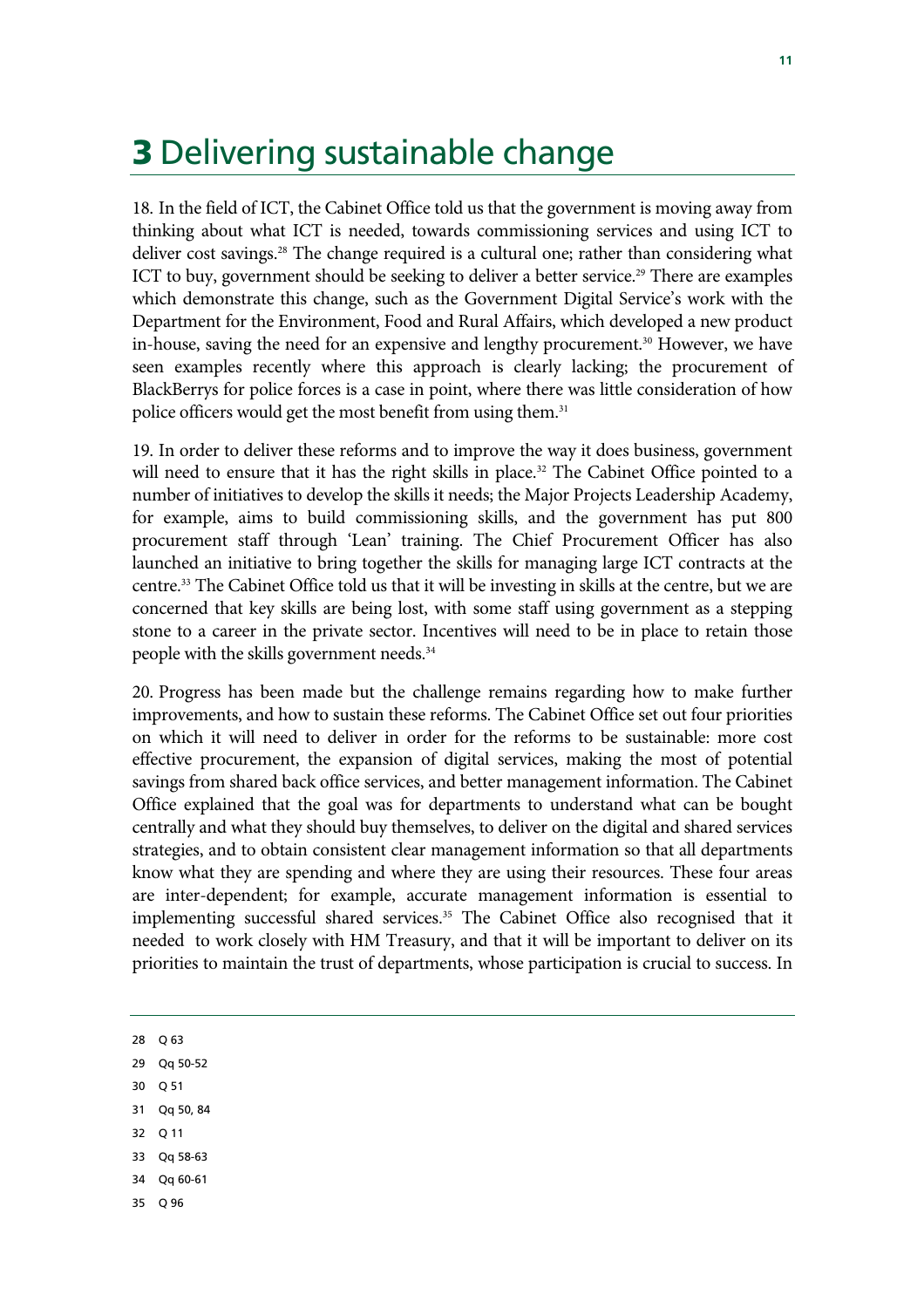# 3 Delivering sustainable change

18. In the field of ICT, the Cabinet Office told us that the government is moving away from thinking about what ICT is needed, towards commissioning services and using ICT to deliver cost savings.[28] The change required is a cultural one; rather than considering what ICT to buy, government should be seeking to deliver a better service.[29] There are examples which demonstrate this change, such as the Government Digital Service's work with the Department for the Environment, Food and Rural Affairs, which developed a new product in-house, saving the need for an expensive and lengthy procurement.[30] However, we have seen examples recently where this approach is clearly lacking; the procurement of BlackBerrys for police forces is a case in point, where there was little consideration of how police officers would get the most benefit from using them.[31]

19. In order to deliver these reforms and to improve the way it does business, government will need to ensure that it has the right skills in place.[32] The Cabinet Office pointed to a number of initiatives to develop the skills it needs; the Major Projects Leadership Academy, for example, aims to build commissioning skills, and the government has put 800 procurement staff through 'Lean' training. The Chief Procurement Officer has also launched an initiative to bring together the skills for managing large ICT contracts at the centre.[33] The Cabinet Office told us that it will be investing in skills at the centre, but we are concerned that key skills are being lost, with some staff using government as a stepping stone to a career in the private sector. Incentives will need to be in place to retain those people with the skills government needs.[34]

20. Progress has been made but the challenge remains regarding how to make further improvements, and how to sustain these reforms. The Cabinet Office set out four priorities on which it will need to deliver in order for the reforms to be sustainable: more cost effective procurement, the expansion of digital services, making the most of potential savings from shared back office services, and better management information. The Cabinet Office explained that the goal was for departments to understand what can be bought centrally and what they should buy themselves, to deliver on the digital and shared services strategies, and to obtain consistent clear management information so that all departments know what they are spending and where they are using their resources. These four areas are inter-dependent; for example, accurate management information is essential to implementing successful shared services.[35] The Cabinet Office also recognised that it needed to work closely with HM Treasury, and that it will be important to deliver on its priorities to maintain the trust of departments, whose participation is crucial to success. In

28 Q 63

29 Qq 50-52

30 Q 51

31 Qq 50, 84

32 Q 11

33 Qq 58-63

34 Qq 60-61

35 Q 96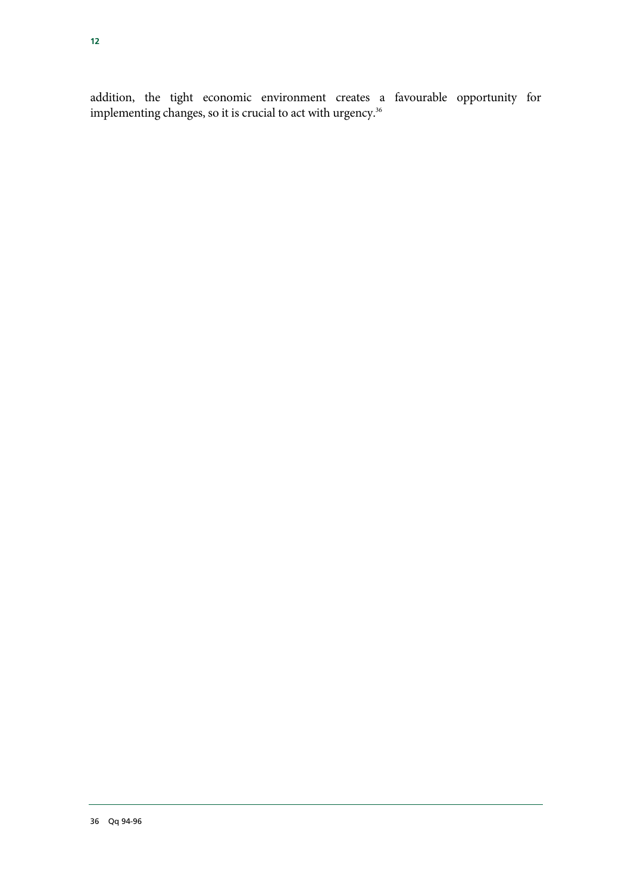addition, the tight economic environment creates a favourable opportunity for implementing changes, so it is crucial to act with urgency.[36]

36 Qq 94-96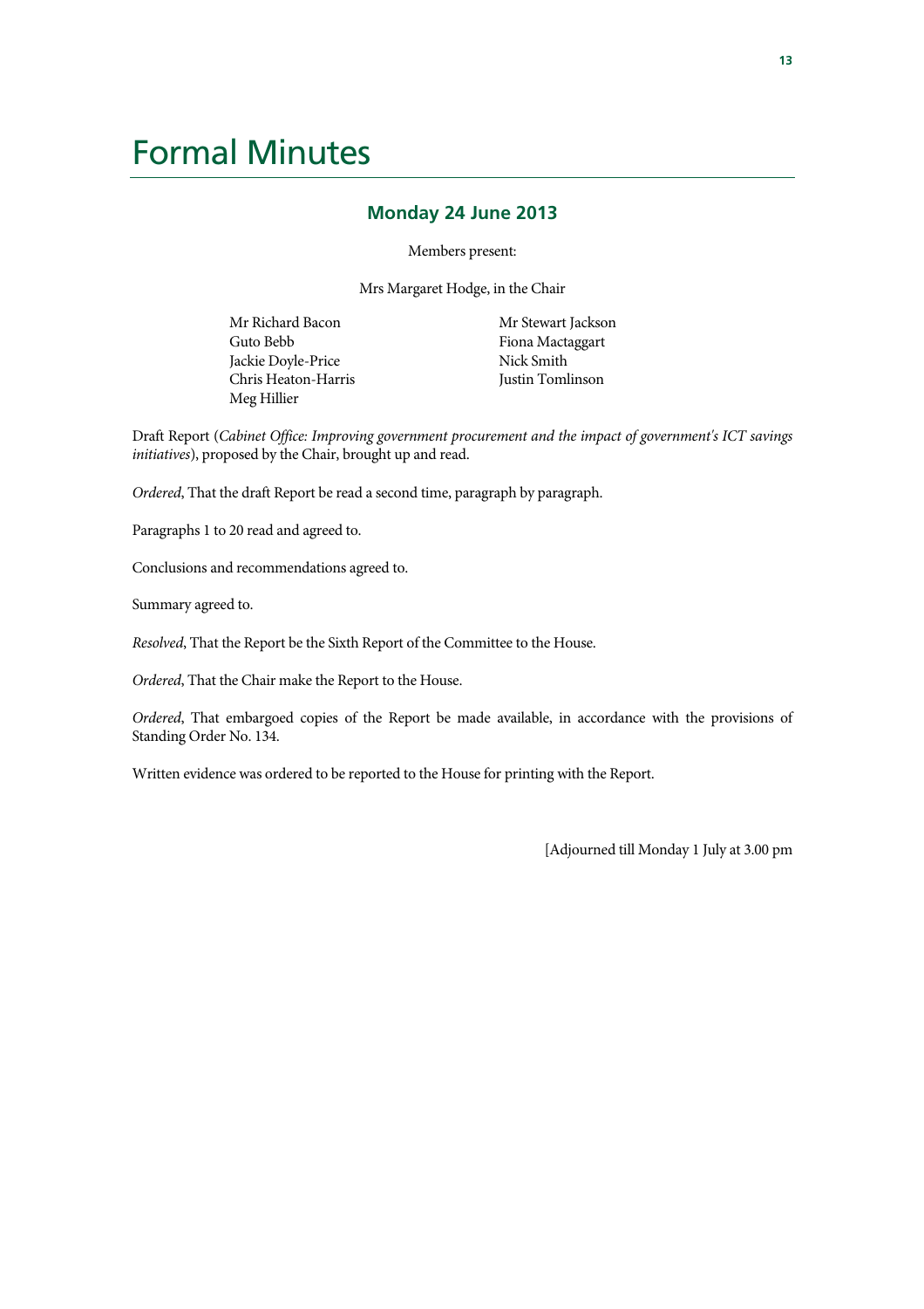# Formal Minutes

## Monday 24 June 2013

Members present:

Mrs Margaret Hodge, in the Chair

Mr Richard Bacon
Guto Bebb
Jackie Doyle-Price
Chris Heaton-Harris
Meg Hillier
Mr Stewart Jackson
Fiona Mactaggart
Nick Smith
Justin Tomlinson

Draft Report (*Cabinet Office: Improving government procurement and the impact of government's ICT savings initiatives*), proposed by the Chair, brought up and read.

*Ordered*, That the draft Report be read a second time, paragraph by paragraph.

Paragraphs 1 to 20 read and agreed to.

Conclusions and recommendations agreed to.

Summary agreed to.

*Resolved*, That the Report be the Sixth Report of the Committee to the House.

*Ordered*, That the Chair make the Report to the House.

*Ordered*, That embargoed copies of the Report be made available, in accordance with the provisions of Standing Order No. 134.

Written evidence was ordered to be reported to the House for printing with the Report.

[Adjourned till Monday 1 July at 3.00 pm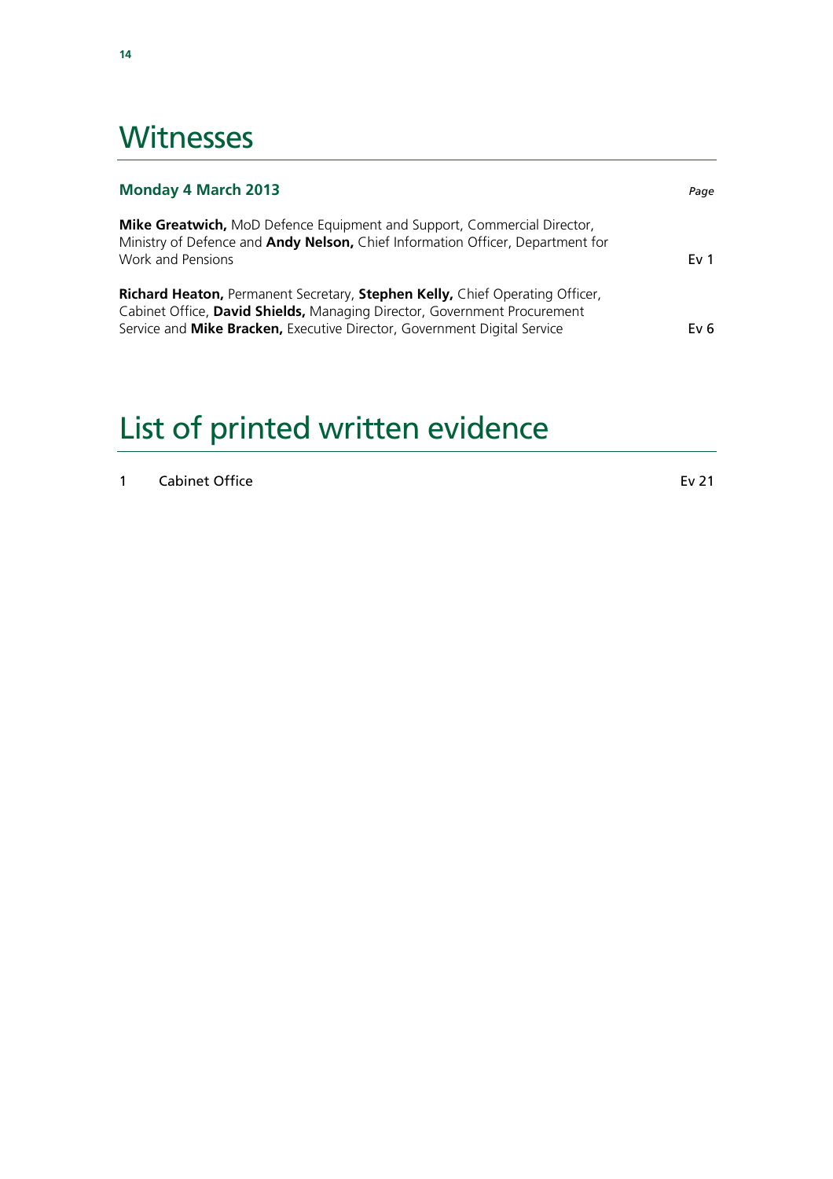# Witnesses

| **Monday 4 March 2013** | *Page* |
|---|---|
| **Mike Greatwich,** MoD Defence Equipment and Support, Commercial Director, Ministry of Defence and **Andy Nelson,** Chief Information Officer, Department for Work and Pensions | Ev 1 |
| **Richard Heaton,** Permanent Secretary, **Stephen Kelly,** Chief Operating Officer, Cabinet Office, **David Shields,** Managing Director, Government Procurement Service and **Mike Bracken,** Executive Director, Government Digital Service | Ev 6 |

# List of printed written evidence

| | | |
|---|---|---|
| 1 | Cabinet Office | Ev 21 |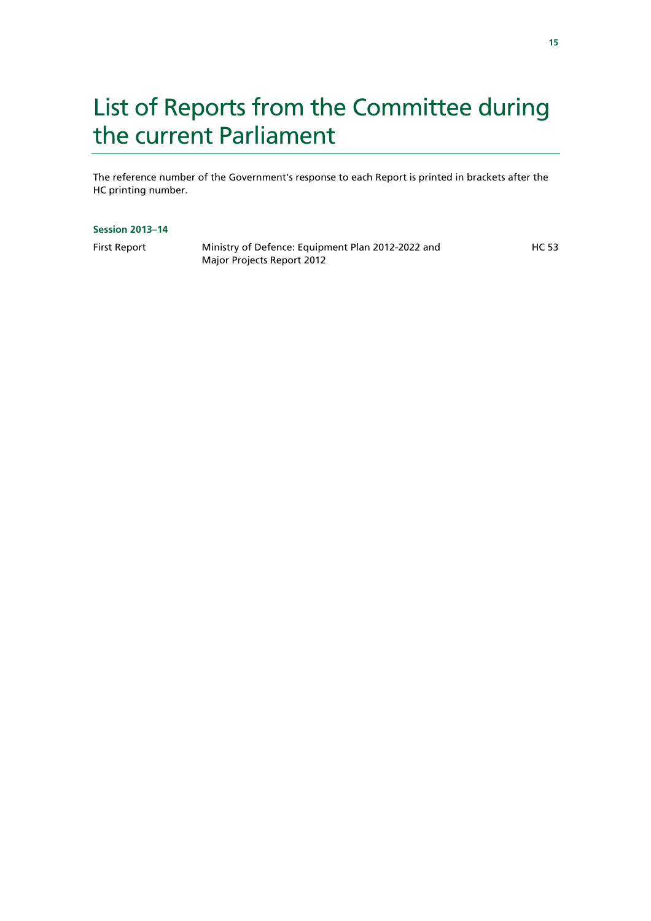# List of Reports from the Committee during the current Parliament

The reference number of the Government's response to each Report is printed in brackets after the HC printing number.

**Session 2013–14**

| | | |
|---|---|---|
| First Report | Ministry of Defence: Equipment Plan 2012-2022 and Major Projects Report 2012 | HC 53 |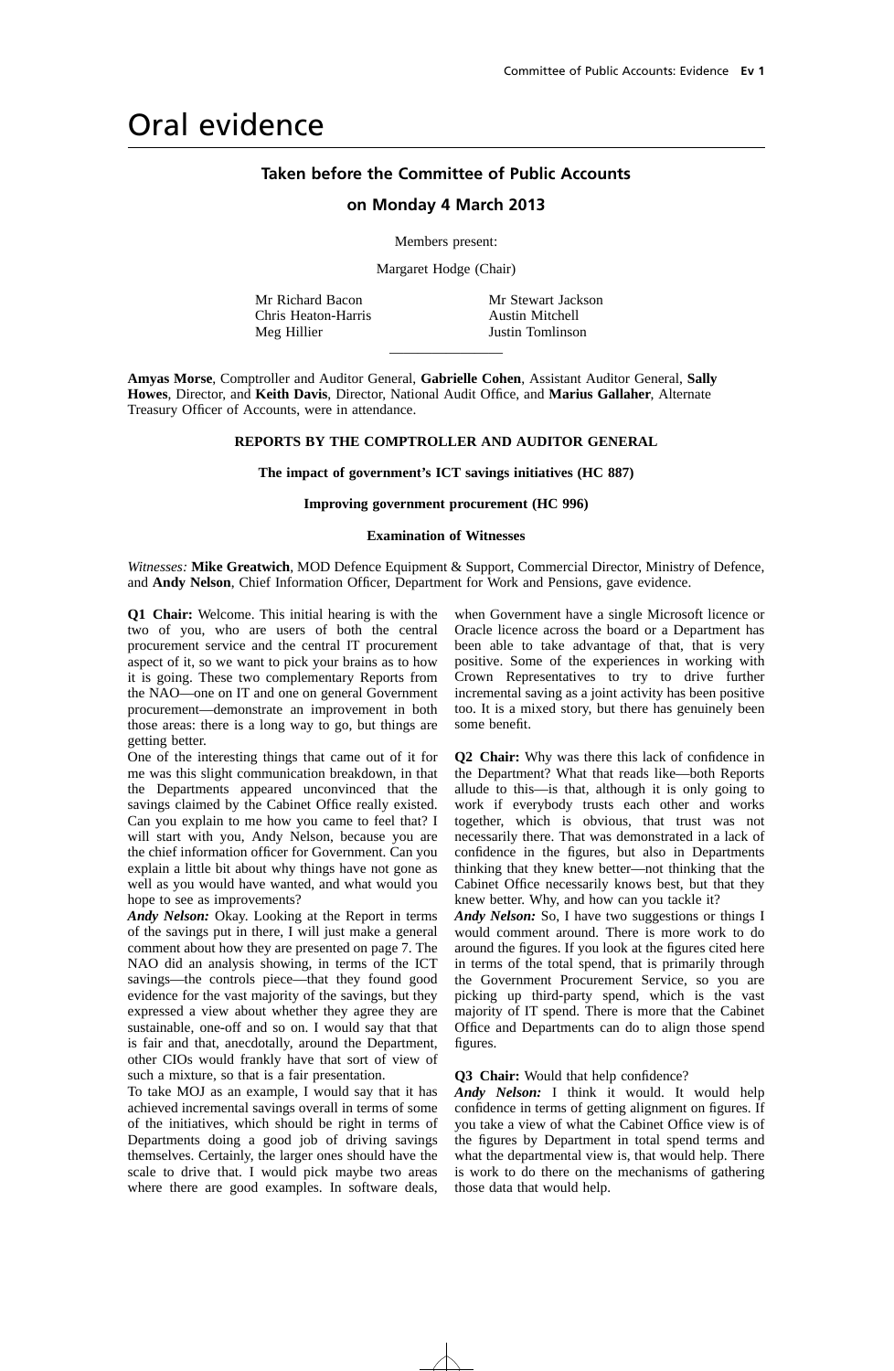# Oral evidence

## Taken before the Committee of Public Accounts

## on Monday 4 March 2013

Members present:

Margaret Hodge (Chair)

Mr Richard Bacon
Chris Heaton-Harris
Meg Hillier
Mr Stewart Jackson
Austin Mitchell
Justin Tomlinson

---

**Amyas Morse**, Comptroller and Auditor General, **Gabrielle Cohen**, Assistant Auditor General, **Sally Howes**, Director, and **Keith Davis**, Director, National Audit Office, and **Marius Gallaher**, Alternate Treasury Officer of Accounts, were in attendance.

**REPORTS BY THE COMPTROLLER AND AUDITOR GENERAL**

**The impact of government's ICT savings initiatives (HC 887)**

**Improving government procurement (HC 996)**

**Examination of Witnesses**

*Witnesses:* **Mike Greatwich**, MOD Defence Equipment & Support, Commercial Director, Ministry of Defence, and **Andy Nelson**, Chief Information Officer, Department for Work and Pensions, gave evidence.

**Q1 Chair:** Welcome. This initial hearing is with the two of you, who are users of both the central procurement service and the central IT procurement aspect of it, so we want to pick your brains as to how it is going. These two complementary Reports from the NAO—one on IT and one on general Government procurement—demonstrate an improvement in both those areas: there is a long way to go, but things are getting better.

One of the interesting things that came out of it for me was this slight communication breakdown, in that the Departments appeared unconvinced that the savings claimed by the Cabinet Office really existed. Can you explain to me how you came to feel that? I will start with you, Andy Nelson, because you are the chief information officer for Government. Can you explain a little bit about why things have not gone as well as you would have wanted, and what would you hope to see as improvements?

***Andy Nelson:*** Okay. Looking at the Report in terms of the savings put in there, I will just make a general comment about how they are presented on page 7. The NAO did an analysis showing, in terms of the ICT savings—the controls piece—that they found good evidence for the vast majority of the savings, but they expressed a view about whether they agree they are sustainable, one-off and so on. I would say that that is fair and that, anecdotally, around the Department, other CIOs would frankly have that sort of view of such a mixture, so that is a fair presentation.

To take MOJ as an example, I would say that it has achieved incremental savings overall in terms of some of the initiatives, which should be right in terms of Departments doing a good job of driving savings themselves. Certainly, the larger ones should have the scale to drive that. I would pick maybe two areas where there are good examples. In software deals, when Government have a single Microsoft licence or Oracle licence across the board or a Department has been able to take advantage of that, that is very positive. Some of the experiences in working with Crown Representatives to try to drive further incremental saving as a joint activity has been positive too. It is a mixed story, but there has genuinely been some benefit.

**Q2 Chair:** Why was there this lack of confidence in the Department? What that reads like—both Reports allude to this—is that, although it is only going to work if everybody trusts each other and works together, which is obvious, that trust was not necessarily there. That was demonstrated in a lack of confidence in the figures, but also in Departments thinking that they knew better—not thinking that the Cabinet Office necessarily knows best, but that they knew better. Why, and how can you tackle it?

***Andy Nelson:*** So, I have two suggestions or things I would comment around. There is more work to do around the figures. If you look at the figures cited here in terms of the total spend, that is primarily through the Government Procurement Service, so you are picking up third-party spend, which is the vast majority of IT spend. There is more that the Cabinet Office and Departments can do to align those spend figures.

**Q3 Chair:** Would that help confidence?

***Andy Nelson:*** I think it would. It would help confidence in terms of getting alignment on figures. If you take a view of what the Cabinet Office view is of the figures by Department in total spend terms and what the departmental view is, that would help. There is work to do there on the mechanisms of gathering those data that would help.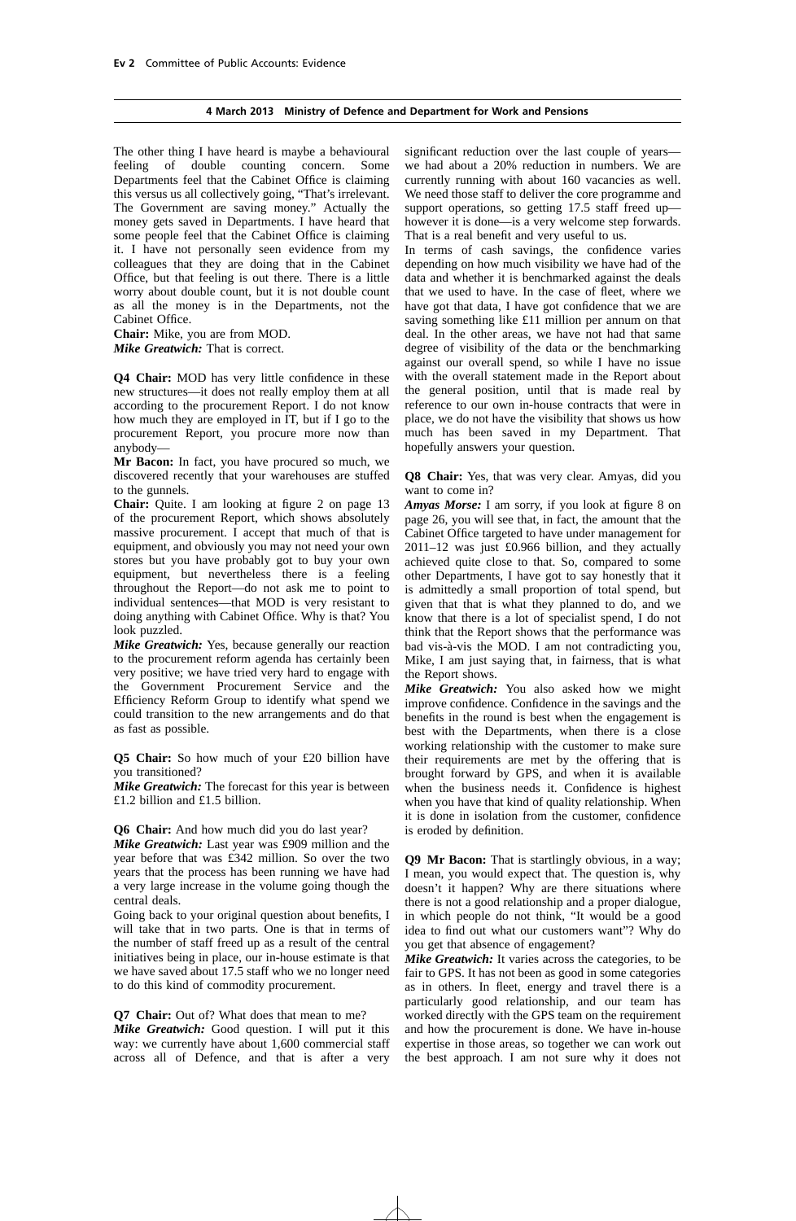The other thing I have heard is maybe a behavioural feeling of double counting concern. Some Departments feel that the Cabinet Office is claiming this versus us all collectively going, "That's irrelevant. The Government are saving money." Actually the money gets saved in Departments. I have heard that some people feel that the Cabinet Office is claiming it. I have not personally seen evidence from my colleagues that they are doing that in the Cabinet Office, but that feeling is out there. There is a little worry about double count, but it is not double count as all the money is in the Departments, not the Cabinet Office.

**Chair:** Mike, you are from MOD.

***Mike Greatwich:*** That is correct.

**Q4 Chair:** MOD has very little confidence in these new structures—it does not really employ them at all according to the procurement Report. I do not know how much they are employed in IT, but if I go to the procurement Report, you procure more now than anybody—

**Mr Bacon:** In fact, you have procured so much, we discovered recently that your warehouses are stuffed to the gunnels.

**Chair:** Quite. I am looking at figure 2 on page 13 of the procurement Report, which shows absolutely massive procurement. I accept that much of that is equipment, and obviously you may not need your own stores but you have probably got to buy your own equipment, but nevertheless there is a feeling throughout the Report—do not ask me to point to individual sentences—that MOD is very resistant to doing anything with Cabinet Office. Why is that? You look puzzled.

***Mike Greatwich:*** Yes, because generally our reaction to the procurement reform agenda has certainly been very positive; we have tried very hard to engage with the Government Procurement Service and the Efficiency Reform Group to identify what spend we could transition to the new arrangements and do that as fast as possible.

**Q5 Chair:** So how much of your £20 billion have you transitioned?

***Mike Greatwich:*** The forecast for this year is between £1.2 billion and £1.5 billion.

**Q6 Chair:** And how much did you do last year?

***Mike Greatwich:*** Last year was £909 million and the year before that was £342 million. So over the two years that the process has been running we have had a very large increase in the volume going though the central deals.

Going back to your original question about benefits, I will take that in two parts. One is that in terms of the number of staff freed up as a result of the central initiatives being in place, our in-house estimate is that we have saved about 17.5 staff who we no longer need to do this kind of commodity procurement.

**Q7 Chair:** Out of? What does that mean to me?

***Mike Greatwich:*** Good question. I will put it this way: we currently have about 1,600 commercial staff across all of Defence, and that is after a very significant reduction over the last couple of years—we had about a 20% reduction in numbers. We are currently running with about 160 vacancies as well. We need those staff to deliver the core programme and support operations, so getting 17.5 staff freed up—however it is done—is a very welcome step forwards. That is a real benefit and very useful to us.

In terms of cash savings, the confidence varies depending on how much visibility we have had of the data and whether it is benchmarked against the deals that we used to have. In the case of fleet, where we have got that data, I have got confidence that we are saving something like £11 million per annum on that deal. In the other areas, we have not had that same degree of visibility of the data or the benchmarking against our overall spend, so while I have no issue with the overall statement made in the Report about the general position, until that is made real by reference to our own in-house contracts that were in place, we do not have the visibility that shows us how much has been saved in my Department. That hopefully answers your question.

**Q8 Chair:** Yes, that was very clear. Amyas, did you want to come in?

***Amyas Morse:*** I am sorry, if you look at figure 8 on page 26, you will see that, in fact, the amount that the Cabinet Office targeted to have under management for 2011–12 was just £0.966 billion, and they actually achieved quite close to that. So, compared to some other Departments, I have got to say honestly that it is admittedly a small proportion of total spend, but given that that is what they planned to do, and we know that there is a lot of specialist spend, I do not think that the Report shows that the performance was bad vis-à-vis the MOD. I am not contradicting you, Mike, I am just saying that, in fairness, that is what the Report shows.

***Mike Greatwich:*** You also asked how we might improve confidence. Confidence in the savings and the benefits in the round is best when the engagement is best with the Departments, when there is a close working relationship with the customer to make sure their requirements are met by the offering that is brought forward by GPS, and when it is available when the business needs it. Confidence is highest when you have that kind of quality relationship. When it is done in isolation from the customer, confidence is eroded by definition.

**Q9 Mr Bacon:** That is startlingly obvious, in a way; I mean, you would expect that. The question is, why doesn't it happen? Why are there situations where there is not a good relationship and a proper dialogue, in which people do not think, "It would be a good idea to find out what our customers want"? Why do you get that absence of engagement?

***Mike Greatwich:*** It varies across the categories, to be fair to GPS. It has not been as good in some categories as in others. In fleet, energy and travel there is a particularly good relationship, and our team has worked directly with the GPS team on the requirement and how the procurement is done. We have in-house expertise in those areas, so together we can work out the best approach. I am not sure why it does not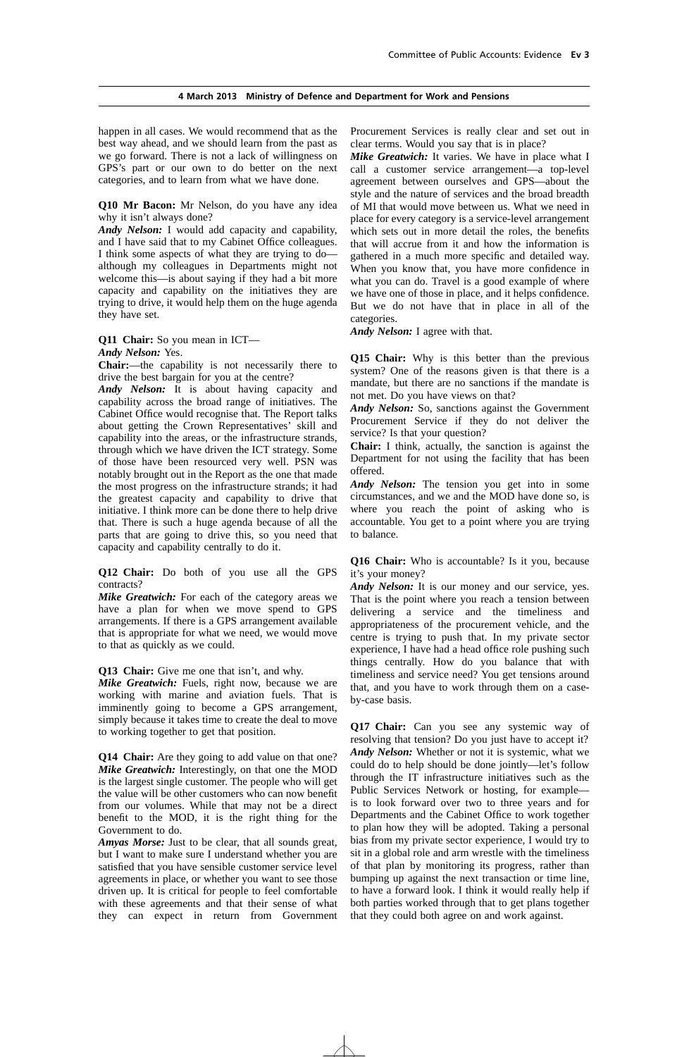happen in all cases. We would recommend that as the best way ahead, and we should learn from the past as we go forward. There is not a lack of willingness on GPS's part or our own to do better on the next categories, and to learn from what we have done.

**Q10 Mr Bacon:** Mr Nelson, do you have any idea why it isn't always done?

***Andy Nelson:*** I would add capacity and capability, and I have said that to my Cabinet Office colleagues. I think some aspects of what they are trying to do—although my colleagues in Departments might not welcome this—is about saying if they had a bit more capacity and capability on the initiatives they are trying to drive, it would help them on the huge agenda they have set.

**Q11 Chair:** So you mean in ICT—

***Andy Nelson:*** Yes.

**Chair:**—the capability is not necessarily there to drive the best bargain for you at the centre?

***Andy Nelson:*** It is about having capacity and capability across the broad range of initiatives. The Cabinet Office would recognise that. The Report talks about getting the Crown Representatives' skill and capability into the areas, or the infrastructure strands, through which we have driven the ICT strategy. Some of those have been resourced very well. PSN was notably brought out in the Report as the one that made the most progress on the infrastructure strands; it had the greatest capacity and capability to drive that initiative. I think more can be done there to help drive that. There is such a huge agenda because of all the parts that are going to drive this, so you need that capacity and capability centrally to do it.

**Q12 Chair:** Do both of you use all the GPS contracts?

***Mike Greatwich:*** For each of the category areas we have a plan for when we move spend to GPS arrangements. If there is a GPS arrangement available that is appropriate for what we need, we would move to that as quickly as we could.

**Q13 Chair:** Give me one that isn't, and why.

***Mike Greatwich:*** Fuels, right now, because we are working with marine and aviation fuels. That is imminently going to become a GPS arrangement, simply because it takes time to create the deal to move to working together to get that position.

**Q14 Chair:** Are they going to add value on that one?

***Mike Greatwich:*** Interestingly, on that one the MOD is the largest single customer. The people who will get the value will be other customers who can now benefit from our volumes. While that may not be a direct benefit to the MOD, it is the right thing for the Government to do.

***Amyas Morse:*** Just to be clear, that all sounds great, but I want to make sure I understand whether you are satisfied that you have sensible customer service level agreements in place, or whether you want to see those driven up. It is critical for people to feel comfortable with these agreements and that their sense of what they can expect in return from Government Procurement Services is really clear and set out in clear terms. Would you say that is in place?

***Mike Greatwich:*** It varies. We have in place what I call a customer service arrangement—a top-level agreement between ourselves and GPS—about the style and the nature of services and the broad breadth of MI that would move between us. What we need in place for every category is a service-level arrangement which sets out in more detail the roles, the benefits that will accrue from it and how the information is gathered in a much more specific and detailed way. When you know that, you have more confidence in what you can do. Travel is a good example of where we have one of those in place, and it helps confidence. But we do not have that in place in all of the categories.

***Andy Nelson:*** I agree with that.

**Q15 Chair:** Why is this better than the previous system? One of the reasons given is that there is a mandate, but there are no sanctions if the mandate is not met. Do you have views on that?

***Andy Nelson:*** So, sanctions against the Government Procurement Service if they do not deliver the service? Is that your question?

**Chair:** I think, actually, the sanction is against the Department for not using the facility that has been offered.

***Andy Nelson:*** The tension you get into in some circumstances, and we and the MOD have done so, is where you reach the point of asking who is accountable. You get to a point where you are trying to balance.

**Q16 Chair:** Who is accountable? Is it you, because it's your money?

***Andy Nelson:*** It is our money and our service, yes. That is the point where you reach a tension between delivering a service and the timeliness and appropriateness of the procurement vehicle, and the centre is trying to push that. In my private sector experience, I have had a head office role pushing such things centrally. How do you balance that with timeliness and service need? You get tensions around that, and you have to work through them on a case-by-case basis.

**Q17 Chair:** Can you see any systemic way of resolving that tension? Do you just have to accept it?

***Andy Nelson:*** Whether or not it is systemic, what we could do to help should be done jointly—let's follow through the IT infrastructure initiatives such as the Public Services Network or hosting, for example—is to look forward over two to three years and for Departments and the Cabinet Office to work together to plan how they will be adopted. Taking a personal bias from my private sector experience, I would try to sit in a global role and arm wrestle with the timeliness of that plan by monitoring its progress, rather than bumping up against the next transaction or time line, to have a forward look. I think it would really help if both parties worked through that to get plans together that they could both agree on and work against.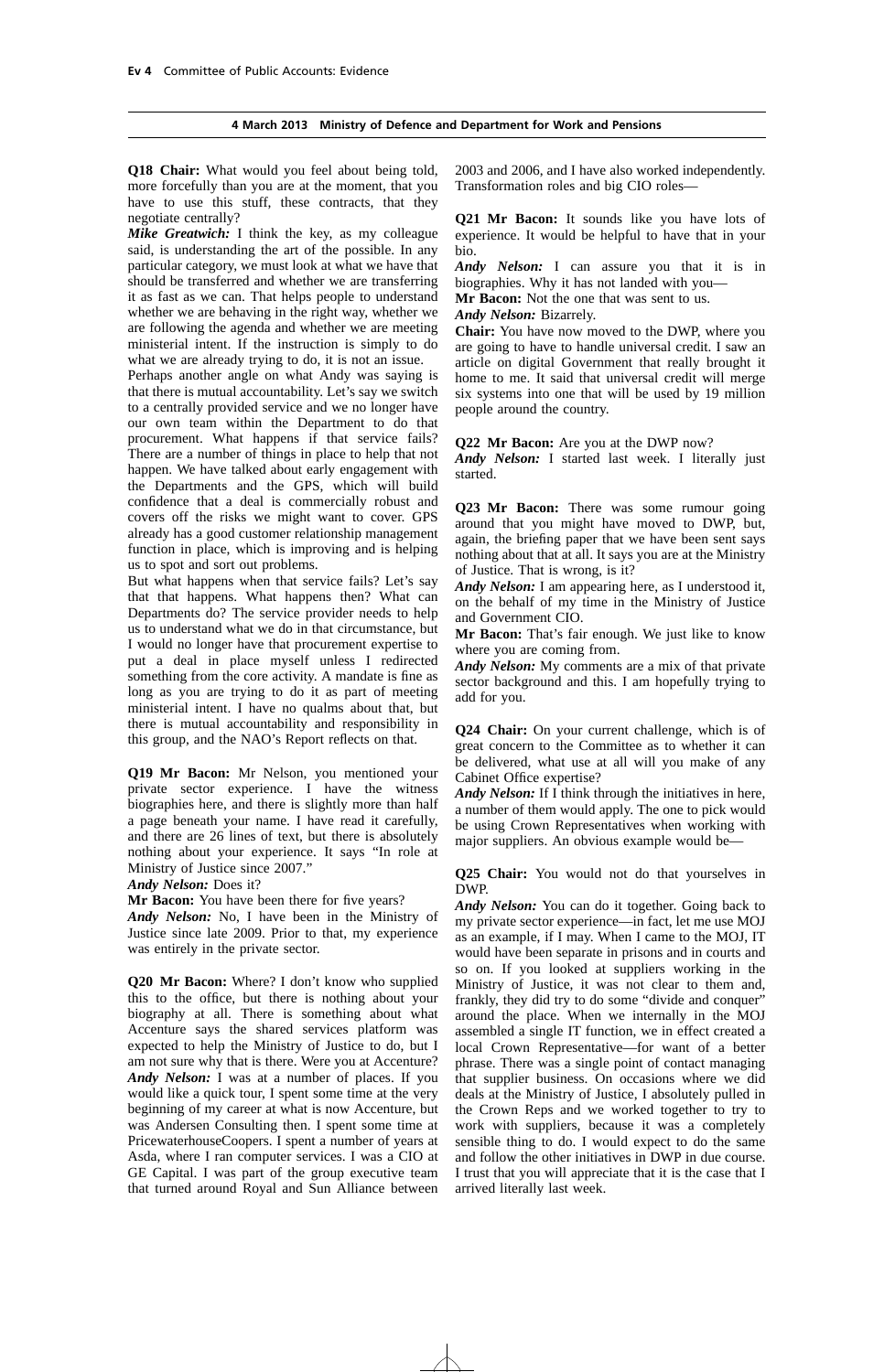**Q18 Chair:** What would you feel about being told, more forcefully than you are at the moment, that you have to use this stuff, these contracts, that they negotiate centrally?

***Mike Greatwich:*** I think the key, as my colleague said, is understanding the art of the possible. In any particular category, we must look at what we have that should be transferred and whether we are transferring it as fast as we can. That helps people to understand whether we are behaving in the right way, whether we are following the agenda and whether we are meeting ministerial intent. If the instruction is simply to do what we are already trying to do, it is not an issue.

Perhaps another angle on what Andy was saying is that there is mutual accountability. Let's say we switch to a centrally provided service and we no longer have our own team within the Department to do that procurement. What happens if that service fails? There are a number of things in place to help that not happen. We have talked about early engagement with the Departments and the GPS, which will build confidence that a deal is commercially robust and covers off the risks we might want to cover. GPS already has a good customer relationship management function in place, which is improving and is helping us to spot and sort out problems.

But what happens when that service fails? Let's say that that happens. What happens then? What can Departments do? The service provider needs to help us to understand what we do in that circumstance, but I would no longer have that procurement expertise to put a deal in place myself unless I redirected something from the core activity. A mandate is fine as long as you are trying to do it as part of meeting ministerial intent. I have no qualms about that, but there is mutual accountability and responsibility in this group, and the NAO's Report reflects on that.

**Q19 Mr Bacon:** Mr Nelson, you mentioned your private sector experience. I have the witness biographies here, and there is slightly more than half a page beneath your name. I have read it carefully, and there are 26 lines of text, but there is absolutely nothing about your experience. It says "In role at Ministry of Justice since 2007."

***Andy Nelson:*** Does it?

**Mr Bacon:** You have been there for five years?

***Andy Nelson:*** No, I have been in the Ministry of Justice since late 2009. Prior to that, my experience was entirely in the private sector.

**Q20 Mr Bacon:** Where? I don't know who supplied this to the office, but there is nothing about your biography at all. There is something about what Accenture says the shared services platform was expected to help the Ministry of Justice to do, but I am not sure why that is there. Were you at Accenture?

***Andy Nelson:*** I was at a number of places. If you would like a quick tour, I spent some time at the very beginning of my career at what is now Accenture, but was Andersen Consulting then. I spent some time at PricewaterhouseCoopers. I spent a number of years at Asda, where I ran computer services. I was a CIO at GE Capital. I was part of the group executive team that turned around Royal and Sun Alliance between 2003 and 2006, and I have also worked independently. Transformation roles and big CIO roles—

**Q21 Mr Bacon:** It sounds like you have lots of experience. It would be helpful to have that in your bio.

***Andy Nelson:*** I can assure you that it is in biographies. Why it has not landed with you—

**Mr Bacon:** Not the one that was sent to us.

***Andy Nelson:*** Bizarrely.

**Chair:** You have now moved to the DWP, where you are going to have to handle universal credit. I saw an article on digital Government that really brought it home to me. It said that universal credit will merge six systems into one that will be used by 19 million people around the country.

**Q22 Mr Bacon:** Are you at the DWP now?

***Andy Nelson:*** I started last week. I literally just started.

**Q23 Mr Bacon:** There was some rumour going around that you might have moved to DWP, but, again, the briefing paper that we have been sent says nothing about that at all. It says you are at the Ministry of Justice. That is wrong, is it?

***Andy Nelson:*** I am appearing here, as I understood it, on the behalf of my time in the Ministry of Justice and Government CIO.

**Mr Bacon:** That's fair enough. We just like to know where you are coming from.

***Andy Nelson:*** My comments are a mix of that private sector background and this. I am hopefully trying to add for you.

**Q24 Chair:** On your current challenge, which is of great concern to the Committee as to whether it can be delivered, what use at all will you make of any Cabinet Office expertise?

***Andy Nelson:*** If I think through the initiatives in here, a number of them would apply. The one to pick would be using Crown Representatives when working with major suppliers. An obvious example would be—

**Q25 Chair:** You would not do that yourselves in DWP.

***Andy Nelson:*** You can do it together. Going back to my private sector experience—in fact, let me use MOJ as an example, if I may. When I came to the MOJ, IT would have been separate in prisons and in courts and so on. If you looked at suppliers working in the Ministry of Justice, it was not clear to them and, frankly, they did try to do some "divide and conquer" around the place. When we internally in the MOJ assembled a single IT function, we in effect created a local Crown Representative—for want of a better phrase. There was a single point of contact managing that supplier business. On occasions where we did deals at the Ministry of Justice, I absolutely pulled in the Crown Reps and we worked together to try to work with suppliers, because it was a completely sensible thing to do. I would expect to do the same and follow the other initiatives in DWP in due course. I trust that you will appreciate that it is the case that I arrived literally last week.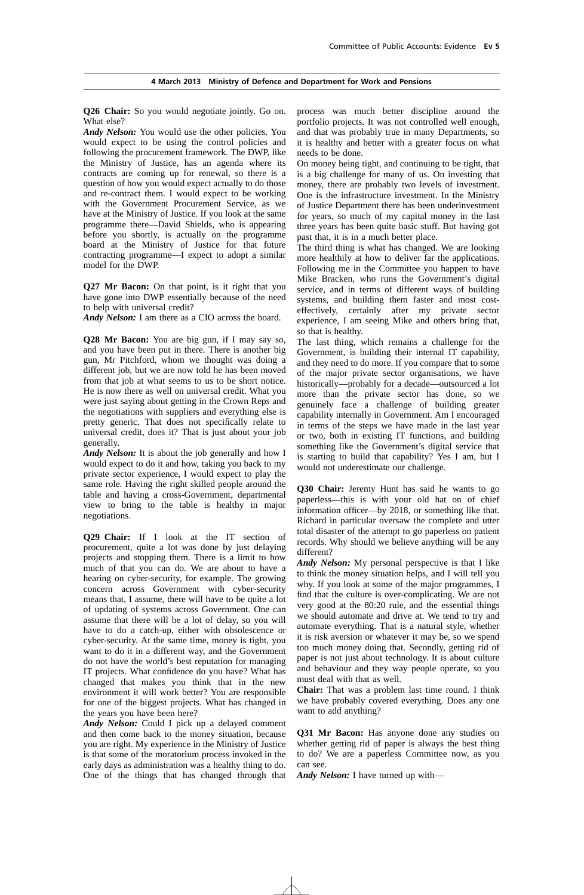**Q26 Chair:** So you would negotiate jointly. Go on. What else?

***Andy Nelson:*** You would use the other policies. You would expect to be using the control policies and following the procurement framework. The DWP, like the Ministry of Justice, has an agenda where its contracts are coming up for renewal, so there is a question of how you would expect actually to do those and re-contract them. I would expect to be working with the Government Procurement Service, as we have at the Ministry of Justice. If you look at the same programme there—David Shields, who is appearing before you shortly, is actually on the programme board at the Ministry of Justice for that future contracting programme—I expect to adopt a similar model for the DWP.

**Q27 Mr Bacon:** On that point, is it right that you have gone into DWP essentially because of the need to help with universal credit?

***Andy Nelson:*** I am there as a CIO across the board.

**Q28 Mr Bacon:** You are big gun, if I may say so, and you have been put in there. There is another big gun, Mr Pitchford, whom we thought was doing a different job, but we are now told he has been moved from that job at what seems to us to be short notice. He is now there as well on universal credit. What you were just saying about getting in the Crown Reps and the negotiations with suppliers and everything else is pretty generic. That does not specifically relate to universal credit, does it? That is just about your job generally.

***Andy Nelson:*** It is about the job generally and how I would expect to do it and how, taking you back to my private sector experience, I would expect to play the same role. Having the right skilled people around the table and having a cross-Government, departmental view to bring to the table is healthy in major negotiations.

**Q29 Chair:** If I look at the IT section of procurement, quite a lot was done by just delaying projects and stopping them. There is a limit to how much of that you can do. We are about to have a hearing on cyber-security, for example. The growing concern across Government with cyber-security means that, I assume, there will have to be quite a lot of updating of systems across Government. One can assume that there will be a lot of delay, so you will have to do a catch-up, either with obsolescence or cyber-security. At the same time, money is tight, you want to do it in a different way, and the Government do not have the world's best reputation for managing IT projects. What confidence do you have? What has changed that makes you think that in the new environment it will work better? You are responsible for one of the biggest projects. What has changed in the years you have been here?

***Andy Nelson:*** Could I pick up a delayed comment and then come back to the money situation, because you are right. My experience in the Ministry of Justice is that some of the moratorium process invoked in the early days as administration was a healthy thing to do. One of the things that has changed through that process was much better discipline around the portfolio projects. It was not controlled well enough, and that was probably true in many Departments, so it is healthy and better with a greater focus on what needs to be done.

On money being tight, and continuing to be tight, that is a big challenge for many of us. On investing that money, there are probably two levels of investment. One is the infrastructure investment. In the Ministry of Justice Department there has been underinvestment for years, so much of my capital money in the last three years has been quite basic stuff. But having got past that, it is in a much better place.

The third thing is what has changed. We are looking more healthily at how to deliver far the applications. Following me in the Committee you happen to have Mike Bracken, who runs the Government's digital service, and in terms of different ways of building systems, and building them faster and most cost-effectively, certainly after my private sector experience, I am seeing Mike and others bring that, so that is healthy.

The last thing, which remains a challenge for the Government, is building their internal IT capability, and they need to do more. If you compare that to some of the major private sector organisations, we have historically—probably for a decade—outsourced a lot more than the private sector has done, so we genuinely face a challenge of building greater capability internally in Government. Am I encouraged in terms of the steps we have made in the last year or two, both in existing IT functions, and building something like the Government's digital service that is starting to build that capability? Yes I am, but I would not underestimate our challenge.

**Q30 Chair:** Jeremy Hunt has said he wants to go paperless—this is with your old hat on of chief information officer—by 2018, or something like that. Richard in particular oversaw the complete and utter total disaster of the attempt to go paperless on patient records. Why should we believe anything will be any different?

***Andy Nelson:*** My personal perspective is that I like to think the money situation helps, and I will tell you why. If you look at some of the major programmes, I find that the culture is over-complicating. We are not very good at the 80:20 rule, and the essential things we should automate and drive at. We tend to try and automate everything. That is a natural style, whether it is risk aversion or whatever it may be, so we spend too much money doing that. Secondly, getting rid of paper is not just about technology. It is about culture and behaviour and they way people operate, so you must deal with that as well.

**Chair:** That was a problem last time round. I think we have probably covered everything. Does any one want to add anything?

**Q31 Mr Bacon:** Has anyone done any studies on whether getting rid of paper is always the best thing to do? We are a paperless Committee now, as you can see.

***Andy Nelson:*** I have turned up with—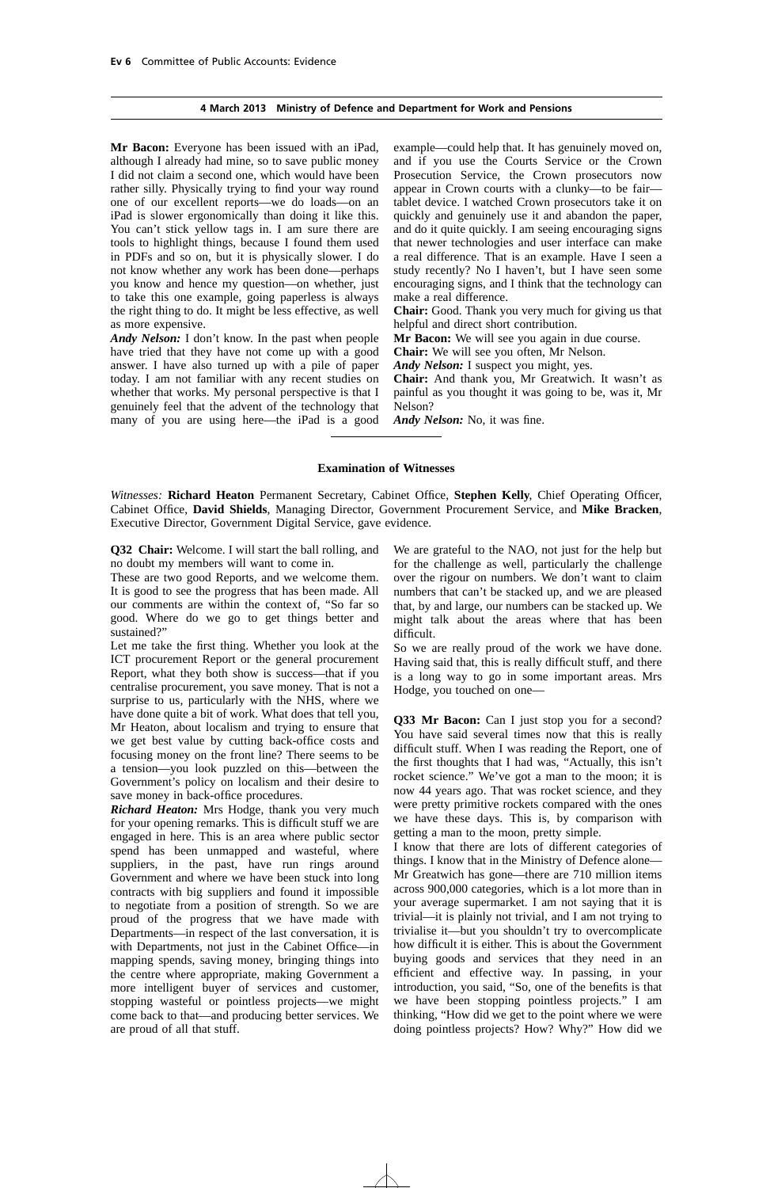**Mr Bacon:** Everyone has been issued with an iPad, although I already had mine, so to save public money I did not claim a second one, which would have been rather silly. Physically trying to find your way round one of our excellent reports—we do loads—on an iPad is slower ergonomically than doing it like this. You can't stick yellow tags in. I am sure there are tools to highlight things, because I found them used in PDFs and so on, but it is physically slower. I do not know whether any work has been done—perhaps you know and hence my question—on whether, just to take this one example, going paperless is always the right thing to do. It might be less effective, as well as more expensive.

***Andy Nelson:*** I don't know. In the past when people have tried that they have not come up with a good answer. I have also turned up with a pile of paper today. I am not familiar with any recent studies on whether that works. My personal perspective is that I genuinely feel that the advent of the technology that many of you are using here—the iPad is a good example—could help that. It has genuinely moved on, and if you use the Courts Service or the Crown Prosecution Service, the Crown prosecutors now appear in Crown courts with a clunky—to be fair—tablet device. I watched Crown prosecutors take it on quickly and genuinely use it and abandon the paper, and do it quite quickly. I am seeing encouraging signs that newer technologies and user interface can make a real difference. That is an example. Have I seen a study recently? No I haven't, but I have seen some encouraging signs, and I think that the technology can make a real difference.

**Chair:** Good. Thank you very much for giving us that helpful and direct short contribution.

**Mr Bacon:** We will see you again in due course.

**Chair:** We will see you often, Mr Nelson.

***Andy Nelson:*** I suspect you might, yes.

**Chair:** And thank you, Mr Greatwich. It wasn't as painful as you thought it was going to be, was it, Mr Nelson?

***Andy Nelson:*** No, it was fine.

---

### Examination of Witnesses

*Witnesses:* **Richard Heaton** Permanent Secretary, Cabinet Office, **Stephen Kelly**, Chief Operating Officer, Cabinet Office, **David Shields**, Managing Director, Government Procurement Service, and **Mike Bracken**, Executive Director, Government Digital Service, gave evidence.

**Q32 Chair:** Welcome. I will start the ball rolling, and no doubt my members will want to come in.

These are two good Reports, and we welcome them. It is good to see the progress that has been made. All our comments are within the context of, "So far so good. Where do we go to get things better and sustained?"

Let me take the first thing. Whether you look at the ICT procurement Report or the general procurement Report, what they both show is success—that if you centralise procurement, you save money. That is not a surprise to us, particularly with the NHS, where we have done quite a bit of work. What does that tell you, Mr Heaton, about localism and trying to ensure that we get best value by cutting back-office costs and focusing money on the front line? There seems to be a tension—you look puzzled on this—between the Government's policy on localism and their desire to save money in back-office procedures.

***Richard Heaton:*** Mrs Hodge, thank you very much for your opening remarks. This is difficult stuff we are engaged in here. This is an area where public sector spend has been unmapped and wasteful, where suppliers, in the past, have run rings around Government and where we have been stuck into long contracts with big suppliers and found it impossible to negotiate from a position of strength. So we are proud of the progress that we have made with Departments—in respect of the last conversation, it is with Departments, not just in the Cabinet Office—in mapping spends, saving money, bringing things into the centre where appropriate, making Government a more intelligent buyer of services and customer, stopping wasteful or pointless projects—we might come back to that—and producing better services. We are proud of all that stuff.

We are grateful to the NAO, not just for the help but for the challenge as well, particularly the challenge over the rigour on numbers. We don't want to claim numbers that can't be stacked up, and we are pleased that, by and large, our numbers can be stacked up. We might talk about the areas where that has been difficult.

So we are really proud of the work we have done. Having said that, this is really difficult stuff, and there is a long way to go in some important areas. Mrs Hodge, you touched on one—

**Q33 Mr Bacon:** Can I just stop you for a second? You have said several times now that this is really difficult stuff. When I was reading the Report, one of the first thoughts that I had was, "Actually, this isn't rocket science." We've got a man to the moon; it is now 44 years ago. That was rocket science, and they were pretty primitive rockets compared with the ones we have these days. This is, by comparison with getting a man to the moon, pretty simple.

I know that there are lots of different categories of things. I know that in the Ministry of Defence alone—Mr Greatwich has gone—there are 710 million items across 900,000 categories, which is a lot more than in your average supermarket. I am not saying that it is trivial—it is plainly not trivial, and I am not trying to trivialise it—but you shouldn't try to overcomplicate how difficult it is either. This is about the Government buying goods and services that they need in an efficient and effective way. In passing, in your introduction, you said, "So, one of the benefits is that we have been stopping pointless projects." I am thinking, "How did we get to the point where we were doing pointless projects? How? Why?" How did we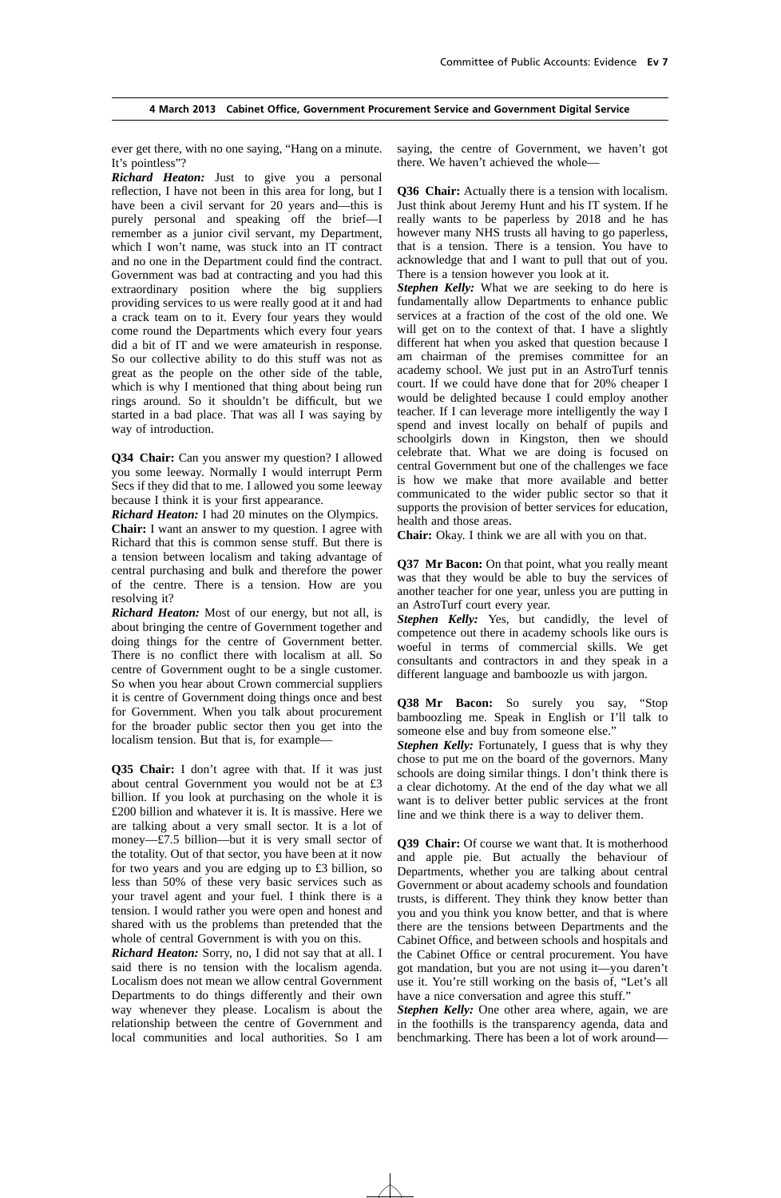ever get there, with no one saying, "Hang on a minute. It's pointless"?

***Richard Heaton:*** Just to give you a personal reflection, I have not been in this area for long, but I have been a civil servant for 20 years and—this is purely personal and speaking off the brief—I remember as a junior civil servant, my Department, which I won't name, was stuck into an IT contract and no one in the Department could find the contract. Government was bad at contracting and you had this extraordinary position where the big suppliers providing services to us were really good at it and had a crack team on to it. Every four years they would come round the Departments which every four years did a bit of IT and we were amateurish in response. So our collective ability to do this stuff was not as great as the people on the other side of the table, which is why I mentioned that thing about being run rings around. So it shouldn't be difficult, but we started in a bad place. That was all I was saying by way of introduction.

**Q34 Chair:** Can you answer my question? I allowed you some leeway. Normally I would interrupt Perm Secs if they did that to me. I allowed you some leeway because I think it is your first appearance.

***Richard Heaton:*** I had 20 minutes on the Olympics.

**Chair:** I want an answer to my question. I agree with Richard that this is common sense stuff. But there is a tension between localism and taking advantage of central purchasing and bulk and therefore the power of the centre. There is a tension. How are you resolving it?

***Richard Heaton:*** Most of our energy, but not all, is about bringing the centre of Government together and doing things for the centre of Government better. There is no conflict there with localism at all. So centre of Government ought to be a single customer. So when you hear about Crown commercial suppliers it is centre of Government doing things once and best for Government. When you talk about procurement for the broader public sector then you get into the localism tension. But that is, for example—

**Q35 Chair:** I don't agree with that. If it was just about central Government you would not be at £3 billion. If you look at purchasing on the whole it is £200 billion and whatever it is. It is massive. Here we are talking about a very small sector. It is a lot of money—£7.5 billion—but it is very small sector of the totality. Out of that sector, you have been at it now for two years and you are edging up to £3 billion, so less than 50% of these very basic services such as your travel agent and your fuel. I think there is a tension. I would rather you were open and honest and shared with us the problems than pretended that the whole of central Government is with you on this.

***Richard Heaton:*** Sorry, no, I did not say that at all. I said there is no tension with the localism agenda. Localism does not mean we allow central Government Departments to do things differently and their own way whenever they please. Localism is about the relationship between the centre of Government and local communities and local authorities. So I am saying, the centre of Government, we haven't got there. We haven't achieved the whole—

**Q36 Chair:** Actually there is a tension with localism. Just think about Jeremy Hunt and his IT system. If he really wants to be paperless by 2018 and he has however many NHS trusts all having to go paperless, that is a tension. There is a tension. You have to acknowledge that and I want to pull that out of you. There is a tension however you look at it.

***Stephen Kelly:*** What we are seeking to do here is fundamentally allow Departments to enhance public services at a fraction of the cost of the old one. We will get on to the context of that. I have a slightly different hat when you asked that question because I am chairman of the premises committee for an academy school. We just put in an AstroTurf tennis court. If we could have done that for 20% cheaper I would be delighted because I could employ another teacher. If I can leverage more intelligently the way I spend and invest locally on behalf of pupils and schoolgirls down in Kingston, then we should celebrate that. What we are doing is focused on central Government but one of the challenges we face is how we make that more available and better communicated to the wider public sector so that it supports the provision of better services for education, health and those areas.

**Chair:** Okay. I think we are all with you on that.

**Q37 Mr Bacon:** On that point, what you really meant was that they would be able to buy the services of another teacher for one year, unless you are putting in an AstroTurf court every year.

***Stephen Kelly:*** Yes, but candidly, the level of competence out there in academy schools like ours is woeful in terms of commercial skills. We get consultants and contractors in and they speak in a different language and bamboozle us with jargon.

**Q38 Mr Bacon:** So surely you say, "Stop bamboozling me. Speak in English or I'll talk to someone else and buy from someone else."

***Stephen Kelly:*** Fortunately, I guess that is why they chose to put me on the board of the governors. Many schools are doing similar things. I don't think there is a clear dichotomy. At the end of the day what we all want is to deliver better public services at the front line and we think there is a way to deliver them.

**Q39 Chair:** Of course we want that. It is motherhood and apple pie. But actually the behaviour of Departments, whether you are talking about central Government or about academy schools and foundation trusts, is different. They think they know better than you and you think you know better, and that is where there are the tensions between Departments and the Cabinet Office, and between schools and hospitals and the Cabinet Office or central procurement. You have got mandation, but you are not using it—you daren't use it. You're still working on the basis of, "Let's all have a nice conversation and agree this stuff."

***Stephen Kelly:*** One other area where, again, we are in the foothills is the transparency agenda, data and benchmarking. There has been a lot of work around—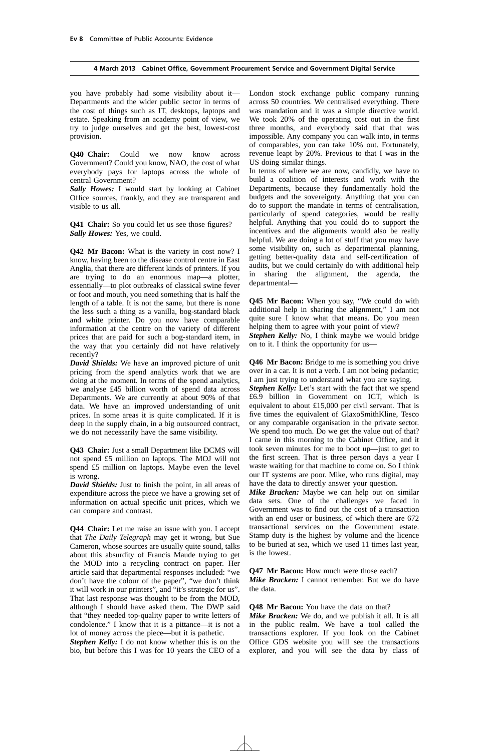you have probably had some visibility about it—Departments and the wider public sector in terms of the cost of things such as IT, desktops, laptops and estate. Speaking from an academy point of view, we try to judge ourselves and get the best, lowest-cost provision.

**Q40 Chair:** Could we now know across Government? Could you know, NAO, the cost of what everybody pays for laptops across the whole of central Government?

***Sally Howes:*** I would start by looking at Cabinet Office sources, frankly, and they are transparent and visible to us all.

**Q41 Chair:** So you could let us see those figures?

***Sally Howes:*** Yes, we could.

**Q42 Mr Bacon:** What is the variety in cost now? I know, having been to the disease control centre in East Anglia, that there are different kinds of printers. If you are trying to do an enormous map—a plotter, essentially—to plot outbreaks of classical swine fever or foot and mouth, you need something that is half the length of a table. It is not the same, but there is none the less such a thing as a vanilla, bog-standard black and white printer. Do you now have comparable information at the centre on the variety of different prices that are paid for such a bog-standard item, in the way that you certainly did not have relatively recently?

***David Shields:*** We have an improved picture of unit pricing from the spend analytics work that we are doing at the moment. In terms of the spend analytics, we analyse £45 billion worth of spend data across Departments. We are currently at about 90% of that data. We have an improved understanding of unit prices. In some areas it is quite complicated. If it is deep in the supply chain, in a big outsourced contract, we do not necessarily have the same visibility.

**Q43 Chair:** Just a small Department like DCMS will not spend £5 million on laptops. The MOJ will not spend £5 million on laptops. Maybe even the level is wrong.

***David Shields:*** Just to finish the point, in all areas of expenditure across the piece we have a growing set of information on actual specific unit prices, which we can compare and contrast.

**Q44 Chair:** Let me raise an issue with you. I accept that *The Daily Telegraph* may get it wrong, but Sue Cameron, whose sources are usually quite sound, talks about this absurdity of Francis Maude trying to get the MOD into a recycling contract on paper. Her article said that departmental responses included: "we don't have the colour of the paper", "we don't think it will work in our printers", and "it's strategic for us". That last response was thought to be from the MOD, although I should have asked them. The DWP said that "they needed top-quality paper to write letters of condolence." I know that it is a pittance—it is not a lot of money across the piece—but it is pathetic.

***Stephen Kelly:*** I do not know whether this is on the bio, but before this I was for 10 years the CEO of a London stock exchange public company running across 50 countries. We centralised everything. There was mandation and it was a simple directive world. We took 20% of the operating cost out in the first three months, and everybody said that that was impossible. Any company you can walk into, in terms of comparables, you can take 10% out. Fortunately, revenue leapt by 20%. Previous to that I was in the US doing similar things.

In terms of where we are now, candidly, we have to build a coalition of interests and work with the Departments, because they fundamentally hold the budgets and the sovereignty. Anything that you can do to support the mandate in terms of centralisation, particularly of spend categories, would be really helpful. Anything that you could do to support the incentives and the alignments would also be really helpful. We are doing a lot of stuff that you may have some visibility on, such as departmental planning, getting better-quality data and self-certification of audits, but we could certainly do with additional help in sharing the alignment, the agenda, the departmental—

**Q45 Mr Bacon:** When you say, "We could do with additional help in sharing the alignment," I am not quite sure I know what that means. Do you mean helping them to agree with your point of view?

***Stephen Kelly:*** No, I think maybe we would bridge on to it. I think the opportunity for us—

**Q46 Mr Bacon:** Bridge to me is something you drive over in a car. It is not a verb. I am not being pedantic; I am just trying to understand what you are saying.

***Stephen Kelly:*** Let's start with the fact that we spend £6.9 billion in Government on ICT, which is equivalent to about £15,000 per civil servant. That is five times the equivalent of GlaxoSmithKline, Tesco or any comparable organisation in the private sector. We spend too much. Do we get the value out of that? I came in this morning to the Cabinet Office, and it took seven minutes for me to boot up—just to get to the first screen. That is three person days a year I waste waiting for that machine to come on. So I think our IT systems are poor. Mike, who runs digital, may have the data to directly answer your question.

***Mike Bracken:*** Maybe we can help out on similar data sets. One of the challenges we faced in Government was to find out the cost of a transaction with an end user or business, of which there are 672 transactional services on the Government estate. Stamp duty is the highest by volume and the licence to be buried at sea, which we used 11 times last year, is the lowest.

**Q47 Mr Bacon:** How much were those each?

***Mike Bracken:*** I cannot remember. But we do have the data.

**Q48 Mr Bacon:** You have the data on that?

***Mike Bracken:*** We do, and we publish it all. It is all in the public realm. We have a tool called the transactions explorer. If you look on the Cabinet Office GDS website you will see the transactions explorer, and you will see the data by class of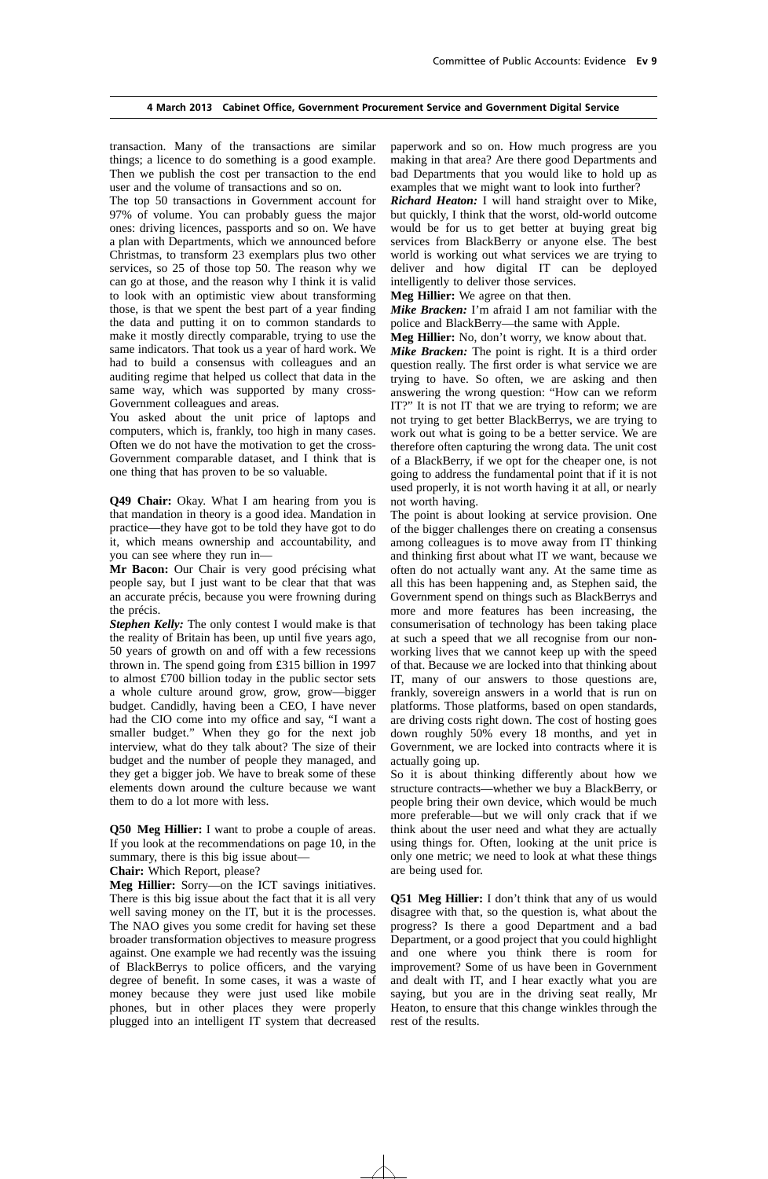transaction. Many of the transactions are similar things; a licence to do something is a good example. Then we publish the cost per transaction to the end user and the volume of transactions and so on.

The top 50 transactions in Government account for 97% of volume. You can probably guess the major ones: driving licences, passports and so on. We have a plan with Departments, which we announced before Christmas, to transform 23 exemplars plus two other services, so 25 of those top 50. The reason why we can go at those, and the reason why I think it is valid to look with an optimistic view about transforming those, is that we spent the best part of a year finding the data and putting it on to common standards to make it mostly directly comparable, trying to use the same indicators. That took us a year of hard work. We had to build a consensus with colleagues and an auditing regime that helped us collect that data in the same way, which was supported by many cross-Government colleagues and areas.

You asked about the unit price of laptops and computers, which is, frankly, too high in many cases. Often we do not have the motivation to get the cross-Government comparable dataset, and I think that is one thing that has proven to be so valuable.

**Q49 Chair:** Okay. What I am hearing from you is that mandation in theory is a good idea. Mandation in practice—they have got to be told they have got to do it, which means ownership and accountability, and you can see where they run in—

**Mr Bacon:** Our Chair is very good précising what people say, but I just want to be clear that that was an accurate précis, because you were frowning during the précis.

***Stephen Kelly:*** The only contest I would make is that the reality of Britain has been, up until five years ago, 50 years of growth on and off with a few recessions thrown in. The spend going from £315 billion in 1997 to almost £700 billion today in the public sector sets a whole culture around grow, grow, grow—bigger budget. Candidly, having been a CEO, I have never had the CIO come into my office and say, "I want a smaller budget." When they go for the next job interview, what do they talk about? The size of their budget and the number of people they managed, and they get a bigger job. We have to break some of these elements down around the culture because we want them to do a lot more with less.

**Q50 Meg Hillier:** I want to probe a couple of areas. If you look at the recommendations on page 10, in the summary, there is this big issue about—

**Chair:** Which Report, please?

**Meg Hillier:** Sorry—on the ICT savings initiatives. There is this big issue about the fact that it is all very well saving money on the IT, but it is the processes. The NAO gives you some credit for having set these broader transformation objectives to measure progress against. One example we had recently was the issuing of BlackBerrys to police officers, and the varying degree of benefit. In some cases, it was a waste of money because they were just used like mobile phones, but in other places they were properly plugged into an intelligent IT system that decreased paperwork and so on. How much progress are you making in that area? Are there good Departments and bad Departments that you would like to hold up as examples that we might want to look into further?

***Richard Heaton:*** I will hand straight over to Mike, but quickly, I think that the worst, old-world outcome would be for us to get better at buying great big services from BlackBerry or anyone else. The best world is working out what services we are trying to deliver and how digital IT can be deployed intelligently to deliver those services.

**Meg Hillier:** We agree on that then.

***Mike Bracken:*** I'm afraid I am not familiar with the police and BlackBerry—the same with Apple.

**Meg Hillier:** No, don't worry, we know about that.

***Mike Bracken:*** The point is right. It is a third order question really. The first order is what service we are trying to have. So often, we are asking and then answering the wrong question: "How can we reform IT?" It is not IT that we are trying to reform; we are not trying to get better BlackBerrys, we are trying to work out what is going to be a better service. We are therefore often capturing the wrong data. The unit cost of a BlackBerry, if we opt for the cheaper one, is not going to address the fundamental point that if it is not used properly, it is not worth having it at all, or nearly not worth having.

The point is about looking at service provision. One of the bigger challenges there on creating a consensus among colleagues is to move away from IT thinking and thinking first about what IT we want, because we often do not actually want any. At the same time as all this has been happening and, as Stephen said, the Government spend on things such as BlackBerrys and more and more features has been increasing, the consumerisation of technology has been taking place at such a speed that we all recognise from our non-working lives that we cannot keep up with the speed of that. Because we are locked into that thinking about IT, many of our answers to those questions are, frankly, sovereign answers in a world that is run on platforms. Those platforms, based on open standards, are driving costs right down. The cost of hosting goes down roughly 50% every 18 months, and yet in Government, we are locked into contracts where it is actually going up.

So it is about thinking differently about how we structure contracts—whether we buy a BlackBerry, or people bring their own device, which would be much more preferable—but we will only crack that if we think about the user need and what they are actually using things for. Often, looking at the unit price is only one metric; we need to look at what these things are being used for.

**Q51 Meg Hillier:** I don't think that any of us would disagree with that, so the question is, what about the progress? Is there a good Department and a bad Department, or a good project that you could highlight and one where you think there is room for improvement? Some of us have been in Government and dealt with IT, and I hear exactly what you are saying, but you are in the driving seat really, Mr Heaton, to ensure that this change winkles through the rest of the results.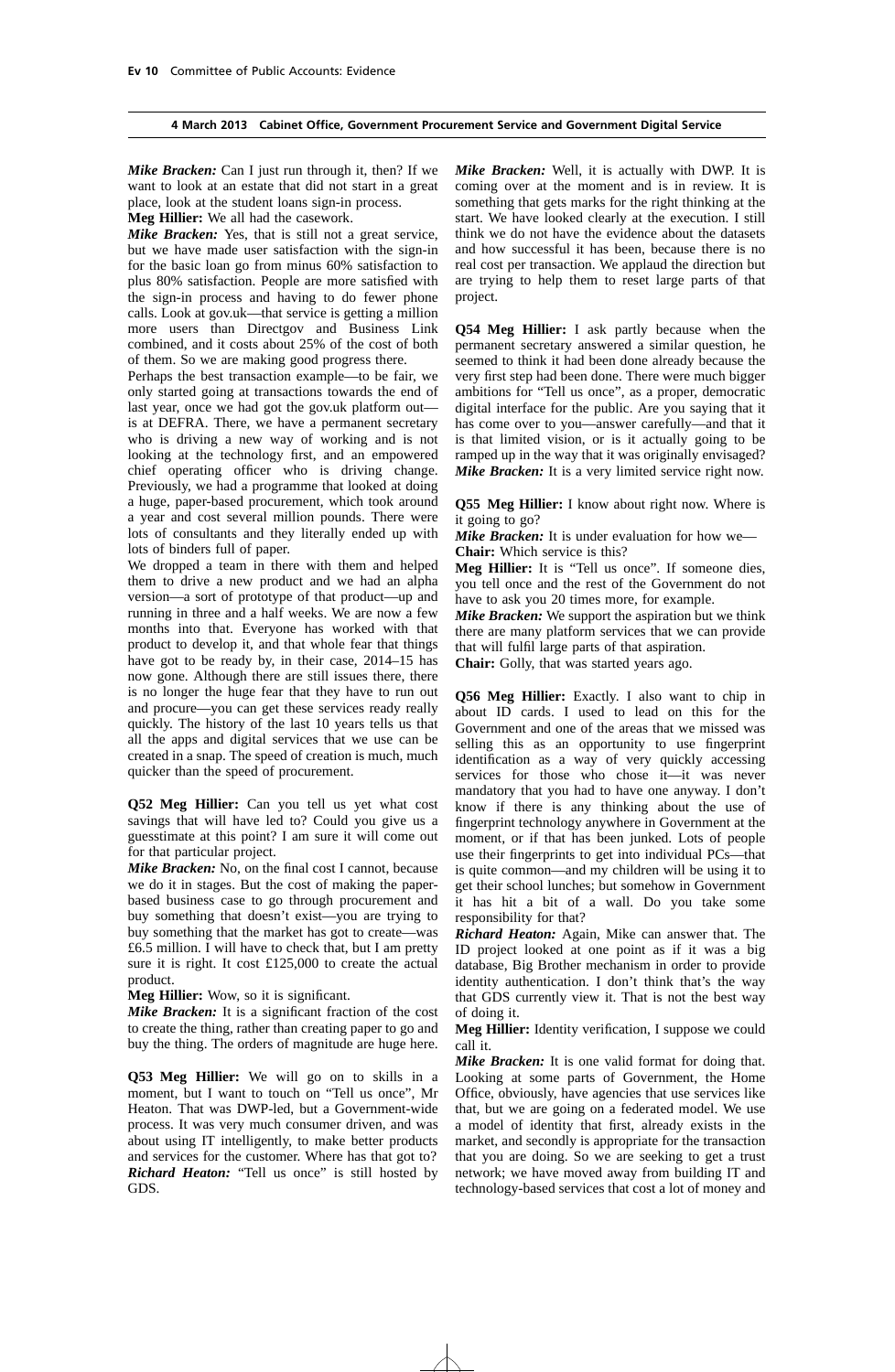***Mike Bracken:*** Can I just run through it, then? If we want to look at an estate that did not start in a great place, look at the student loans sign-in process.

**Meg Hillier:** We all had the casework.

***Mike Bracken:*** Yes, that is still not a great service, but we have made user satisfaction with the sign-in for the basic loan go from minus 60% satisfaction to plus 80% satisfaction. People are more satisfied with the sign-in process and having to do fewer phone calls. Look at gov.uk—that service is getting a million more users than Directgov and Business Link combined, and it costs about 25% of the cost of both of them. So we are making good progress there.

Perhaps the best transaction example—to be fair, we only started going at transactions towards the end of last year, once we had got the gov.uk platform out—is at DEFRA. There, we have a permanent secretary who is driving a new way of working and is not looking at the technology first, and an empowered chief operating officer who is driving change. Previously, we had a programme that looked at doing a huge, paper-based procurement, which took around a year and cost several million pounds. There were lots of consultants and they literally ended up with lots of binders full of paper.

We dropped a team in there with them and helped them to drive a new product and we had an alpha version—a sort of prototype of that product—up and running in three and a half weeks. We are now a few months into that. Everyone has worked with that product to develop it, and that whole fear that things have got to be ready by, in their case, 2014–15 has now gone. Although there are still issues there, there is no longer the huge fear that they have to run out and procure—you can get these services ready really quickly. The history of the last 10 years tells us that all the apps and digital services that we use can be created in a snap. The speed of creation is much, much quicker than the speed of procurement.

**Q52 Meg Hillier:** Can you tell us yet what cost savings that will have led to? Could you give us a guesstimate at this point? I am sure it will come out for that particular project.

***Mike Bracken:*** No, on the final cost I cannot, because we do it in stages. But the cost of making the paper-based business case to go through procurement and buy something that doesn't exist—you are trying to buy something that the market has got to create—was £6.5 million. I will have to check that, but I am pretty sure it is right. It cost £125,000 to create the actual product.

**Meg Hillier:** Wow, so it is significant.

***Mike Bracken:*** It is a significant fraction of the cost to create the thing, rather than creating paper to go and buy the thing. The orders of magnitude are huge here.

**Q53 Meg Hillier:** We will go on to skills in a moment, but I want to touch on "Tell us once", Mr Heaton. That was DWP-led, but a Government-wide process. It was very much consumer driven, and was about using IT intelligently, to make better products and services for the customer. Where has that got to?

***Richard Heaton:*** "Tell us once" is still hosted by GDS.

***Mike Bracken:*** Well, it is actually with DWP. It is coming over at the moment and is in review. It is something that gets marks for the right thinking at the start. We have looked clearly at the execution. I still think we do not have the evidence about the datasets and how successful it has been, because there is no real cost per transaction. We applaud the direction but are trying to help them to reset large parts of that project.

**Q54 Meg Hillier:** I ask partly because when the permanent secretary answered a similar question, he seemed to think it had been done already because the very first step had been done. There were much bigger ambitions for "Tell us once", as a proper, democratic digital interface for the public. Are you saying that it has come over to you—answer carefully—and that it is that limited vision, or is it actually going to be ramped up in the way that it was originally envisaged?

***Mike Bracken:*** It is a very limited service right now.

**Q55 Meg Hillier:** I know about right now. Where is it going to go?

***Mike Bracken:*** It is under evaluation for how we—

**Chair:** Which service is this?

**Meg Hillier:** It is "Tell us once". If someone dies, you tell once and the rest of the Government do not have to ask you 20 times more, for example.

***Mike Bracken:*** We support the aspiration but we think there are many platform services that we can provide that will fulfil large parts of that aspiration.

**Chair:** Golly, that was started years ago.

**Q56 Meg Hillier:** Exactly. I also want to chip in about ID cards. I used to lead on this for the Government and one of the areas that we missed was selling this as an opportunity to use fingerprint identification as a way of very quickly accessing services for those who chose it—it was never mandatory that you had to have one anyway. I don't know if there is any thinking about the use of fingerprint technology anywhere in Government at the moment, or if that has been junked. Lots of people use their fingerprints to get into individual PCs—that is quite common—and my children will be using it to get their school lunches; but somehow in Government it has hit a bit of a wall. Do you take some responsibility for that?

***Richard Heaton:*** Again, Mike can answer that. The ID project looked at one point as if it was a big database, Big Brother mechanism in order to provide identity authentication. I don't think that's the way that GDS currently view it. That is not the best way of doing it.

**Meg Hillier:** Identity verification, I suppose we could call it.

***Mike Bracken:*** It is one valid format for doing that. Looking at some parts of Government, the Home Office, obviously, have agencies that use services like that, but we are going on a federated model. We use a model of identity that first, already exists in the market, and secondly is appropriate for the transaction that you are doing. So we are seeking to get a trust network; we have moved away from building IT and technology-based services that cost a lot of money and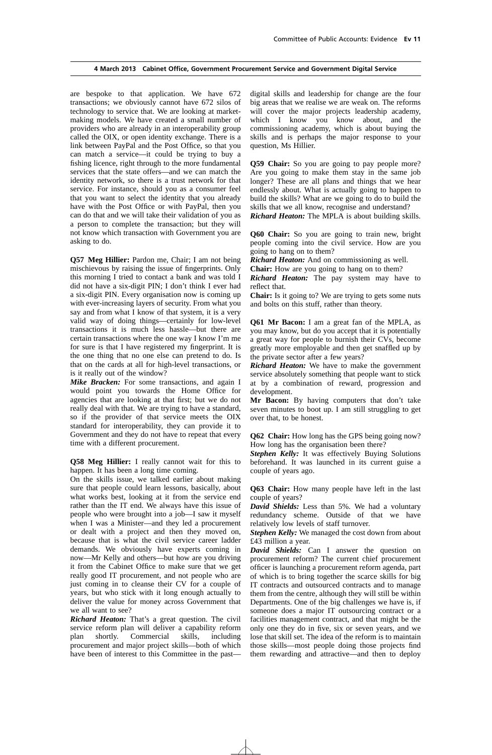are bespoke to that application. We have 672 transactions; we obviously cannot have 672 silos of technology to service that. We are looking at market-making models. We have created a small number of providers who are already in an interoperability group called the OIX, or open identity exchange. There is a link between PayPal and the Post Office, so that you can match a service—it could be trying to buy a fishing licence, right through to the more fundamental services that the state offers—and we can match the identity network, so there is a trust network for that service. For instance, should you as a consumer feel that you want to select the identity that you already have with the Post Office or with PayPal, then you can do that and we will take their validation of you as a person to complete the transaction; but they will not know which transaction with Government you are asking to do.

**Q57 Meg Hillier:** Pardon me, Chair; I am not being mischievous by raising the issue of fingerprints. Only this morning I tried to contact a bank and was told I did not have a six-digit PIN; I don't think I ever had a six-digit PIN. Every organisation now is coming up with ever-increasing layers of security. From what you say and from what I know of that system, it is a very valid way of doing things—certainly for low-level transactions it is much less hassle—but there are certain transactions where the one way I know I'm me for sure is that I have registered my fingerprint. It is the one thing that no one else can pretend to do. Is that on the cards at all for high-level transactions, or is it really out of the window?

***Mike Bracken:*** For some transactions, and again I would point you towards the Home Office for agencies that are looking at that first; but we do not really deal with that. We are trying to have a standard, so if the provider of that service meets the OIX standard for interoperability, they can provide it to Government and they do not have to repeat that every time with a different procurement.

**Q58 Meg Hillier:** I really cannot wait for this to happen. It has been a long time coming.

On the skills issue, we talked earlier about making sure that people could learn lessons, basically, about what works best, looking at it from the service end rather than the IT end. We always have this issue of people who were brought into a job—I saw it myself when I was a Minister—and they led a procurement or dealt with a project and then they moved on, because that is what the civil service career ladder demands. We obviously have experts coming in now—Mr Kelly and others—but how are you driving it from the Cabinet Office to make sure that we get really good IT procurement, and not people who are just coming in to cleanse their CV for a couple of years, but who stick with it long enough actually to deliver the value for money across Government that we all want to see?

***Richard Heaton:*** That's a great question. The civil service reform plan will deliver a capability reform plan shortly. Commercial skills, including procurement and major project skills—both of which have been of interest to this Committee in the past—digital skills and leadership for change are the four big areas that we realise we are weak on. The reforms will cover the major projects leadership academy, which I know you know about, and the commissioning academy, which is about buying the skills and is perhaps the major response to your question, Ms Hillier.

**Q59 Chair:** So you are going to pay people more? Are you going to make them stay in the same job longer? These are all plans and things that we hear endlessly about. What is actually going to happen to build the skills? What are we going to do to build the skills that we all know, recognise and understand?

***Richard Heaton:*** The MPLA is about building skills.

**Q60 Chair:** So you are going to train new, bright people coming into the civil service. How are you going to hang on to them?

***Richard Heaton:*** And on commissioning as well.

**Chair:** How are you going to hang on to them?

***Richard Heaton:*** The pay system may have to reflect that.

**Chair:** Is it going to? We are trying to gets some nuts and bolts on this stuff, rather than theory.

**Q61 Mr Bacon:** I am a great fan of the MPLA, as you may know, but do you accept that it is potentially a great way for people to burnish their CVs, become greatly more employable and then get snaffled up by the private sector after a few years?

***Richard Heaton:*** We have to make the government service absolutely something that people want to stick at by a combination of reward, progression and development.

**Mr Bacon:** By having computers that don't take seven minutes to boot up. I am still struggling to get over that, to be honest.

**Q62 Chair:** How long has the GPS being going now? How long has the organisation been there?

***Stephen Kelly:*** It was effectively Buying Solutions beforehand. It was launched in its current guise a couple of years ago.

**Q63 Chair:** How many people have left in the last couple of years?

***David Shields:*** Less than 5%. We had a voluntary redundancy scheme. Outside of that we have relatively low levels of staff turnover.

***Stephen Kelly:*** We managed the cost down from about £43 million a year.

***David Shields:*** Can I answer the question on procurement reform? The current chief procurement officer is launching a procurement reform agenda, part of which is to bring together the scarce skills for big IT contracts and outsourced contracts and to manage them from the centre, although they will still be within Departments. One of the big challenges we have is, if someone does a major IT outsourcing contract or a facilities management contract, and that might be the only one they do in five, six or seven years, and we lose that skill set. The idea of the reform is to maintain those skills—most people doing those projects find them rewarding and attractive—and then to deploy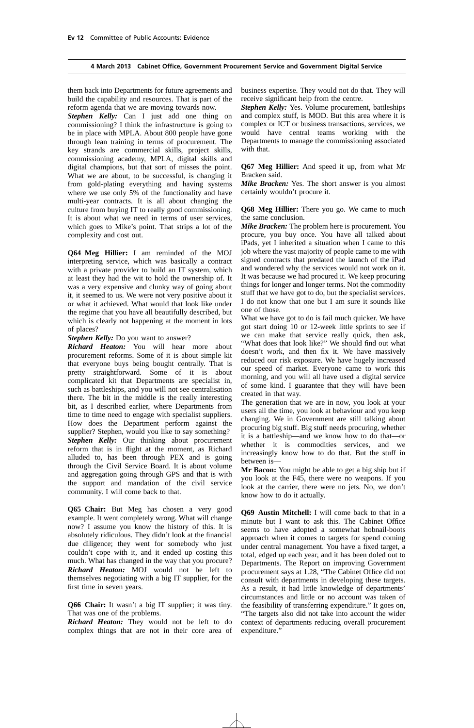them back into Departments for future agreements and build the capability and resources. That is part of the reform agenda that we are moving towards now.

***Stephen Kelly:*** Can I just add one thing on commissioning? I think the infrastructure is going to be in place with MPLA. About 800 people have gone through lean training in terms of procurement. The key strands are commercial skills, project skills, commissioning academy, MPLA, digital skills and digital champions, but that sort of misses the point. What we are about, to be successful, is changing it from gold-plating everything and having systems where we use only 5% of the functionality and have multi-year contracts. It is all about changing the culture from buying IT to really good commissioning. It is about what we need in terms of user services, which goes to Mike's point. That strips a lot of the complexity and cost out.

**Q64 Meg Hillier:** I am reminded of the MOJ interpreting service, which was basically a contract with a private provider to build an IT system, which at least they had the wit to hold the ownership of. It was a very expensive and clunky way of going about it, it seemed to us. We were not very positive about it or what it achieved. What would that look like under the regime that you have all beautifully described, but which is clearly not happening at the moment in lots of places?

***Stephen Kelly:*** Do you want to answer?

***Richard Heaton:*** You will hear more about procurement reforms. Some of it is about simple kit that everyone buys being bought centrally. That is pretty straightforward. Some of it is about complicated kit that Departments are specialist in, such as battleships, and you will not see centralisation there. The bit in the middle is the really interesting bit, as I described earlier, where Departments from time to time need to engage with specialist suppliers. How does the Department perform against the supplier? Stephen, would you like to say something?

***Stephen Kelly:*** Our thinking about procurement reform that is in flight at the moment, as Richard alluded to, has been through PEX and is going through the Civil Service Board. It is about volume and aggregation going through GPS and that is with the support and mandation of the civil service community. I will come back to that.

**Q65 Chair:** But Meg has chosen a very good example. It went completely wrong. What will change now? I assume you know the history of this. It is absolutely ridiculous. They didn't look at the financial due diligence; they went for somebody who just couldn't cope with it, and it ended up costing this much. What has changed in the way that you procure?

***Richard Heaton:*** MOJ would not be left to themselves negotiating with a big IT supplier, for the first time in seven years.

**Q66 Chair:** It wasn't a big IT supplier; it was tiny. That was one of the problems.

***Richard Heaton:*** They would not be left to do complex things that are not in their core area of business expertise. They would not do that. They will receive significant help from the centre.

***Stephen Kelly:*** Yes. Volume procurement, battleships and complex stuff, is MOD. But this area where it is complex or ICT or business transactions, services, we would have central teams working with the Departments to manage the commissioning associated with that.

**Q67 Meg Hillier:** And speed it up, from what Mr Bracken said.

***Mike Bracken:*** Yes. The short answer is you almost certainly wouldn't procure it.

**Q68 Meg Hillier:** There you go. We came to much the same conclusion.

***Mike Bracken:*** The problem here is procurement. You procure, you buy once. You have all talked about iPads, yet I inherited a situation when I came to this job where the vast majority of people came to me with signed contracts that predated the launch of the iPad and wondered why the services would not work on it. It was because we had procured it. We keep procuring things for longer and longer terms. Not the commodity stuff that we have got to do, but the specialist services. I do not know that one but I am sure it sounds like one of those.

What we have got to do is fail much quicker. We have got start doing 10 or 12-week little sprints to see if we can make that service really quick, then ask, "What does that look like?" We should find out what doesn't work, and then fix it. We have massively reduced our risk exposure. We have hugely increased our speed of market. Everyone came to work this morning, and you will all have used a digital service of some kind. I guarantee that they will have been created in that way.

The generation that we are in now, you look at your users all the time, you look at behaviour and you keep changing. We in Government are still talking about procuring big stuff. Big stuff needs procuring, whether it is a battleship—and we know how to do that—or whether it is commodities services, and we increasingly know how to do that. But the stuff in between is—

**Mr Bacon:** You might be able to get a big ship but if you look at the F45, there were no weapons. If you look at the carrier, there were no jets. No, we don't know how to do it actually.

**Q69 Austin Mitchell:** I will come back to that in a minute but I want to ask this. The Cabinet Office seems to have adopted a somewhat hobnail-boots approach when it comes to targets for spend coming under central management. You have a fixed target, a total, edged up each year, and it has been doled out to Departments. The Report on improving Government procurement says at 1.28, "The Cabinet Office did not consult with departments in developing these targets. As a result, it had little knowledge of departments' circumstances and little or no account was taken of the feasibility of transferring expenditure." It goes on, "The targets also did not take into account the wider context of departments reducing overall procurement expenditure."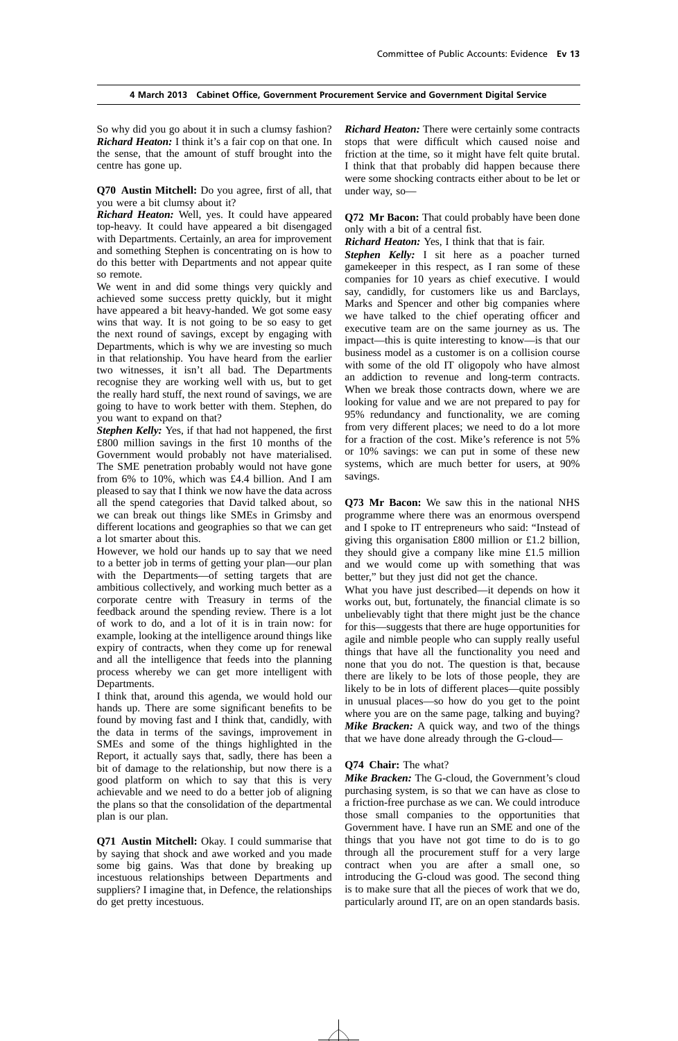So why did you go about it in such a clumsy fashion?

***Richard Heaton:*** I think it's a fair cop on that one. In the sense, that the amount of stuff brought into the centre has gone up.

**Q70 Austin Mitchell:** Do you agree, first of all, that you were a bit clumsy about it?

***Richard Heaton:*** Well, yes. It could have appeared top-heavy. It could have appeared a bit disengaged with Departments. Certainly, an area for improvement and something Stephen is concentrating on is how to do this better with Departments and not appear quite so remote.

We went in and did some things very quickly and achieved some success pretty quickly, but it might have appeared a bit heavy-handed. We got some easy wins that way. It is not going to be so easy to get the next round of savings, except by engaging with Departments, which is why we are investing so much in that relationship. You have heard from the earlier two witnesses, it isn't all bad. The Departments recognise they are working well with us, but to get the really hard stuff, the next round of savings, we are going to have to work better with them. Stephen, do you want to expand on that?

***Stephen Kelly:*** Yes, if that had not happened, the first £800 million savings in the first 10 months of the Government would probably not have materialised. The SME penetration probably would not have gone from 6% to 10%, which was £4.4 billion. And I am pleased to say that I think we now have the data across all the spend categories that David talked about, so we can break out things like SMEs in Grimsby and different locations and geographies so that we can get a lot smarter about this.

However, we hold our hands up to say that we need to a better job in terms of getting your plan—our plan with the Departments—of setting targets that are ambitious collectively, and working much better as a corporate centre with Treasury in terms of the feedback around the spending review. There is a lot of work to do, and a lot of it is in train now: for example, looking at the intelligence around things like expiry of contracts, when they come up for renewal and all the intelligence that feeds into the planning process whereby we can get more intelligent with Departments.

I think that, around this agenda, we would hold our hands up. There are some significant benefits to be found by moving fast and I think that, candidly, with the data in terms of the savings, improvement in SMEs and some of the things highlighted in the Report, it actually says that, sadly, there has been a bit of damage to the relationship, but now there is a good platform on which to say that this is very achievable and we need to do a better job of aligning the plans so that the consolidation of the departmental plan is our plan.

**Q71 Austin Mitchell:** Okay. I could summarise that by saying that shock and awe worked and you made some big gains. Was that done by breaking up incestuous relationships between Departments and suppliers? I imagine that, in Defence, the relationships do get pretty incestuous.

***Richard Heaton:*** There were certainly some contracts stops that were difficult which caused noise and friction at the time, so it might have felt quite brutal. I think that that probably did happen because there were some shocking contracts either about to be let or under way, so—

**Q72 Mr Bacon:** That could probably have been done only with a bit of a central fist.

***Richard Heaton:*** Yes, I think that that is fair.

***Stephen Kelly:*** I sit here as a poacher turned gamekeeper in this respect, as I ran some of these companies for 10 years as chief executive. I would say, candidly, for customers like us and Barclays, Marks and Spencer and other big companies where we have talked to the chief operating officer and executive team are on the same journey as us. The impact—this is quite interesting to know—is that our business model as a customer is on a collision course with some of the old IT oligopoly who have almost an addiction to revenue and long-term contracts. When we break those contracts down, where we are looking for value and we are not prepared to pay for 95% redundancy and functionality, we are coming from very different places; we need to do a lot more for a fraction of the cost. Mike's reference is not 5% or 10% savings: we can put in some of these new systems, which are much better for users, at 90% savings.

**Q73 Mr Bacon:** We saw this in the national NHS programme where there was an enormous overspend and I spoke to IT entrepreneurs who said: "Instead of giving this organisation £800 million or £1.2 billion, they should give a company like mine £1.5 million and we would come up with something that was better," but they just did not get the chance.

What you have just described—it depends on how it works out, but, fortunately, the financial climate is so unbelievably tight that there might just be the chance for this—suggests that there are huge opportunities for agile and nimble people who can supply really useful things that have all the functionality you need and none that you do not. The question is that, because there are likely to be lots of those people, they are likely to be in lots of different places—quite possibly in unusual places—so how do you get to the point where you are on the same page, talking and buying?

***Mike Bracken:*** A quick way, and two of the things that we have done already through the G-cloud—

**Q74 Chair:** The what?

***Mike Bracken:*** The G-cloud, the Government's cloud purchasing system, is so that we can have as close to a friction-free purchase as we can. We could introduce those small companies to the opportunities that Government have. I have run an SME and one of the things that you have not got time to do is to go through all the procurement stuff for a very large contract when you are after a small one, so introducing the G-cloud was good. The second thing is to make sure that all the pieces of work that we do, particularly around IT, are on an open standards basis.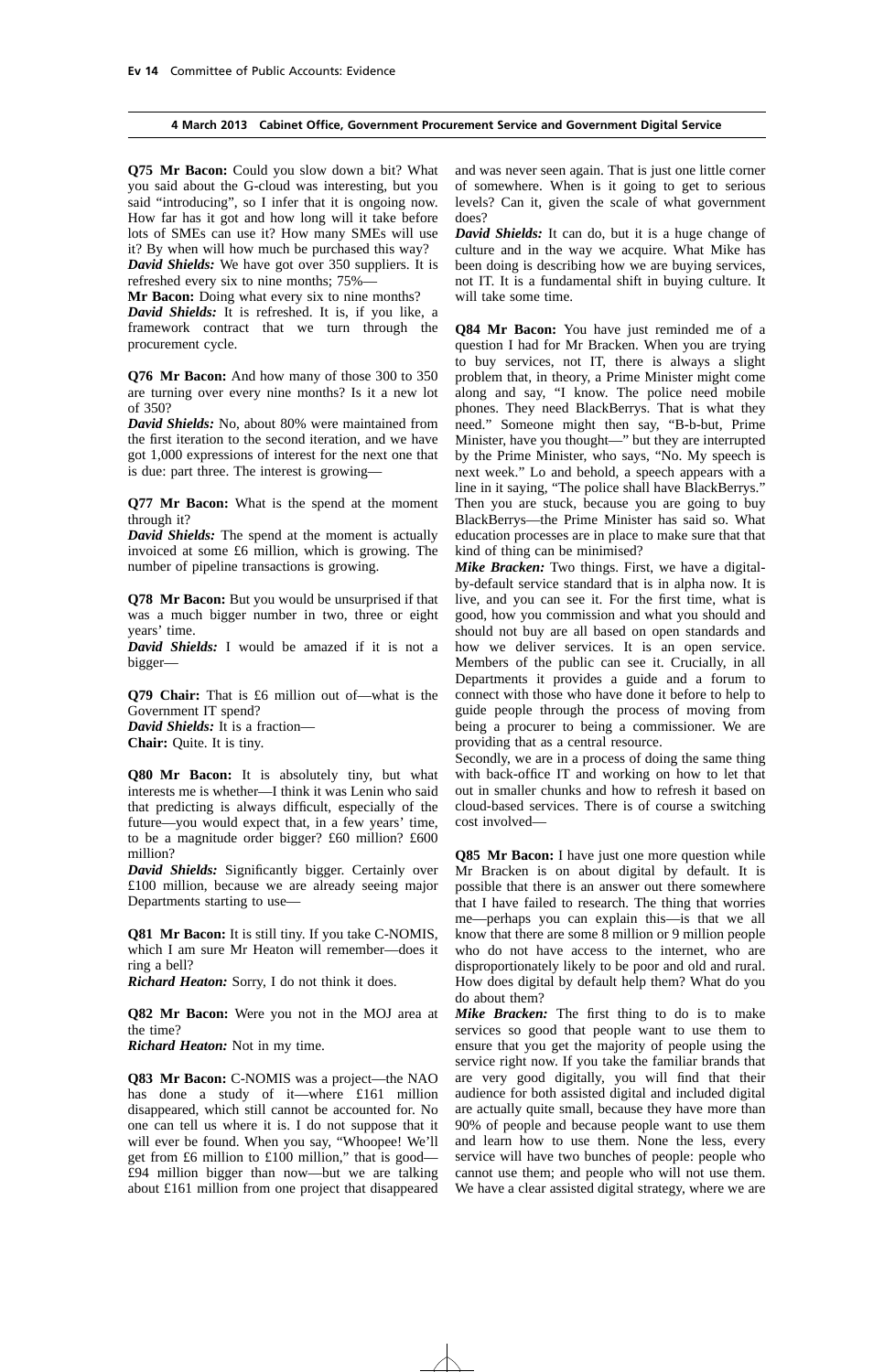**Q75 Mr Bacon:** Could you slow down a bit? What you said about the G-cloud was interesting, but you said "introducing", so I infer that it is ongoing now. How far has it got and how long will it take before lots of SMEs can use it? How many SMEs will use it? By when will how much be purchased this way?

***David Shields:*** We have got over 350 suppliers. It is refreshed every six to nine months; 75%—

**Mr Bacon:** Doing what every six to nine months?

***David Shields:*** It is refreshed. It is, if you like, a framework contract that we turn through the procurement cycle.

**Q76 Mr Bacon:** And how many of those 300 to 350 are turning over every nine months? Is it a new lot of 350?

***David Shields:*** No, about 80% were maintained from the first iteration to the second iteration, and we have got 1,000 expressions of interest for the next one that is due: part three. The interest is growing—

**Q77 Mr Bacon:** What is the spend at the moment through it?

***David Shields:*** The spend at the moment is actually invoiced at some £6 million, which is growing. The number of pipeline transactions is growing.

**Q78 Mr Bacon:** But you would be unsurprised if that was a much bigger number in two, three or eight years' time.

***David Shields:*** I would be amazed if it is not a bigger—

**Q79 Chair:** That is £6 million out of—what is the Government IT spend?

***David Shields:*** It is a fraction—

**Chair:** Quite. It is tiny.

**Q80 Mr Bacon:** It is absolutely tiny, but what interests me is whether—I think it was Lenin who said that predicting is always difficult, especially of the future—you would expect that, in a few years' time, to be a magnitude order bigger? £60 million? £600 million?

***David Shields:*** Significantly bigger. Certainly over £100 million, because we are already seeing major Departments starting to use—

**Q81 Mr Bacon:** It is still tiny. If you take C-NOMIS, which I am sure Mr Heaton will remember—does it ring a bell?

***Richard Heaton:*** Sorry, I do not think it does.

**Q82 Mr Bacon:** Were you not in the MOJ area at the time?

***Richard Heaton:*** Not in my time.

**Q83 Mr Bacon:** C-NOMIS was a project—the NAO has done a study of it—where £161 million disappeared, which still cannot be accounted for. No one can tell us where it is. I do not suppose that it will ever be found. When you say, "Whoopee! We'll get from £6 million to £100 million," that is good—£94 million bigger than now—but we are talking about £161 million from one project that disappeared and was never seen again. That is just one little corner of somewhere. When is it going to get to serious levels? Can it, given the scale of what government does?

***David Shields:*** It can do, but it is a huge change of culture and in the way we acquire. What Mike has been doing is describing how we are buying services, not IT. It is a fundamental shift in buying culture. It will take some time.

**Q84 Mr Bacon:** You have just reminded me of a question I had for Mr Bracken. When you are trying to buy services, not IT, there is always a slight problem that, in theory, a Prime Minister might come along and say, "I know. The police need mobile phones. They need BlackBerrys. That is what they need." Someone might then say, "B-b-but, Prime Minister, have you thought—" but they are interrupted by the Prime Minister, who says, "No. My speech is next week." Lo and behold, a speech appears with a line in it saying, "The police shall have BlackBerrys." Then you are stuck, because you are going to buy BlackBerrys—the Prime Minister has said so. What education processes are in place to make sure that that kind of thing can be minimised?

***Mike Bracken:*** Two things. First, we have a digital-by-default service standard that is in alpha now. It is live, and you can see it. For the first time, what is good, how you commission and what you should and should not buy are all based on open standards and how we deliver services. It is an open service. Members of the public can see it. Crucially, in all Departments it provides a guide and a forum to connect with those who have done it before to help to guide people through the process of moving from being a procurer to being a commissioner. We are providing that as a central resource.

Secondly, we are in a process of doing the same thing with back-office IT and working on how to let that out in smaller chunks and how to refresh it based on cloud-based services. There is of course a switching cost involved—

**Q85 Mr Bacon:** I have just one more question while Mr Bracken is on about digital by default. It is possible that there is an answer out there somewhere that I have failed to research. The thing that worries me—perhaps you can explain this—is that we all know that there are some 8 million or 9 million people who do not have access to the internet, who are disproportionately likely to be poor and old and rural. How does digital by default help them? What do you do about them?

***Mike Bracken:*** The first thing to do is to make services so good that people want to use them to ensure that you get the majority of people using the service right now. If you take the familiar brands that are very good digitally, you will find that their audience for both assisted digital and included digital are actually quite small, because they have more than 90% of people and because people want to use them and learn how to use them. None the less, every service will have two bunches of people: people who cannot use them; and people who will not use them. We have a clear assisted digital strategy, where we are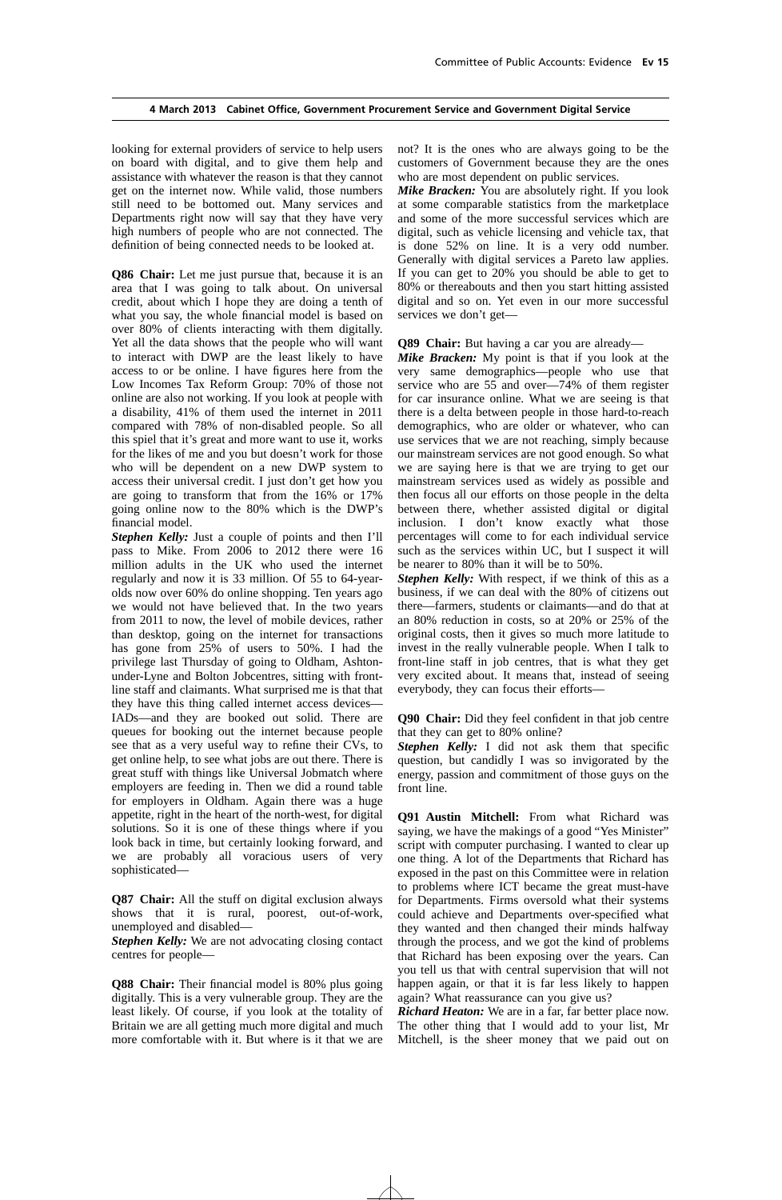looking for external providers of service to help users on board with digital, and to give them help and assistance with whatever the reason is that they cannot get on the internet now. While valid, those numbers still need to be bottomed out. Many services and Departments right now will say that they have very high numbers of people who are not connected. The definition of being connected needs to be looked at.

**Q86 Chair:** Let me just pursue that, because it is an area that I was going to talk about. On universal credit, about which I hope they are doing a tenth of what you say, the whole financial model is based on over 80% of clients interacting with them digitally. Yet all the data shows that the people who will want to interact with DWP are the least likely to have access to or be online. I have figures here from the Low Incomes Tax Reform Group: 70% of those not online are also not working. If you look at people with a disability, 41% of them used the internet in 2011 compared with 78% of non-disabled people. So all this spiel that it's great and more want to use it, works for the likes of me and you but doesn't work for those who will be dependent on a new DWP system to access their universal credit. I just don't get how you are going to transform that from the 16% or 17% going online now to the 80% which is the DWP's financial model.

***Stephen Kelly:*** Just a couple of points and then I'll pass to Mike. From 2006 to 2012 there were 16 million adults in the UK who used the internet regularly and now it is 33 million. Of 55 to 64-year-olds now over 60% do online shopping. Ten years ago we would not have believed that. In the two years from 2011 to now, the level of mobile devices, rather than desktop, going on the internet for transactions has gone from 25% of users to 50%. I had the privilege last Thursday of going to Oldham, Ashton-under-Lyne and Bolton Jobcentres, sitting with front-line staff and claimants. What surprised me is that that they have this thing called internet access devices—IADs—and they are booked out solid. There are queues for booking out the internet because people see that as a very useful way to refine their CVs, to get online help, to see what jobs are out there. There is great stuff with things like Universal Jobmatch where employers are feeding in. Then we did a round table for employers in Oldham. Again there was a huge appetite, right in the heart of the north-west, for digital solutions. So it is one of these things where if you look back in time, but certainly looking forward, and we are probably all voracious users of very sophisticated—

**Q87 Chair:** All the stuff on digital exclusion always shows that it is rural, poorest, out-of-work, unemployed and disabled—

***Stephen Kelly:*** We are not advocating closing contact centres for people—

**Q88 Chair:** Their financial model is 80% plus going digitally. This is a very vulnerable group. They are the least likely. Of course, if you look at the totality of Britain we are all getting much more digital and much more comfortable with it. But where is it that we are not? It is the ones who are always going to be the customers of Government because they are the ones who are most dependent on public services.

***Mike Bracken:*** You are absolutely right. If you look at some comparable statistics from the marketplace and some of the more successful services which are digital, such as vehicle licensing and vehicle tax, that is done 52% on line. It is a very odd number. Generally with digital services a Pareto law applies. If you can get to 20% you should be able to get to 80% or thereabouts and then you start hitting assisted digital and so on. Yet even in our more successful services we don't get—

**Q89 Chair:** But having a car you are already—

***Mike Bracken:*** My point is that if you look at the very same demographics—people who use that service who are 55 and over—74% of them register for car insurance online. What we are seeing is that there is a delta between people in those hard-to-reach demographics, who are older or whatever, who can use services that we are not reaching, simply because our mainstream services are not good enough. So what we are saying here is that we are trying to get our mainstream services used as widely as possible and then focus all our efforts on those people in the delta between there, whether assisted digital or digital inclusion. I don't know exactly what those percentages will come to for each individual service such as the services within UC, but I suspect it will be nearer to 80% than it will be to 50%.

***Stephen Kelly:*** With respect, if we think of this as a business, if we can deal with the 80% of citizens out there—farmers, students or claimants—and do that at an 80% reduction in costs, so at 20% or 25% of the original costs, then it gives so much more latitude to invest in the really vulnerable people. When I talk to front-line staff in job centres, that is what they get very excited about. It means that, instead of seeing everybody, they can focus their efforts—

**Q90 Chair:** Did they feel confident in that job centre that they can get to 80% online?

***Stephen Kelly:*** I did not ask them that specific question, but candidly I was so invigorated by the energy, passion and commitment of those guys on the front line.

**Q91 Austin Mitchell:** From what Richard was saying, we have the makings of a good "Yes Minister" script with computer purchasing. I wanted to clear up one thing. A lot of the Departments that Richard has exposed in the past on this Committee were in relation to problems where ICT became the great must-have for Departments. Firms oversold what their systems could achieve and Departments over-specified what they wanted and then changed their minds halfway through the process, and we got the kind of problems that Richard has been exposing over the years. Can you tell us that with central supervision that will not happen again, or that it is far less likely to happen again? What reassurance can you give us?

***Richard Heaton:*** We are in a far, far better place now. The other thing that I would add to your list, Mr Mitchell, is the sheer money that we paid out on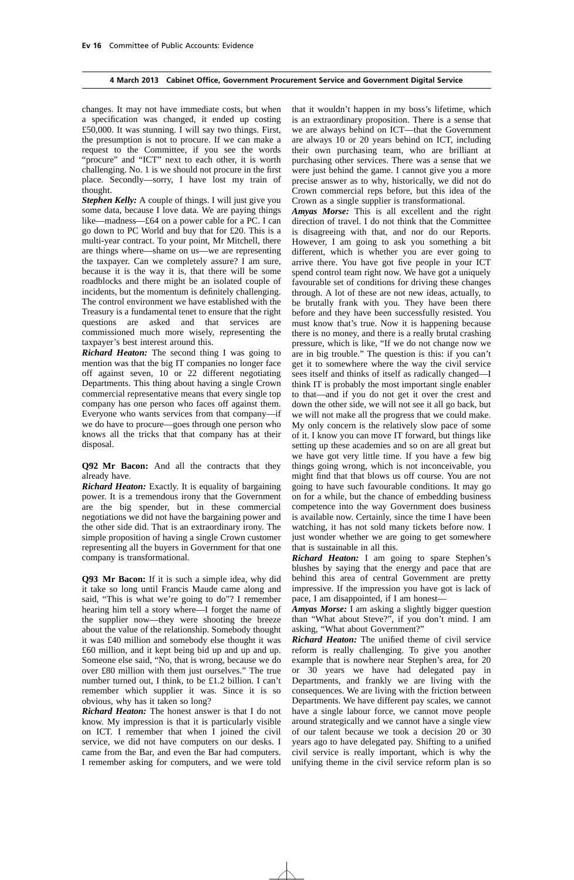changes. It may not have immediate costs, but when a specification was changed, it ended up costing £50,000. It was stunning. I will say two things. First, the presumption is not to procure. If we can make a request to the Committee, if you see the words "procure" and "ICT" next to each other, it is worth challenging. No. 1 is we should not procure in the first place. Secondly—sorry, I have lost my train of thought.

***Stephen Kelly:*** A couple of things. I will just give you some data, because I love data. We are paying things like—madness—£64 on a power cable for a PC. I can go down to PC World and buy that for £20. This is a multi-year contract. To your point, Mr Mitchell, there are things where—shame on us—we are representing the taxpayer. Can we completely assure? I am sure, because it is the way it is, that there will be some roadblocks and there might be an isolated couple of incidents, but the momentum is definitely challenging. The control environment we have established with the Treasury is a fundamental tenet to ensure that the right questions are asked and that services are commissioned much more wisely, representing the taxpayer's best interest around this.

***Richard Heaton:*** The second thing I was going to mention was that the big IT companies no longer face off against seven, 10 or 22 different negotiating Departments. This thing about having a single Crown commercial representative means that every single top company has one person who faces off against them. Everyone who wants services from that company—if we do have to procure—goes through one person who knows all the tricks that that company has at their disposal.

**Q92 Mr Bacon:** And all the contracts that they already have.

***Richard Heaton:*** Exactly. It is equality of bargaining power. It is a tremendous irony that the Government are the big spender, but in these commercial negotiations we did not have the bargaining power and the other side did. That is an extraordinary irony. The simple proposition of having a single Crown customer representing all the buyers in Government for that one company is transformational.

**Q93 Mr Bacon:** If it is such a simple idea, why did it take so long until Francis Maude came along and said, "This is what we're going to do"? I remember hearing him tell a story where—I forget the name of the supplier now—they were shooting the breeze about the value of the relationship. Somebody thought it was £40 million and somebody else thought it was £60 million, and it kept being bid up and up and up. Someone else said, "No, that is wrong, because we do over £80 million with them just ourselves." The true number turned out, I think, to be £1.2 billion. I can't remember which supplier it was. Since it is so obvious, why has it taken so long?

***Richard Heaton:*** The honest answer is that I do not know. My impression is that it is particularly visible on ICT. I remember that when I joined the civil service, we did not have computers on our desks. I came from the Bar, and even the Bar had computers. I remember asking for computers, and we were told that it wouldn't happen in my boss's lifetime, which is an extraordinary proposition. There is a sense that we are always behind on ICT—that the Government are always 10 or 20 years behind on ICT, including their own purchasing team, who are brilliant at purchasing other services. There was a sense that we were just behind the game. I cannot give you a more precise answer as to why, historically, we did not do Crown commercial reps before, but this idea of the Crown as a single supplier is transformational.

***Amyas Morse:*** This is all excellent and the right direction of travel. I do not think that the Committee is disagreeing with that, and nor do our Reports. However, I am going to ask you something a bit different, which is whether you are ever going to arrive there. You have got five people in your ICT spend control team right now. We have got a uniquely favourable set of conditions for driving these changes through. A lot of these are not new ideas, actually, to be brutally frank with you. They have been there before and they have been successfully resisted. You must know that's true. Now it is happening because there is no money, and there is a really brutal crashing pressure, which is like, "If we do not change now we are in big trouble." The question is this: if you can't get it to somewhere where the way the civil service sees itself and thinks of itself as radically changed—I think IT is probably the most important single enabler to that—and if you do not get it over the crest and down the other side, we will not see it all go back, but we will not make all the progress that we could make. My only concern is the relatively slow pace of some of it. I know you can move IT forward, but things like setting up these academies and so on are all great but we have got very little time. If you have a few big things going wrong, which is not inconceivable, you might find that that blows us off course. You are not going to have such favourable conditions. It may go on for a while, but the chance of embedding business competence into the way Government does business is available now. Certainly, since the time I have been watching, it has not sold many tickets before now. I just wonder whether we are going to get somewhere that is sustainable in all this.

***Richard Heaton:*** I am going to spare Stephen's blushes by saying that the energy and pace that are behind this area of central Government are pretty impressive. If the impression you have got is lack of pace, I am disappointed, if I am honest—

***Amyas Morse:*** I am asking a slightly bigger question than "What about Steve?", if you don't mind. I am asking, "What about Government?"

***Richard Heaton:*** The unified theme of civil service reform is really challenging. To give you another example that is nowhere near Stephen's area, for 20 or 30 years we have had delegated pay in Departments, and frankly we are living with the consequences. We are living with the friction between Departments. We have different pay scales, we cannot have a single labour force, we cannot move people around strategically and we cannot have a single view of our talent because we took a decision 20 or 30 years ago to have delegated pay. Shifting to a unified civil service is really important, which is why the unifying theme in the civil service reform plan is so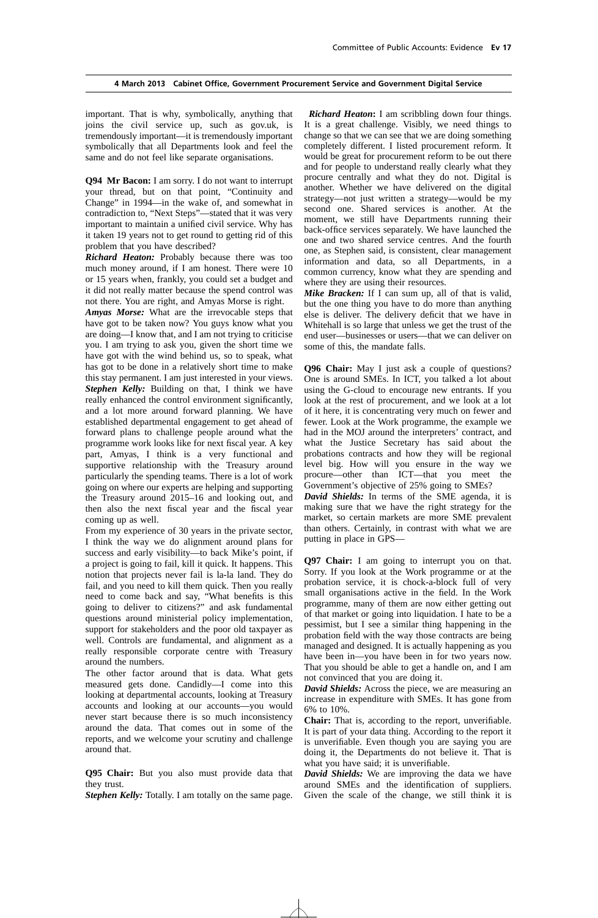important. That is why, symbolically, anything that joins the civil service up, such as gov.uk, is tremendously important—it is tremendously important symbolically that all Departments look and feel the same and do not feel like separate organisations.

**Q94 Mr Bacon:** I am sorry. I do not want to interrupt your thread, but on that point, "Continuity and Change" in 1994—in the wake of, and somewhat in contradiction to, "Next Steps"—stated that it was very important to maintain a unified civil service. Why has it taken 19 years not to get round to getting rid of this problem that you have described?

***Richard Heaton:*** Probably because there was too much money around, if I am honest. There were 10 or 15 years when, frankly, you could set a budget and it did not really matter because the spend control was not there. You are right, and Amyas Morse is right.

***Amyas Morse:*** What are the irrevocable steps that have got to be taken now? You guys know what you are doing—I know that, and I am not trying to criticise you. I am trying to ask you, given the short time we have got with the wind behind us, so to speak, what has got to be done in a relatively short time to make this stay permanent. I am just interested in your views.

***Stephen Kelly:*** Building on that, I think we have really enhanced the control environment significantly, and a lot more around forward planning. We have established departmental engagement to get ahead of forward plans to challenge people around what the programme work looks like for next fiscal year. A key part, Amyas, I think is a very functional and supportive relationship with the Treasury around particularly the spending teams. There is a lot of work going on where our experts are helping and supporting the Treasury around 2015–16 and looking out, and then also the next fiscal year and the fiscal year coming up as well.

From my experience of 30 years in the private sector, I think the way we do alignment around plans for success and early visibility—to back Mike's point, if a project is going to fail, kill it quick. It happens. This notion that projects never fail is la-la land. They do fail, and you need to kill them quick. Then you really need to come back and say, "What benefits is this going to deliver to citizens?" and ask fundamental questions around ministerial policy implementation, support for stakeholders and the poor old taxpayer as well. Controls are fundamental, and alignment as a really responsible corporate centre with Treasury around the numbers.

The other factor around that is data. What gets measured gets done. Candidly—I come into this looking at departmental accounts, looking at Treasury accounts and looking at our accounts—you would never start because there is so much inconsistency around the data. That comes out in some of the reports, and we welcome your scrutiny and challenge around that.

**Q95 Chair:** But you also must provide data that they trust.

***Stephen Kelly:*** Totally. I am totally on the same page.

***Richard Heaton*:** I am scribbling down four things. It is a great challenge. Visibly, we need things to change so that we can see that we are doing something completely different. I listed procurement reform. It would be great for procurement reform to be out there and for people to understand really clearly what they procure centrally and what they do not. Digital is another. Whether we have delivered on the digital strategy—not just written a strategy—would be my second one. Shared services is another. At the moment, we still have Departments running their back-office services separately. We have launched the one and two shared service centres. And the fourth one, as Stephen said, is consistent, clear management information and data, so all Departments, in a common currency, know what they are spending and where they are using their resources.

***Mike Bracken:*** If I can sum up, all of that is valid, but the one thing you have to do more than anything else is deliver. The delivery deficit that we have in Whitehall is so large that unless we get the trust of the end user—businesses or users—that we can deliver on some of this, the mandate falls.

**Q96 Chair:** May I just ask a couple of questions? One is around SMEs. In ICT, you talked a lot about using the G-cloud to encourage new entrants. If you look at the rest of procurement, and we look at a lot of it here, it is concentrating very much on fewer and fewer. Look at the Work programme, the example we had in the MOJ around the interpreters' contract, and what the Justice Secretary has said about the probations contracts and how they will be regional level big. How will you ensure in the way we procure—other than ICT—that you meet the Government's objective of 25% going to SMEs?

***David Shields:*** In terms of the SME agenda, it is making sure that we have the right strategy for the market, so certain markets are more SME prevalent than others. Certainly, in contrast with what we are putting in place in GPS—

**Q97 Chair:** I am going to interrupt you on that. Sorry. If you look at the Work programme or at the probation service, it is chock-a-block full of very small organisations active in the field. In the Work programme, many of them are now either getting out of that market or going into liquidation. I hate to be a pessimist, but I see a similar thing happening in the probation field with the way those contracts are being managed and designed. It is actually happening as you have been in—you have been in for two years now. That you should be able to get a handle on, and I am not convinced that you are doing it.

***David Shields:*** Across the piece, we are measuring an increase in expenditure with SMEs. It has gone from 6% to 10%.

**Chair:** That is, according to the report, unverifiable. It is part of your data thing. According to the report it is unverifiable. Even though you are saying you are doing it, the Departments do not believe it. That is what you have said; it is unverifiable.

***David Shields:*** We are improving the data we have around SMEs and the identification of suppliers. Given the scale of the change, we still think it is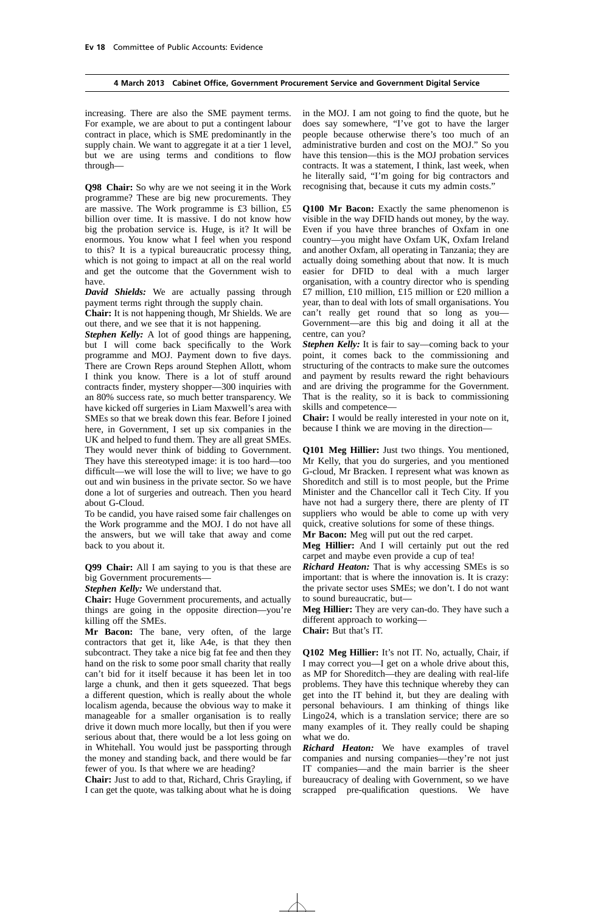increasing. There are also the SME payment terms. For example, we are about to put a contingent labour contract in place, which is SME predominantly in the supply chain. We want to aggregate it at a tier 1 level, but we are using terms and conditions to flow through—

**Q98 Chair:** So why are we not seeing it in the Work programme? These are big new procurements. They are massive. The Work programme is £3 billion, £5 billion over time. It is massive. I do not know how big the probation service is. Huge, is it? It will be enormous. You know what I feel when you respond to this? It is a typical bureaucratic processy thing, which is not going to impact at all on the real world and get the outcome that the Government wish to have.

***David Shields:*** We are actually passing through payment terms right through the supply chain.

**Chair:** It is not happening though, Mr Shields. We are out there, and we see that it is not happening.

***Stephen Kelly:*** A lot of good things are happening, but I will come back specifically to the Work programme and MOJ. Payment down to five days. There are Crown Reps around Stephen Allott, whom I think you know. There is a lot of stuff around contracts finder, mystery shopper—300 inquiries with an 80% success rate, so much better transparency. We have kicked off surgeries in Liam Maxwell's area with SMEs so that we break down this fear. Before I joined here, in Government, I set up six companies in the UK and helped to fund them. They are all great SMEs. They would never think of bidding to Government. They have this stereotyped image: it is too hard—too difficult—we will lose the will to live; we have to go out and win business in the private sector. So we have done a lot of surgeries and outreach. Then you heard about G-Cloud.

To be candid, you have raised some fair challenges on the Work programme and the MOJ. I do not have all the answers, but we will take that away and come back to you about it.

**Q99 Chair:** All I am saying to you is that these are big Government procurements—

***Stephen Kelly:*** We understand that.

**Chair:** Huge Government procurements, and actually things are going in the opposite direction—you're killing off the SMEs.

**Mr Bacon:** The bane, very often, of the large contractors that get it, like A4e, is that they then subcontract. They take a nice big fat fee and then they hand on the risk to some poor small charity that really can't bid for it itself because it has been let in too large a chunk, and then it gets squeezed. That begs a different question, which is really about the whole localism agenda, because the obvious way to make it manageable for a smaller organisation is to really drive it down much more locally, but then if you were serious about that, there would be a lot less going on in Whitehall. You would just be passporting through the money and standing back, and there would be far fewer of you. Is that where we are heading?

**Chair:** Just to add to that, Richard, Chris Grayling, if I can get the quote, was talking about what he is doing in the MOJ. I am not going to find the quote, but he does say somewhere, "I've got to have the larger people because otherwise there's too much of an administrative burden and cost on the MOJ." So you have this tension—this is the MOJ probation services contracts. It was a statement, I think, last week, when he literally said, "I'm going for big contractors and recognising that, because it cuts my admin costs."

**Q100 Mr Bacon:** Exactly the same phenomenon is visible in the way DFID hands out money, by the way. Even if you have three branches of Oxfam in one country—you might have Oxfam UK, Oxfam Ireland and another Oxfam, all operating in Tanzania; they are actually doing something about that now. It is much easier for DFID to deal with a much larger organisation, with a country director who is spending £7 million, £10 million, £15 million or £20 million a year, than to deal with lots of small organisations. You can't really get round that so long as you—Government—are this big and doing it all at the centre, can you?

***Stephen Kelly:*** It is fair to say—coming back to your point, it comes back to the commissioning and structuring of the contracts to make sure the outcomes and payment by results reward the right behaviours and are driving the programme for the Government. That is the reality, so it is back to commissioning skills and competence—

**Chair:** I would be really interested in your note on it, because I think we are moving in the direction—

**Q101 Meg Hillier:** Just two things. You mentioned, Mr Kelly, that you do surgeries, and you mentioned G-cloud, Mr Bracken. I represent what was known as Shoreditch and still is to most people, but the Prime Minister and the Chancellor call it Tech City. If you have not had a surgery there, there are plenty of IT suppliers who would be able to come up with very quick, creative solutions for some of these things.

**Mr Bacon:** Meg will put out the red carpet.

**Meg Hillier:** And I will certainly put out the red carpet and maybe even provide a cup of tea!

***Richard Heaton:*** That is why accessing SMEs is so important: that is where the innovation is. It is crazy: the private sector uses SMEs; we don't. I do not want to sound bureaucratic, but—

**Meg Hillier:** They are very can-do. They have such a different approach to working—

**Chair:** But that's IT.

**Q102 Meg Hillier:** It's not IT. No, actually, Chair, if I may correct you—I get on a whole drive about this, as MP for Shoreditch—they are dealing with real-life problems. They have this technique whereby they can get into the IT behind it, but they are dealing with personal behaviours. I am thinking of things like Lingo24, which is a translation service; there are so many examples of it. They really could be shaping what we do.

***Richard Heaton:*** We have examples of travel companies and nursing companies—they're not just IT companies—and the main barrier is the sheer bureaucracy of dealing with Government, so we have scrapped pre-qualification questions. We have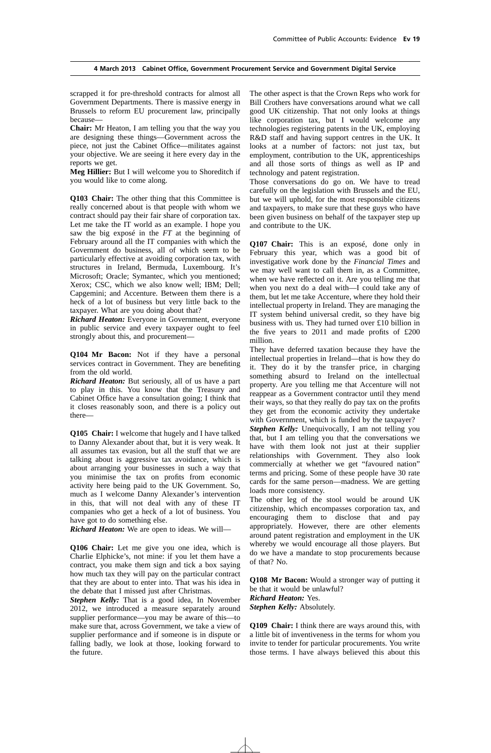scrapped it for pre-threshold contracts for almost all Government Departments. There is massive energy in Brussels to reform EU procurement law, principally because—

**Chair:** Mr Heaton, I am telling you that the way you are designing these things—Government across the piece, not just the Cabinet Office—militates against your objective. We are seeing it here every day in the reports we get.

**Meg Hillier:** But I will welcome you to Shoreditch if you would like to come along.

**Q103 Chair:** The other thing that this Committee is really concerned about is that people with whom we contract should pay their fair share of corporation tax. Let me take the IT world as an example. I hope you saw the big exposé in the *FT* at the beginning of February around all the IT companies with which the Government do business, all of which seem to be particularly effective at avoiding corporation tax, with structures in Ireland, Bermuda, Luxembourg. It's Microsoft; Oracle; Symantec, which you mentioned; Xerox; CSC, which we also know well; IBM; Dell; Capgemini; and Accenture. Between them there is a heck of a lot of business but very little back to the taxpayer. What are you doing about that?

***Richard Heaton:*** Everyone in Government, everyone in public service and every taxpayer ought to feel strongly about this, and procurement—

**Q104 Mr Bacon:** Not if they have a personal services contract in Government. They are benefiting from the old world.

***Richard Heaton:*** But seriously, all of us have a part to play in this. You know that the Treasury and Cabinet Office have a consultation going; I think that it closes reasonably soon, and there is a policy out there—

**Q105 Chair:** I welcome that hugely and I have talked to Danny Alexander about that, but it is very weak. It all assumes tax evasion, but all the stuff that we are talking about is aggressive tax avoidance, which is about arranging your businesses in such a way that you minimise the tax on profits from economic activity here being paid to the UK Government. So, much as I welcome Danny Alexander's intervention in this, that will not deal with any of these IT companies who get a heck of a lot of business. You have got to do something else.

***Richard Heaton:*** We are open to ideas. We will—

**Q106 Chair:** Let me give you one idea, which is Charlie Elphicke's, not mine: if you let them have a contract, you make them sign and tick a box saying how much tax they will pay on the particular contract that they are about to enter into. That was his idea in the debate that I missed just after Christmas.

***Stephen Kelly:*** That is a good idea, In November 2012, we introduced a measure separately around supplier performance—you may be aware of this—to make sure that, across Government, we take a view of supplier performance and if someone is in dispute or falling badly, we look at those, looking forward to the future.

The other aspect is that the Crown Reps who work for Bill Crothers have conversations around what we call good UK citizenship. That not only looks at things like corporation tax, but I would welcome any technologies registering patents in the UK, employing R&D staff and having support centres in the UK. It looks at a number of factors: not just tax, but employment, contribution to the UK, apprenticeships and all those sorts of things as well as IP and technology and patent registration.

Those conversations do go on. We have to tread carefully on the legislation with Brussels and the EU, but we will uphold, for the most responsible citizens and taxpayers, to make sure that these guys who have been given business on behalf of the taxpayer step up and contribute to the UK.

**Q107 Chair:** This is an exposé, done only in February this year, which was a good bit of investigative work done by the *Financial Times* and we may well want to call them in, as a Committee, when we have reflected on it. Are you telling me that when you next do a deal with—I could take any of them, but let me take Accenture, where they hold their intellectual property in Ireland. They are managing the IT system behind universal credit, so they have big business with us. They had turned over £10 billion in the five years to 2011 and made profits of £200 million.

They have deferred taxation because they have the intellectual properties in Ireland—that is how they do it. They do it by the transfer price, in charging something absurd to Ireland on the intellectual property. Are you telling me that Accenture will not reappear as a Government contractor until they mend their ways, so that they really do pay tax on the profits they get from the economic activity they undertake with Government, which is funded by the taxpayer?

***Stephen Kelly:*** Unequivocally, I am not telling you that, but I am telling you that the conversations we have with them look not just at their supplier relationships with Government. They also look commercially at whether we get "favoured nation" terms and pricing. Some of these people have 30 rate cards for the same person—madness. We are getting loads more consistency.

The other leg of the stool would be around UK citizenship, which encompasses corporation tax, and encouraging them to disclose that and pay appropriately. However, there are other elements around patent registration and employment in the UK whereby we would encourage all those players. But do we have a mandate to stop procurements because of that? No.

**Q108 Mr Bacon:** Would a stronger way of putting it be that it would be unlawful?

***Richard Heaton:*** Yes.

***Stephen Kelly:*** Absolutely.

**Q109 Chair:** I think there are ways around this, with a little bit of inventiveness in the terms for whom you invite to tender for particular procurements. You write those terms. I have always believed this about this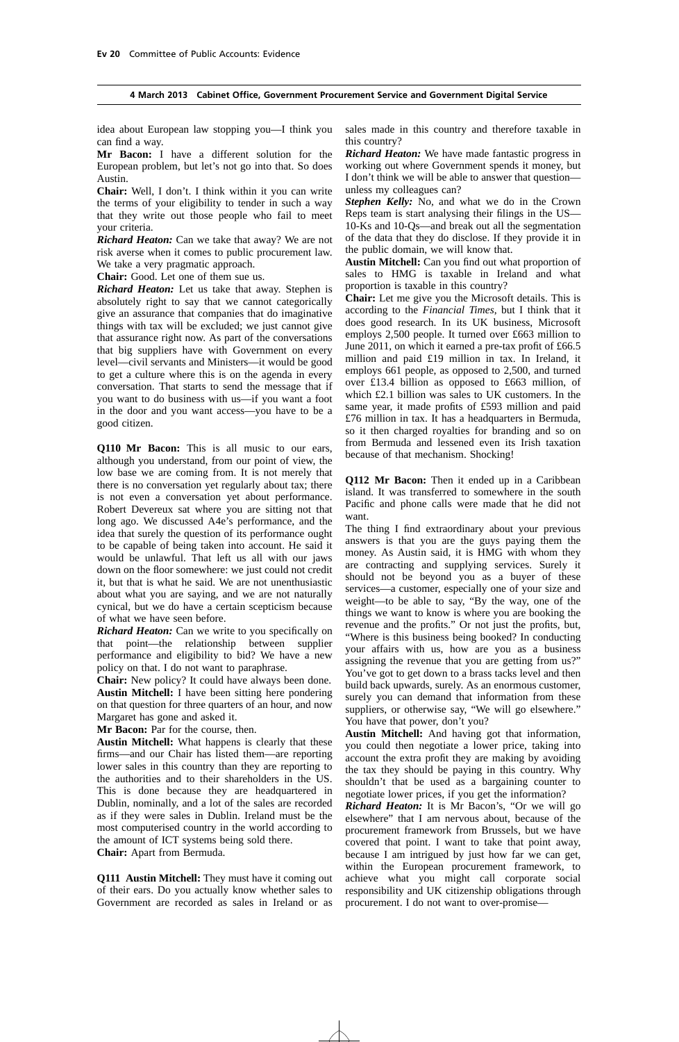idea about European law stopping you—I think you can find a way.

**Mr Bacon:** I have a different solution for the European problem, but let's not go into that. So does Austin.

**Chair:** Well, I don't. I think within it you can write the terms of your eligibility to tender in such a way that they write out those people who fail to meet your criteria.

***Richard Heaton:*** Can we take that away? We are not risk averse when it comes to public procurement law. We take a very pragmatic approach.

**Chair:** Good. Let one of them sue us.

***Richard Heaton:*** Let us take that away. Stephen is absolutely right to say that we cannot categorically give an assurance that companies that do imaginative things with tax will be excluded; we just cannot give that assurance right now. As part of the conversations that big suppliers have with Government on every level—civil servants and Ministers—it would be good to get a culture where this is on the agenda in every conversation. That starts to send the message that if you want to do business with us—if you want a foot in the door and you want access—you have to be a good citizen.

**Q110 Mr Bacon:** This is all music to our ears, although you understand, from our point of view, the low base we are coming from. It is not merely that there is no conversation yet regularly about tax; there is not even a conversation yet about performance. Robert Devereux sat where you are sitting not that long ago. We discussed A4e's performance, and the idea that surely the question of its performance ought to be capable of being taken into account. He said it would be unlawful. That left us all with our jaws down on the floor somewhere: we just could not credit it, but that is what he said. We are not unenthusiastic about what you are saying, and we are not naturally cynical, but we do have a certain scepticism because of what we have seen before.

***Richard Heaton:*** Can we write to you specifically on that point—the relationship between supplier performance and eligibility to bid? We have a new policy on that. I do not want to paraphrase.

**Chair:** New policy? It could have always been done.

**Austin Mitchell:** I have been sitting here pondering on that question for three quarters of an hour, and now Margaret has gone and asked it.

**Mr Bacon:** Par for the course, then.

**Austin Mitchell:** What happens is clearly that these firms—and our Chair has listed them—are reporting lower sales in this country than they are reporting to the authorities and to their shareholders in the US. This is done because they are headquartered in Dublin, nominally, and a lot of the sales are recorded as if they were sales in Dublin. Ireland must be the most computerised country in the world according to the amount of ICT systems being sold there.

**Chair:** Apart from Bermuda.

**Q111 Austin Mitchell:** They must have it coming out of their ears. Do you actually know whether sales to Government are recorded as sales in Ireland or as sales made in this country and therefore taxable in this country?

***Richard Heaton:*** We have made fantastic progress in working out where Government spends it money, but I don't think we will be able to answer that question—unless my colleagues can?

***Stephen Kelly:*** No, and what we do in the Crown Reps team is start analysing their filings in the US—10-Ks and 10-Qs—and break out all the segmentation of the data that they do disclose. If they provide it in the public domain, we will know that.

**Austin Mitchell:** Can you find out what proportion of sales to HMG is taxable in Ireland and what proportion is taxable in this country?

**Chair:** Let me give you the Microsoft details. This is according to the *Financial Times*, but I think that it does good research. In its UK business, Microsoft employs 2,500 people. It turned over £663 million to June 2011, on which it earned a pre-tax profit of £66.5 million and paid £19 million in tax. In Ireland, it employs 661 people, as opposed to 2,500, and turned over £13.4 billion as opposed to £663 million, of which £2.1 billion was sales to UK customers. In the same year, it made profits of £593 million and paid £76 million in tax. It has a headquarters in Bermuda, so it then charged royalties for branding and so on from Bermuda and lessened even its Irish taxation because of that mechanism. Shocking!

**Q112 Mr Bacon:** Then it ended up in a Caribbean island. It was transferred to somewhere in the south Pacific and phone calls were made that he did not want.

The thing I find extraordinary about your previous answers is that you are the guys paying them the money. As Austin said, it is HMG with whom they are contracting and supplying services. Surely it should not be beyond you as a buyer of these services—a customer, especially one of your size and weight—to be able to say, "By the way, one of the things we want to know is where you are booking the revenue and the profits." Or not just the profits, but, "Where is this business being booked? In conducting your affairs with us, how are you as a business assigning the revenue that you are getting from us?" You've got to get down to a brass tacks level and then build back upwards, surely. As an enormous customer, surely you can demand that information from these suppliers, or otherwise say, "We will go elsewhere." You have that power, don't you?

**Austin Mitchell:** And having got that information, you could then negotiate a lower price, taking into account the extra profit they are making by avoiding the tax they should be paying in this country. Why shouldn't that be used as a bargaining counter to negotiate lower prices, if you get the information?

***Richard Heaton:*** It is Mr Bacon's, "Or we will go elsewhere" that I am nervous about, because of the procurement framework from Brussels, but we have covered that point. I want to take that point away, because I am intrigued by just how far we can get, within the European procurement framework, to achieve what you might call corporate social responsibility and UK citizenship obligations through procurement. I do not want to over-promise—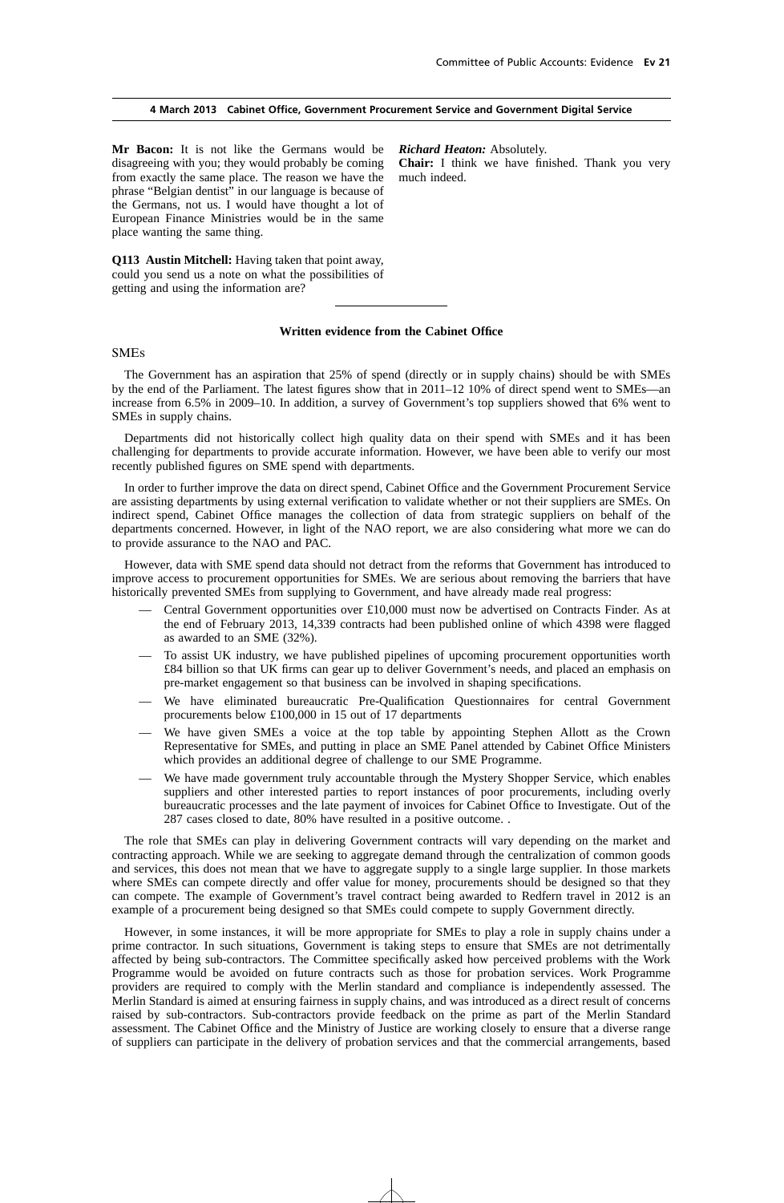**Mr Bacon:** It is not like the Germans would be disagreeing with you; they would probably be coming from exactly the same place. The reason we have the phrase "Belgian dentist" in our language is because of the Germans, not us. I would have thought a lot of European Finance Ministries would be in the same place wanting the same thing.

**Q113 Austin Mitchell:** Having taken that point away, could you send us a note on what the possibilities of getting and using the information are?

***Richard Heaton:*** Absolutely.

**Chair:** I think we have finished. Thank you very much indeed.

---

**Written evidence from the Cabinet Office**

SMEs

The Government has an aspiration that 25% of spend (directly or in supply chains) should be with SMEs by the end of the Parliament. The latest figures show that in 2011–12 10% of direct spend went to SMEs—an increase from 6.5% in 2009–10. In addition, a survey of Government's top suppliers showed that 6% went to SMEs in supply chains.

Departments did not historically collect high quality data on their spend with SMEs and it has been challenging for departments to provide accurate information. However, we have been able to verify our most recently published figures on SME spend with departments.

In order to further improve the data on direct spend, Cabinet Office and the Government Procurement Service are assisting departments by using external verification to validate whether or not their suppliers are SMEs. On indirect spend, Cabinet Office manages the collection of data from strategic suppliers on behalf of the departments concerned. However, in light of the NAO report, we are also considering what more we can do to provide assurance to the NAO and PAC.

However, data with SME spend data should not detract from the reforms that Government has introduced to improve access to procurement opportunities for SMEs. We are serious about removing the barriers that have historically prevented SMEs from supplying to Government, and have already made real progress:

- Central Government opportunities over £10,000 must now be advertised on Contracts Finder. As at the end of February 2013, 14,339 contracts had been published online of which 4398 were flagged as awarded to an SME (32%).
- To assist UK industry, we have published pipelines of upcoming procurement opportunities worth £84 billion so that UK firms can gear up to deliver Government's needs, and placed an emphasis on pre-market engagement so that business can be involved in shaping specifications.
- We have eliminated bureaucratic Pre-Qualification Questionnaires for central Government procurements below £100,000 in 15 out of 17 departments
- We have given SMEs a voice at the top table by appointing Stephen Allott as the Crown Representative for SMEs, and putting in place an SME Panel attended by Cabinet Office Ministers which provides an additional degree of challenge to our SME Programme.
- We have made government truly accountable through the Mystery Shopper Service, which enables suppliers and other interested parties to report instances of poor procurements, including overly bureaucratic processes and the late payment of invoices for Cabinet Office to Investigate. Out of the 287 cases closed to date, 80% have resulted in a positive outcome. .

The role that SMEs can play in delivering Government contracts will vary depending on the market and contracting approach. While we are seeking to aggregate demand through the centralization of common goods and services, this does not mean that we have to aggregate supply to a single large supplier. In those markets where SMEs can compete directly and offer value for money, procurements should be designed so that they can compete. The example of Government's travel contract being awarded to Redfern travel in 2012 is an example of a procurement being designed so that SMEs could compete to supply Government directly.

However, in some instances, it will be more appropriate for SMEs to play a role in supply chains under a prime contractor. In such situations, Government is taking steps to ensure that SMEs are not detrimentally affected by being sub-contractors. The Committee specifically asked how perceived problems with the Work Programme would be avoided on future contracts such as those for probation services. Work Programme providers are required to comply with the Merlin standard and compliance is independently assessed. The Merlin Standard is aimed at ensuring fairness in supply chains, and was introduced as a direct result of concerns raised by sub-contractors. Sub-contractors provide feedback on the prime as part of the Merlin Standard assessment. The Cabinet Office and the Ministry of Justice are working closely to ensure that a diverse range of suppliers can participate in the delivery of probation services and that the commercial arrangements, based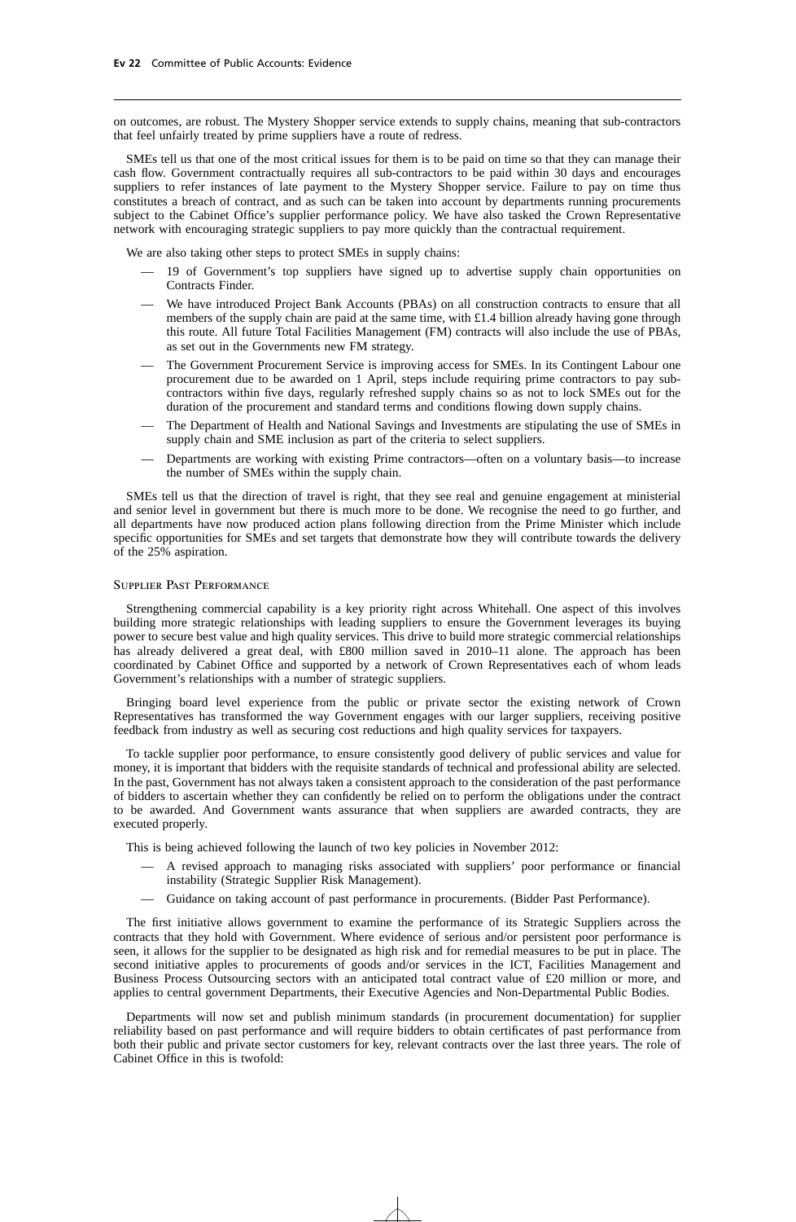on outcomes, are robust. The Mystery Shopper service extends to supply chains, meaning that sub-contractors that feel unfairly treated by prime suppliers have a route of redress.

SMEs tell us that one of the most critical issues for them is to be paid on time so that they can manage their cash flow. Government contractually requires all sub-contractors to be paid within 30 days and encourages suppliers to refer instances of late payment to the Mystery Shopper service. Failure to pay on time thus constitutes a breach of contract, and as such can be taken into account by departments running procurements subject to the Cabinet Office's supplier performance policy. We have also tasked the Crown Representative network with encouraging strategic suppliers to pay more quickly than the contractual requirement.

We are also taking other steps to protect SMEs in supply chains:

- 19 of Government's top suppliers have signed up to advertise supply chain opportunities on Contracts Finder.
- We have introduced Project Bank Accounts (PBAs) on all construction contracts to ensure that all members of the supply chain are paid at the same time, with £1.4 billion already having gone through this route. All future Total Facilities Management (FM) contracts will also include the use of PBAs, as set out in the Governments new FM strategy.
- The Government Procurement Service is improving access for SMEs. In its Contingent Labour one procurement due to be awarded on 1 April, steps include requiring prime contractors to pay sub-contractors within five days, regularly refreshed supply chains so as not to lock SMEs out for the duration of the procurement and standard terms and conditions flowing down supply chains.
- The Department of Health and National Savings and Investments are stipulating the use of SMEs in supply chain and SME inclusion as part of the criteria to select suppliers.
- Departments are working with existing Prime contractors—often on a voluntary basis—to increase the number of SMEs within the supply chain.

SMEs tell us that the direction of travel is right, that they see real and genuine engagement at ministerial and senior level in government but there is much more to be done. We recognise the need to go further, and all departments have now produced action plans following direction from the Prime Minister which include specific opportunities for SMEs and set targets that demonstrate how they will contribute towards the delivery of the 25% aspiration.

### Supplier Past Performance

Strengthening commercial capability is a key priority right across Whitehall. One aspect of this involves building more strategic relationships with leading suppliers to ensure the Government leverages its buying power to secure best value and high quality services. This drive to build more strategic commercial relationships has already delivered a great deal, with £800 million saved in 2010–11 alone. The approach has been coordinated by Cabinet Office and supported by a network of Crown Representatives each of whom leads Government's relationships with a number of strategic suppliers.

Bringing board level experience from the public or private sector the existing network of Crown Representatives has transformed the way Government engages with our larger suppliers, receiving positive feedback from industry as well as securing cost reductions and high quality services for taxpayers.

To tackle supplier poor performance, to ensure consistently good delivery of public services and value for money, it is important that bidders with the requisite standards of technical and professional ability are selected. In the past, Government has not always taken a consistent approach to the consideration of the past performance of bidders to ascertain whether they can confidently be relied on to perform the obligations under the contract to be awarded. And Government wants assurance that when suppliers are awarded contracts, they are executed properly.

This is being achieved following the launch of two key policies in November 2012:

- A revised approach to managing risks associated with suppliers' poor performance or financial instability (Strategic Supplier Risk Management).
- Guidance on taking account of past performance in procurements. (Bidder Past Performance).

The first initiative allows government to examine the performance of its Strategic Suppliers across the contracts that they hold with Government. Where evidence of serious and/or persistent poor performance is seen, it allows for the supplier to be designated as high risk and for remedial measures to be put in place. The second initiative apples to procurements of goods and/or services in the ICT, Facilities Management and Business Process Outsourcing sectors with an anticipated total contract value of £20 million or more, and applies to central government Departments, their Executive Agencies and Non-Departmental Public Bodies.

Departments will now set and publish minimum standards (in procurement documentation) for supplier reliability based on past performance and will require bidders to obtain certificates of past performance from both their public and private sector customers for key, relevant contracts over the last three years. The role of Cabinet Office in this is twofold: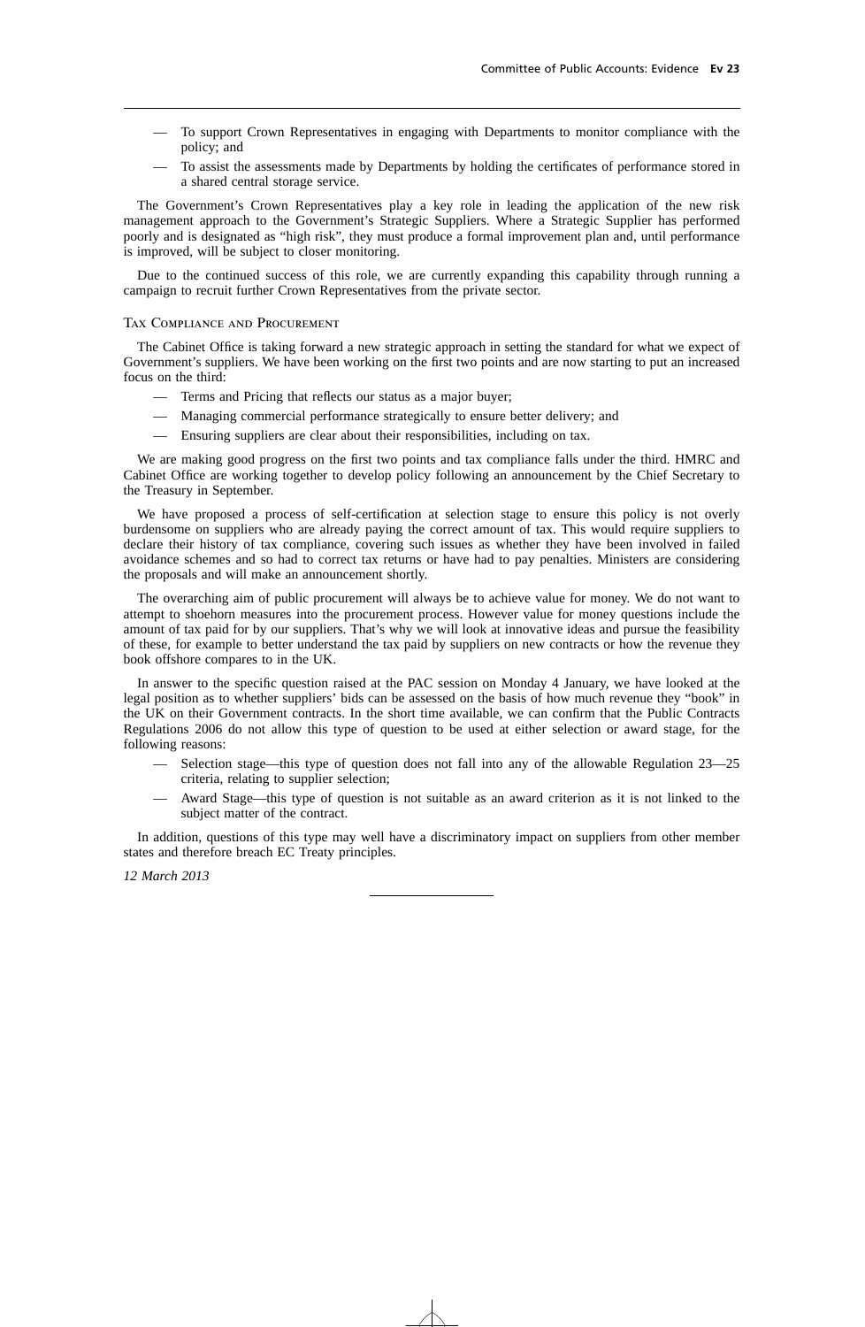- To support Crown Representatives in engaging with Departments to monitor compliance with the policy; and
- To assist the assessments made by Departments by holding the certificates of performance stored in a shared central storage service.

The Government's Crown Representatives play a key role in leading the application of the new risk management approach to the Government's Strategic Suppliers. Where a Strategic Supplier has performed poorly and is designated as "high risk", they must produce a formal improvement plan and, until performance is improved, will be subject to closer monitoring.

Due to the continued success of this role, we are currently expanding this capability through running a campaign to recruit further Crown Representatives from the private sector.

### Tax Compliance and Procurement

The Cabinet Office is taking forward a new strategic approach in setting the standard for what we expect of Government's suppliers. We have been working on the first two points and are now starting to put an increased focus on the third:

- Terms and Pricing that reflects our status as a major buyer;
- Managing commercial performance strategically to ensure better delivery; and
- Ensuring suppliers are clear about their responsibilities, including on tax.

We are making good progress on the first two points and tax compliance falls under the third. HMRC and Cabinet Office are working together to develop policy following an announcement by the Chief Secretary to the Treasury in September.

We have proposed a process of self-certification at selection stage to ensure this policy is not overly burdensome on suppliers who are already paying the correct amount of tax. This would require suppliers to declare their history of tax compliance, covering such issues as whether they have been involved in failed avoidance schemes and so had to correct tax returns or have had to pay penalties. Ministers are considering the proposals and will make an announcement shortly.

The overarching aim of public procurement will always be to achieve value for money. We do not want to attempt to shoehorn measures into the procurement process. However value for money questions include the amount of tax paid for by our suppliers. That's why we will look at innovative ideas and pursue the feasibility of these, for example to better understand the tax paid by suppliers on new contracts or how the revenue they book offshore compares to in the UK.

In answer to the specific question raised at the PAC session on Monday 4 January, we have looked at the legal position as to whether suppliers' bids can be assessed on the basis of how much revenue they "book" in the UK on their Government contracts. In the short time available, we can confirm that the Public Contracts Regulations 2006 do not allow this type of question to be used at either selection or award stage, for the following reasons:

- Selection stage—this type of question does not fall into any of the allowable Regulation 23—25 criteria, relating to supplier selection;
- Award Stage—this type of question is not suitable as an award criterion as it is not linked to the subject matter of the contract.

In addition, questions of this type may well have a discriminatory impact on suppliers from other member states and therefore breach EC Treaty principles.

*12 March 2013*